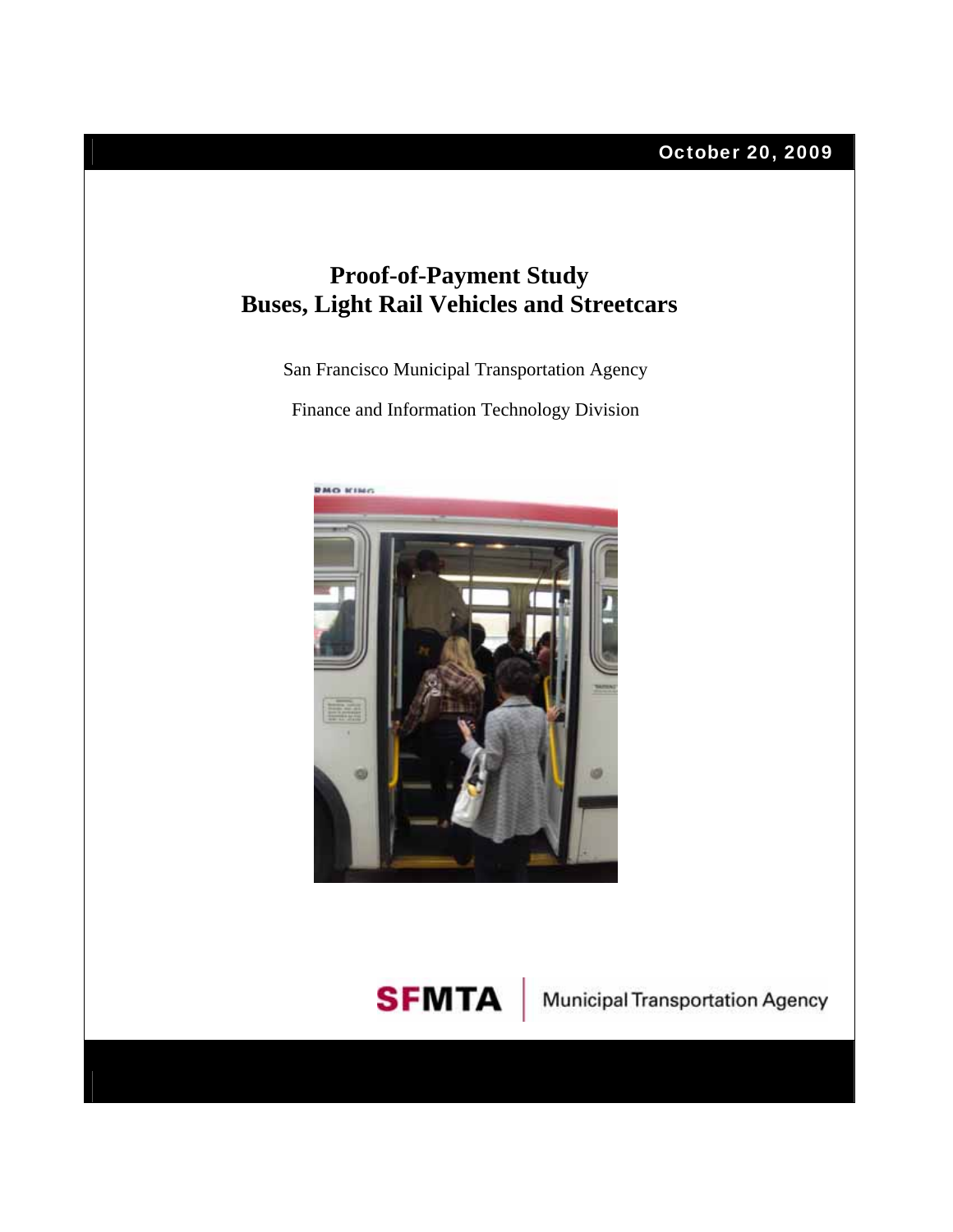October 20, 2009

# Proof-of-Payment Study
# Buses, Light Rail Vehicles and Streetcars

San Francisco Municipal Transportation Agency

Finance and Information Technology Division

SFMTA | Municipal Transportation Agency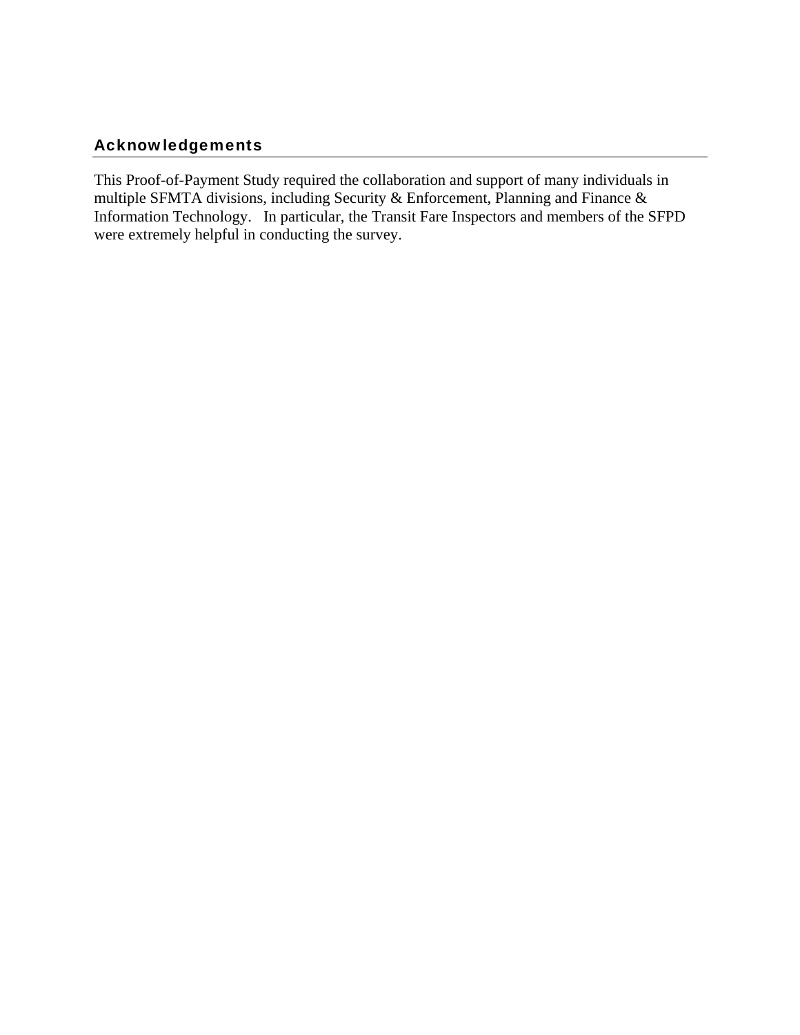## Acknowledgements

This Proof-of-Payment Study required the collaboration and support of many individuals in multiple SFMTA divisions, including Security & Enforcement, Planning and Finance & Information Technology. In particular, the Transit Fare Inspectors and members of the SFPD were extremely helpful in conducting the survey.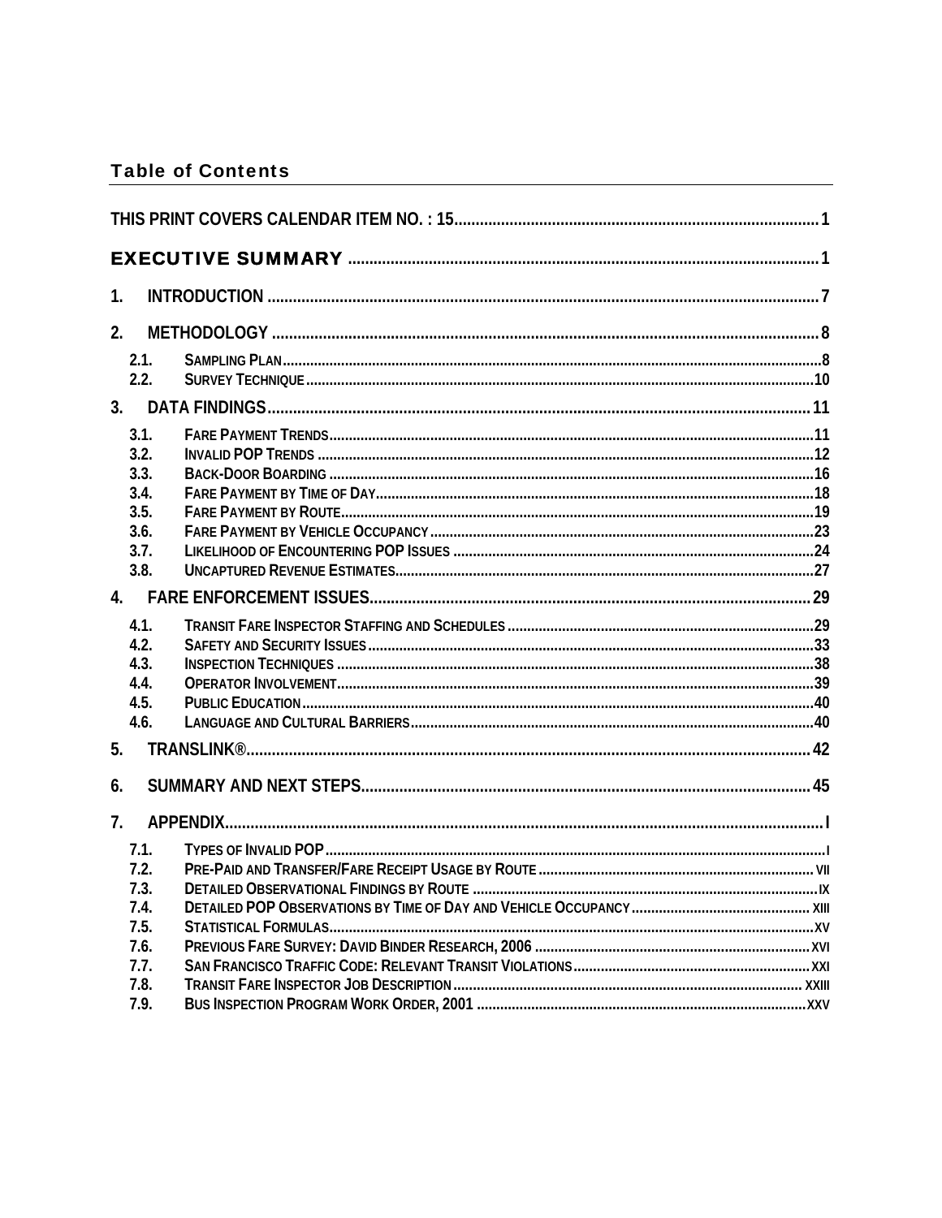## Table of Contents

THIS PRINT COVERS CALENDAR ITEM NO. : 15 .......... 1

EXECUTIVE SUMMARY .......... 1

1. INTRODUCTION .......... 7

2. METHODOLOGY .......... 8
   - 2.1. SAMPLING PLAN .......... 8
   - 2.2. SURVEY TECHNIQUE .......... 10

3. DATA FINDINGS .......... 11
   - 3.1. FARE PAYMENT TRENDS .......... 11
   - 3.2. INVALID POP TRENDS .......... 12
   - 3.3. BACK-DOOR BOARDING .......... 16
   - 3.4. FARE PAYMENT BY TIME OF DAY .......... 18
   - 3.5. FARE PAYMENT BY ROUTE .......... 19
   - 3.6. FARE PAYMENT BY VEHICLE OCCUPANCY .......... 23
   - 3.7. LIKELIHOOD OF ENCOUNTERING POP ISSUES .......... 24
   - 3.8. UNCAPTURED REVENUE ESTIMATES .......... 27

4. FARE ENFORCEMENT ISSUES .......... 29
   - 4.1. TRANSIT FARE INSPECTOR STAFFING AND SCHEDULES .......... 29
   - 4.2. SAFETY AND SECURITY ISSUES .......... 33
   - 4.3. INSPECTION TECHNIQUES .......... 38
   - 4.4. OPERATOR INVOLVEMENT .......... 39
   - 4.5. PUBLIC EDUCATION .......... 40
   - 4.6. LANGUAGE AND CULTURAL BARRIERS .......... 40

5. TRANSLINK® .......... 42

6. SUMMARY AND NEXT STEPS .......... 45

7. APPENDIX .......... I
   - 7.1. TYPES OF INVALID POP .......... I
   - 7.2. PRE-PAID AND TRANSFER/FARE RECEIPT USAGE BY ROUTE .......... VII
   - 7.3. DETAILED OBSERVATIONAL FINDINGS BY ROUTE .......... IX
   - 7.4. DETAILED POP OBSERVATIONS BY TIME OF DAY AND VEHICLE OCCUPANCY .......... XIII
   - 7.5. STATISTICAL FORMULAS .......... XV
   - 7.6. PREVIOUS FARE SURVEY: DAVID BINDER RESEARCH, 2006 .......... XVI
   - 7.7. SAN FRANCISCO TRAFFIC CODE: RELEVANT TRANSIT VIOLATIONS .......... XXI
   - 7.8. TRANSIT FARE INSPECTOR JOB DESCRIPTION .......... XXIII
   - 7.9. BUS INSPECTION PROGRAM WORK ORDER, 2001 .......... XXV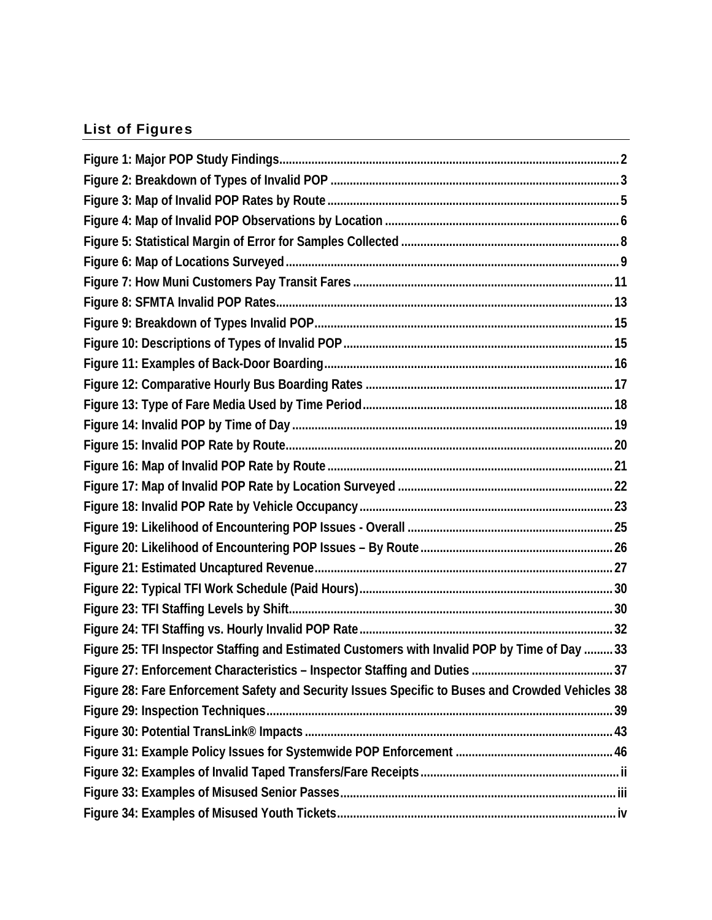## List of Figures

Figure 1: Major POP Study Findings ........................................................................................................ 2
Figure 2: Breakdown of Types of Invalid POP ......................................................................................... 3
Figure 3: Map of Invalid POP Rates by Route .......................................................................................... 5
Figure 4: Map of Invalid POP Observations by Location ......................................................................... 6
Figure 5: Statistical Margin of Error for Samples Collected .................................................................... 8
Figure 6: Map of Locations Surveyed ........................................................................................................ 9
Figure 7: How Muni Customers Pay Transit Fares ................................................................................. 11
Figure 8: SFMTA Invalid POP Rates ........................................................................................................ 13
Figure 9: Breakdown of Types Invalid POP ............................................................................................ 15
Figure 10: Descriptions of Types of Invalid POP ................................................................................... 15
Figure 11: Examples of Back-Door Boarding ......................................................................................... 16
Figure 12: Comparative Hourly Bus Boarding Rates ............................................................................ 17
Figure 13: Type of Fare Media Used by Time Period ............................................................................. 18
Figure 14: Invalid POP by Time of Day ................................................................................................... 19
Figure 15: Invalid POP Rate by Route ..................................................................................................... 20
Figure 16: Map of Invalid POP Rate by Route ........................................................................................ 21
Figure 17: Map of Invalid POP Rate by Location Surveyed .................................................................. 22
Figure 18: Invalid POP Rate by Vehicle Occupancy .............................................................................. 23
Figure 19: Likelihood of Encountering POP Issues - Overall ................................................................ 25
Figure 20: Likelihood of Encountering POP Issues – By Route ........................................................... 26
Figure 21: Estimated Uncaptured Revenue ............................................................................................ 27
Figure 22: Typical TFI Work Schedule (Paid Hours) .............................................................................. 30
Figure 23: TFI Staffing Levels by Shift .................................................................................................... 30
Figure 24: TFI Staffing vs. Hourly Invalid POP Rate .............................................................................. 32
Figure 25: TFI Inspector Staffing and Estimated Customers with Invalid POP by Time of Day ......... 33
Figure 27: Enforcement Characteristics – Inspector Staffing and Duties ............................................ 37
Figure 28: Fare Enforcement Safety and Security Issues Specific to Buses and Crowded Vehicles 38
Figure 29: Inspection Techniques ........................................................................................................... 39
Figure 30: Potential TransLink® Impacts ............................................................................................... 43
Figure 31: Example Policy Issues for Systemwide POP Enforcement ................................................. 46
Figure 32: Examples of Invalid Taped Transfers/Fare Receipts ............................................................. ii
Figure 33: Examples of Misused Senior Passes ..................................................................................... iii
Figure 34: Examples of Misused Youth Tickets ...................................................................................... iv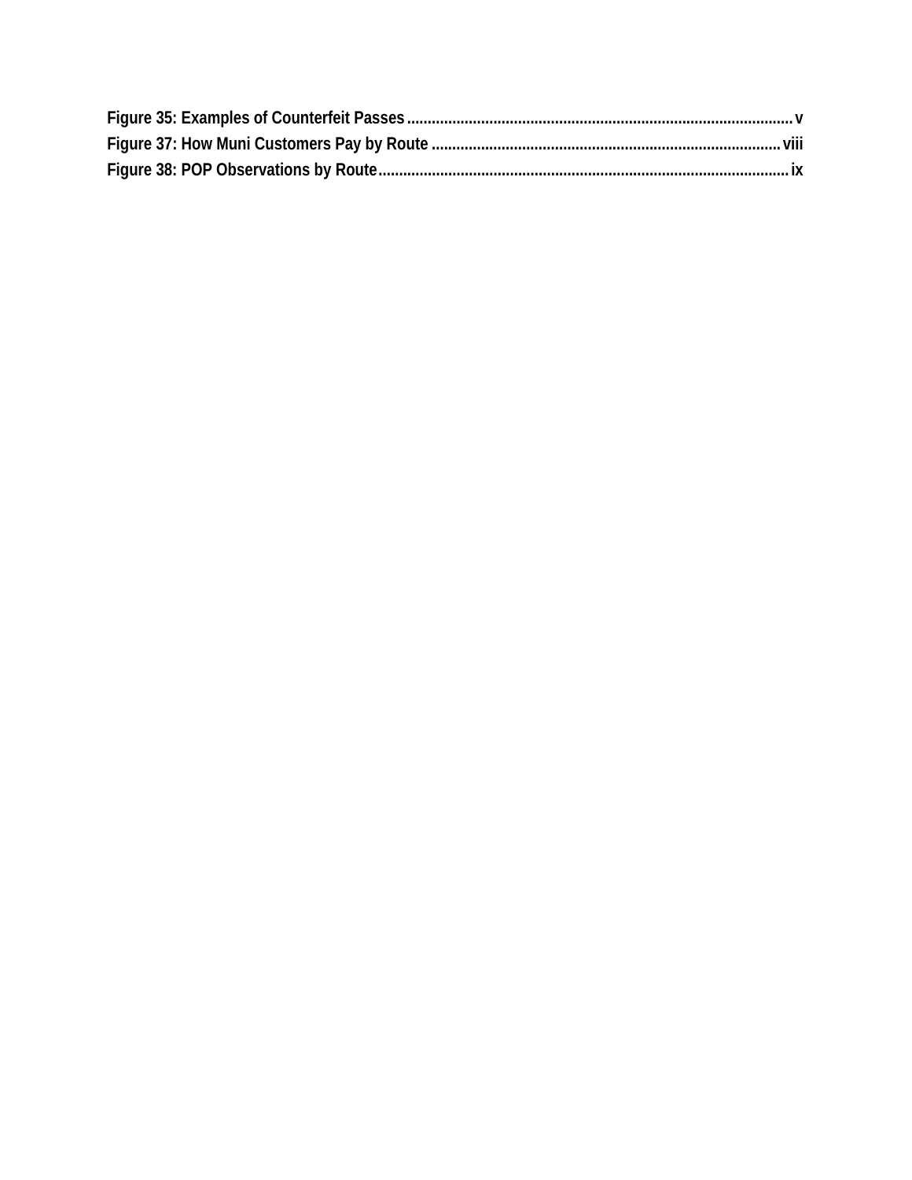**Figure 35: Examples of Counterfeit Passes** ........................................................................................ v
**Figure 37: How Muni Customers Pay by Route** ................................................................................ viii
**Figure 38: POP Observations by Route** ............................................................................................. ix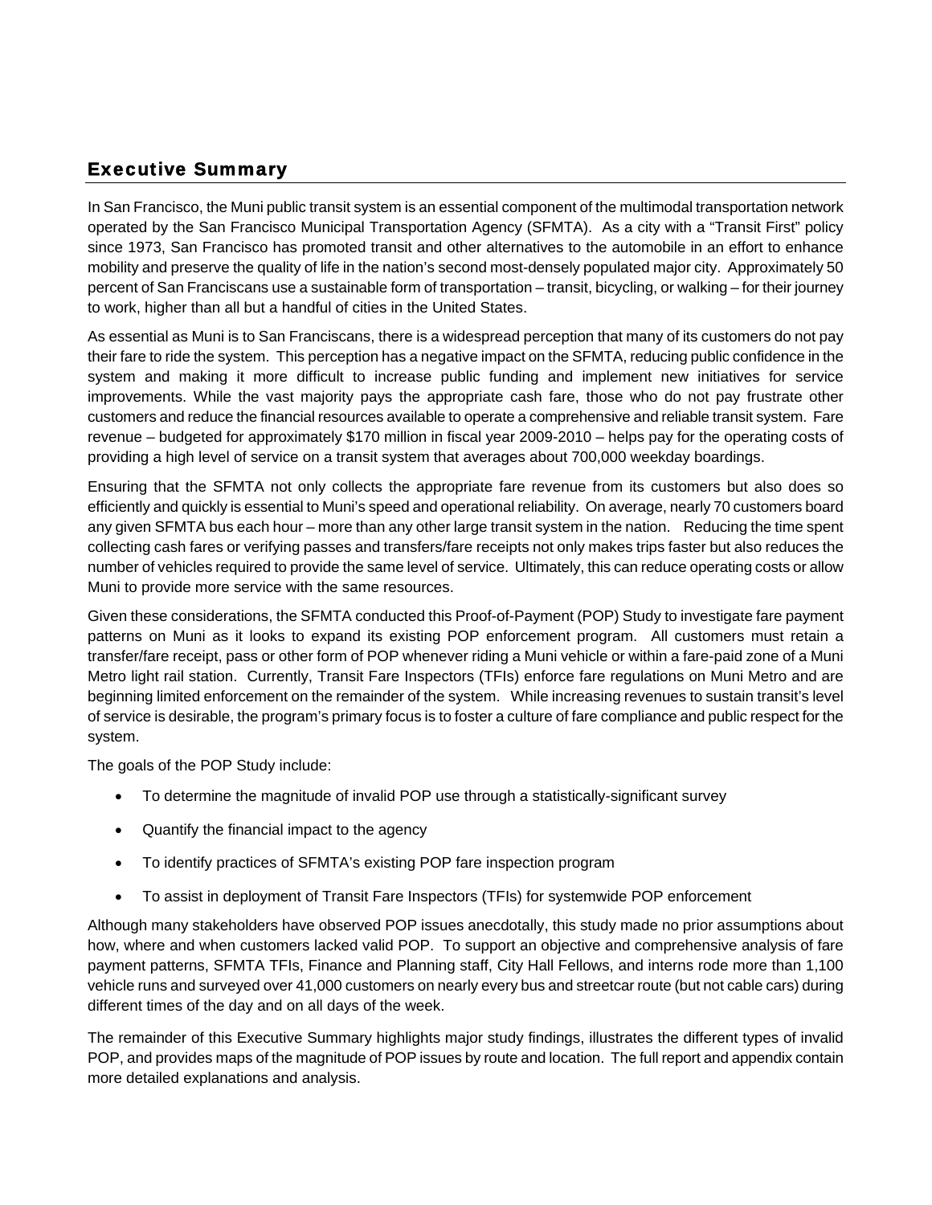## Executive Summary

In San Francisco, the Muni public transit system is an essential component of the multimodal transportation network operated by the San Francisco Municipal Transportation Agency (SFMTA). As a city with a "Transit First" policy since 1973, San Francisco has promoted transit and other alternatives to the automobile in an effort to enhance mobility and preserve the quality of life in the nation's second most-densely populated major city. Approximately 50 percent of San Franciscans use a sustainable form of transportation – transit, bicycling, or walking – for their journey to work, higher than all but a handful of cities in the United States.

As essential as Muni is to San Franciscans, there is a widespread perception that many of its customers do not pay their fare to ride the system. This perception has a negative impact on the SFMTA, reducing public confidence in the system and making it more difficult to increase public funding and implement new initiatives for service improvements. While the vast majority pays the appropriate cash fare, those who do not pay frustrate other customers and reduce the financial resources available to operate a comprehensive and reliable transit system. Fare revenue – budgeted for approximately $170 million in fiscal year 2009-2010 – helps pay for the operating costs of providing a high level of service on a transit system that averages about 700,000 weekday boardings.

Ensuring that the SFMTA not only collects the appropriate fare revenue from its customers but also does so efficiently and quickly is essential to Muni's speed and operational reliability. On average, nearly 70 customers board any given SFMTA bus each hour – more than any other large transit system in the nation. Reducing the time spent collecting cash fares or verifying passes and transfers/fare receipts not only makes trips faster but also reduces the number of vehicles required to provide the same level of service. Ultimately, this can reduce operating costs or allow Muni to provide more service with the same resources.

Given these considerations, the SFMTA conducted this Proof-of-Payment (POP) Study to investigate fare payment patterns on Muni as it looks to expand its existing POP enforcement program. All customers must retain a transfer/fare receipt, pass or other form of POP whenever riding a Muni vehicle or within a fare-paid zone of a Muni Metro light rail station. Currently, Transit Fare Inspectors (TFIs) enforce fare regulations on Muni Metro and are beginning limited enforcement on the remainder of the system. While increasing revenues to sustain transit's level of service is desirable, the program's primary focus is to foster a culture of fare compliance and public respect for the system.

The goals of the POP Study include:

- To determine the magnitude of invalid POP use through a statistically-significant survey
- Quantify the financial impact to the agency
- To identify practices of SFMTA's existing POP fare inspection program
- To assist in deployment of Transit Fare Inspectors (TFIs) for systemwide POP enforcement

Although many stakeholders have observed POP issues anecdotally, this study made no prior assumptions about how, where and when customers lacked valid POP. To support an objective and comprehensive analysis of fare payment patterns, SFMTA TFIs, Finance and Planning staff, City Hall Fellows, and interns rode more than 1,100 vehicle runs and surveyed over 41,000 customers on nearly every bus and streetcar route (but not cable cars) during different times of the day and on all days of the week.

The remainder of this Executive Summary highlights major study findings, illustrates the different types of invalid POP, and provides maps of the magnitude of POP issues by route and location. The full report and appendix contain more detailed explanations and analysis.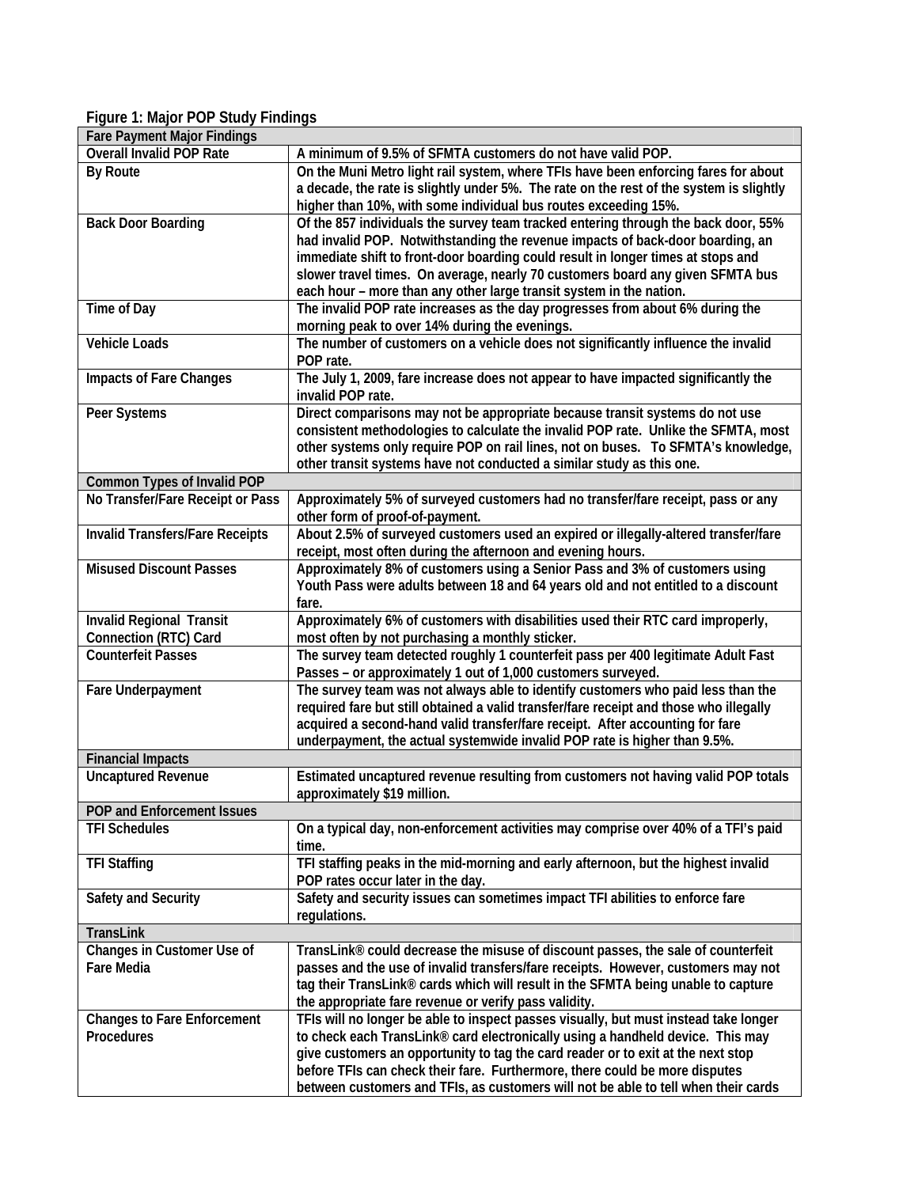**Figure 1: Major POP Study Findings**

| Fare Payment Major Findings | |
|---|---|
| Overall Invalid POP Rate | A minimum of 9.5% of SFMTA customers do not have valid POP. |
| By Route | On the Muni Metro light rail system, where TFIs have been enforcing fares for about a decade, the rate is slightly under 5%. The rate on the rest of the system is slightly higher than 10%, with some individual bus routes exceeding 15%. |
| Back Door Boarding | Of the 857 individuals the survey team tracked entering through the back door, 55% had invalid POP. Notwithstanding the revenue impacts of back-door boarding, an immediate shift to front-door boarding could result in longer times at stops and slower travel times. On average, nearly 70 customers board any given SFMTA bus each hour – more than any other large transit system in the nation. |
| Time of Day | The invalid POP rate increases as the day progresses from about 6% during the morning peak to over 14% during the evenings. |
| Vehicle Loads | The number of customers on a vehicle does not significantly influence the invalid POP rate. |
| Impacts of Fare Changes | The July 1, 2009, fare increase does not appear to have impacted significantly the invalid POP rate. |
| Peer Systems | Direct comparisons may not be appropriate because transit systems do not use consistent methodologies to calculate the invalid POP rate. Unlike the SFMTA, most other systems only require POP on rail lines, not on buses. To SFMTA's knowledge, other transit systems have not conducted a similar study as this one. |
| **Common Types of Invalid POP** | |
| No Transfer/Fare Receipt or Pass | Approximately 5% of surveyed customers had no transfer/fare receipt, pass or any other form of proof-of-payment. |
| Invalid Transfers/Fare Receipts | About 2.5% of surveyed customers used an expired or illegally-altered transfer/fare receipt, most often during the afternoon and evening hours. |
| Misused Discount Passes | Approximately 8% of customers using a Senior Pass and 3% of customers using Youth Pass were adults between 18 and 64 years old and not entitled to a discount fare. |
| Invalid Regional Transit Connection (RTC) Card | Approximately 6% of customers with disabilities used their RTC card improperly, most often by not purchasing a monthly sticker. |
| Counterfeit Passes | The survey team detected roughly 1 counterfeit pass per 400 legitimate Adult Fast Passes – or approximately 1 out of 1,000 customers surveyed. |
| Fare Underpayment | The survey team was not always able to identify customers who paid less than the required fare but still obtained a valid transfer/fare receipt and those who illegally acquired a second-hand valid transfer/fare receipt. After accounting for fare underpayment, the actual systemwide invalid POP rate is higher than 9.5%. |
| **Financial Impacts** | |
| Uncaptured Revenue | Estimated uncaptured revenue resulting from customers not having valid POP totals approximately $19 million. |
| **POP and Enforcement Issues** | |
| TFI Schedules | On a typical day, non-enforcement activities may comprise over 40% of a TFI's paid time. |
| TFI Staffing | TFI staffing peaks in the mid-morning and early afternoon, but the highest invalid POP rates occur later in the day. |
| Safety and Security | Safety and security issues can sometimes impact TFI abilities to enforce fare regulations. |
| **TransLink** | |
| Changes in Customer Use of Fare Media | TransLink® could decrease the misuse of discount passes, the sale of counterfeit passes and the use of invalid transfers/fare receipts. However, customers may not tag their TransLink® cards which will result in the SFMTA being unable to capture the appropriate fare revenue or verify pass validity. |
| Changes to Fare Enforcement Procedures | TFIs will no longer be able to inspect passes visually, but must instead take longer to check each TransLink® card electronically using a handheld device. This may give customers an opportunity to tag the card reader or to exit at the next stop before TFIs can check their fare. Furthermore, there could be more disputes between customers and TFIs, as customers will not be able to tell when their cards |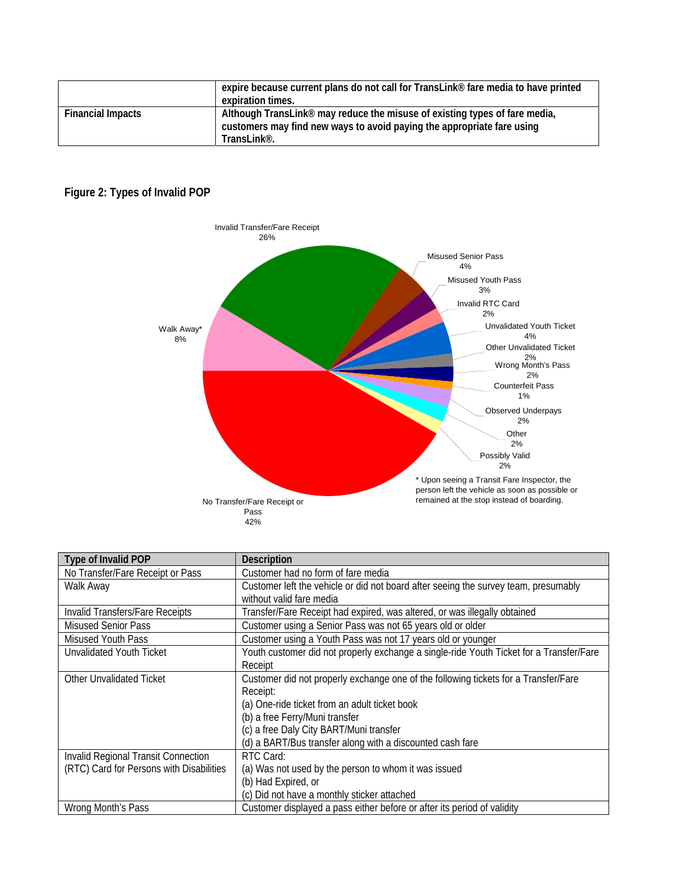| | expire because current plans do not call for TransLink® fare media to have printed expiration times. |
|---|---|
| **Financial Impacts** | **Although TransLink® may reduce the misuse of existing types of fare media, customers may find new ways to avoid paying the appropriate fare using TransLink®.** |

**Figure 2: Types of Invalid POP**

Invalid Transfer/Fare Receipt 26%
Misused Senior Pass 4%
Misused Youth Pass 3%
Invalid RTC Card 2%
Unvalidated Youth Ticket 4%
Other Unvalidated Ticket 2%
Wrong Month's Pass 2%
Counterfeit Pass 1%
Observed Underpays 2%
Other 2%
Possibly Valid 2%
No Transfer/Fare Receipt or Pass 42%
Walk Away* 8%

* Upon seeing a Transit Fare Inspector, the person left the vehicle as soon as possible or remained at the stop instead of boarding.

| Type of Invalid POP | Description |
|---|---|
| No Transfer/Fare Receipt or Pass | Customer had no form of fare media |
| Walk Away | Customer left the vehicle or did not board after seeing the survey team, presumably without valid fare media |
| Invalid Transfers/Fare Receipts | Transfer/Fare Receipt had expired, was altered, or was illegally obtained |
| Misused Senior Pass | Customer using a Senior Pass was not 65 years old or older |
| Misused Youth Pass | Customer using a Youth Pass was not 17 years old or younger |
| Unvalidated Youth Ticket | Youth customer did not properly exchange a single-ride Youth Ticket for a Transfer/Fare Receipt |
| Other Unvalidated Ticket | Customer did not properly exchange one of the following tickets for a Transfer/Fare Receipt:<br>(a) One-ride ticket from an adult ticket book<br>(b) a free Ferry/Muni transfer<br>(c) a free Daly City BART/Muni transfer<br>(d) a BART/Bus transfer along with a discounted cash fare |
| Invalid Regional Transit Connection (RTC) Card for Persons with Disabilities | RTC Card:<br>(a) Was not used by the person to whom it was issued<br>(b) Had Expired, or<br>(c) Did not have a monthly sticker attached |
| Wrong Month's Pass | Customer displayed a pass either before or after its period of validity |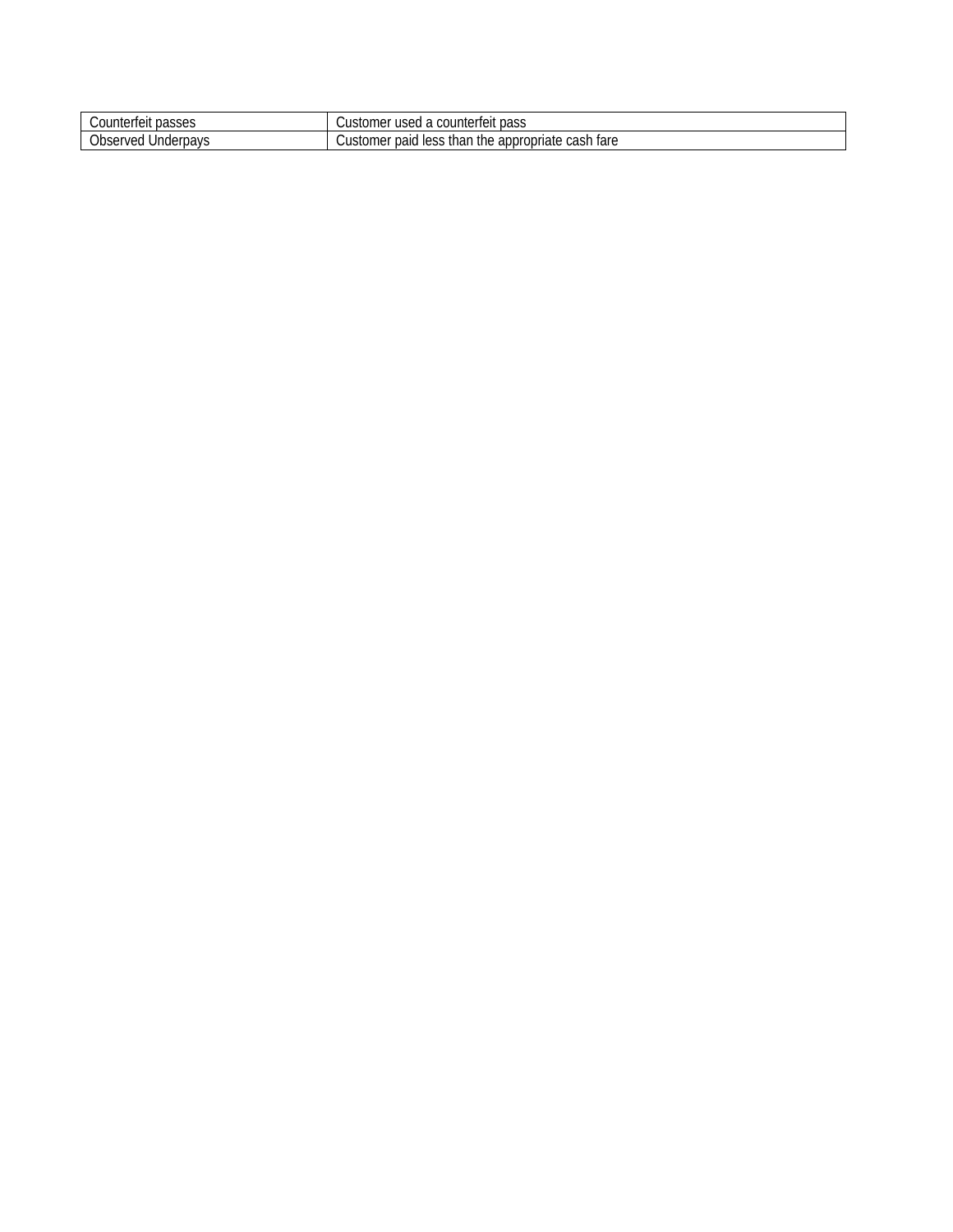| Counterfeit passes | Customer used a counterfeit pass |
|---|---|
| Observed Underpays | Customer paid less than the appropriate cash fare |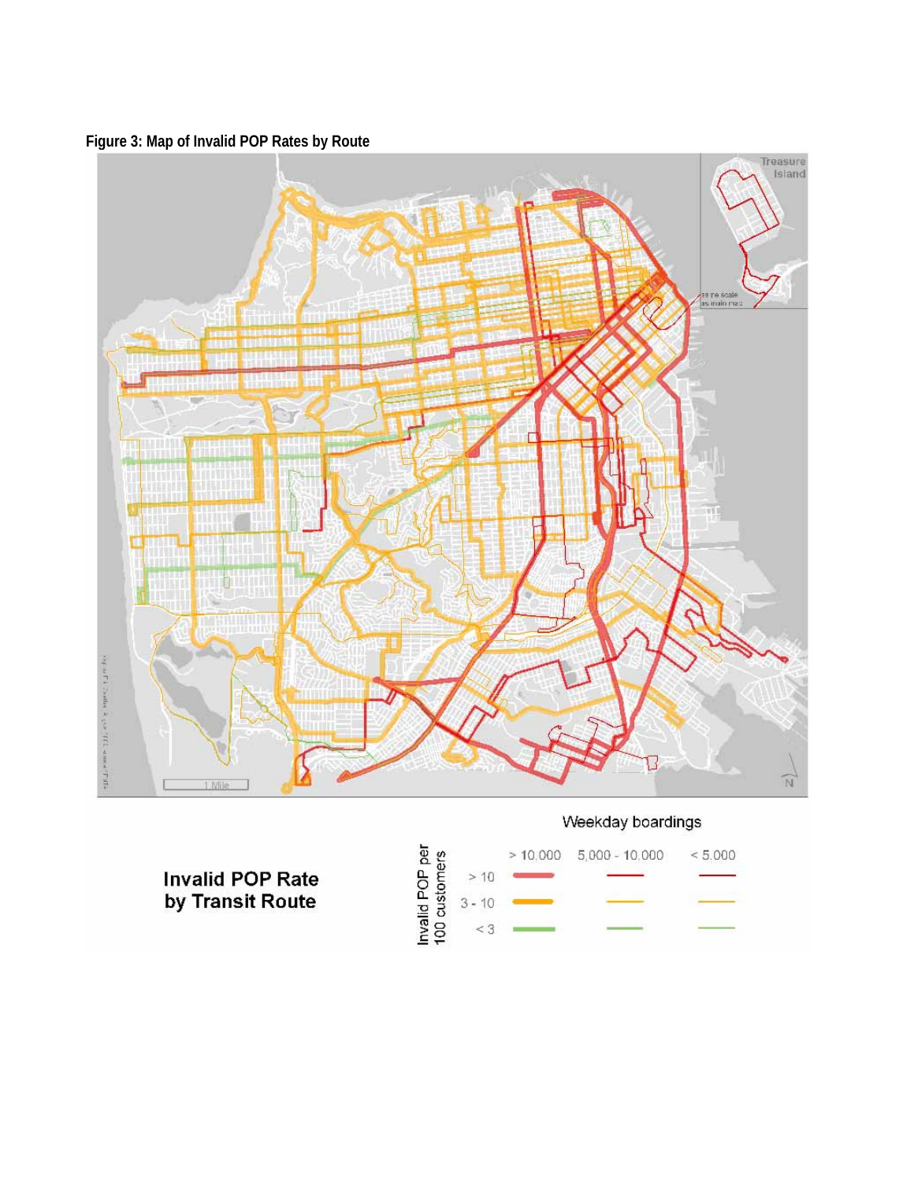**Figure 3: Map of Invalid POP Rates by Route**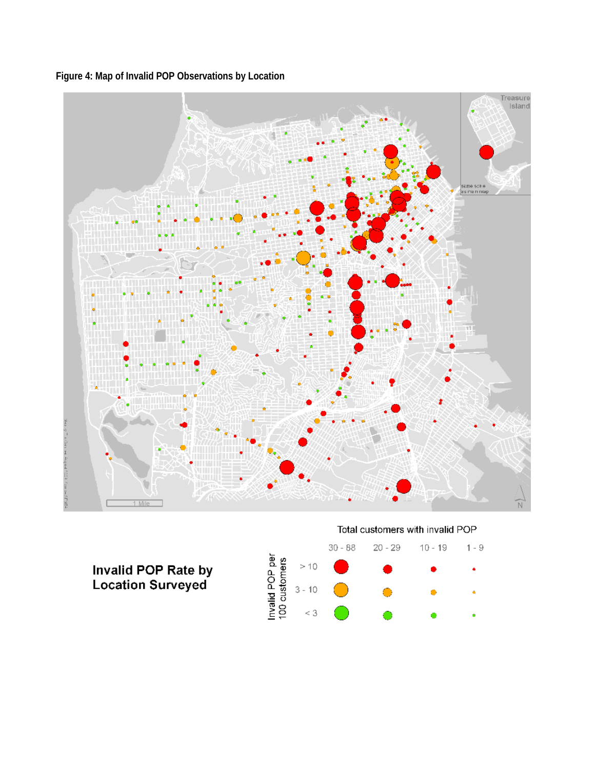**Figure 4: Map of Invalid POP Observations by Location**

**Invalid POP Rate by Location Surveyed**

Total customers with invalid POP

| Invalid POP per 100 customers | 30 - 88 | 20 - 29 | 10 - 19 | 1 - 9 |
|---|---|---|---|---|
| > 10 | | | | |
| 3 - 10 | | | | |
| < 3 | | | | |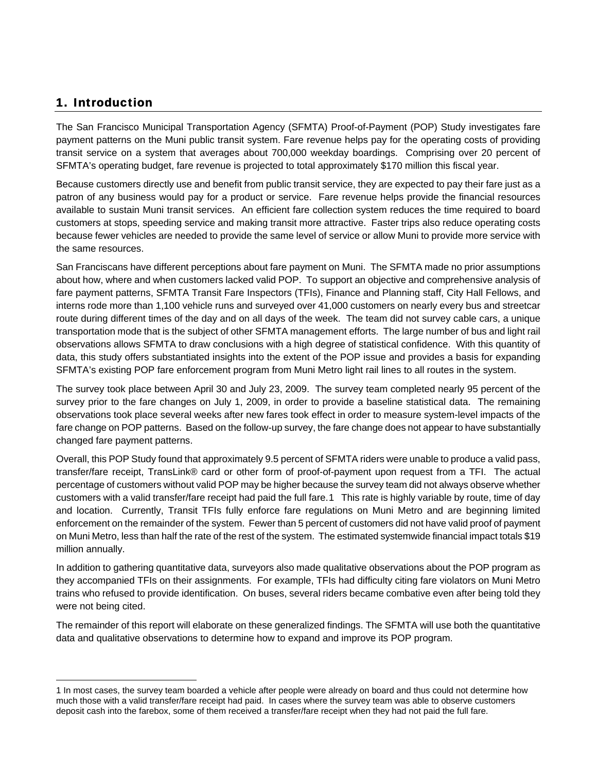# 1. Introduction

The San Francisco Municipal Transportation Agency (SFMTA) Proof-of-Payment (POP) Study investigates fare payment patterns on the Muni public transit system. Fare revenue helps pay for the operating costs of providing transit service on a system that averages about 700,000 weekday boardings. Comprising over 20 percent of SFMTA's operating budget, fare revenue is projected to total approximately $170 million this fiscal year.

Because customers directly use and benefit from public transit service, they are expected to pay their fare just as a patron of any business would pay for a product or service. Fare revenue helps provide the financial resources available to sustain Muni transit services. An efficient fare collection system reduces the time required to board customers at stops, speeding service and making transit more attractive. Faster trips also reduce operating costs because fewer vehicles are needed to provide the same level of service or allow Muni to provide more service with the same resources.

San Franciscans have different perceptions about fare payment on Muni. The SFMTA made no prior assumptions about how, where and when customers lacked valid POP. To support an objective and comprehensive analysis of fare payment patterns, SFMTA Transit Fare Inspectors (TFIs), Finance and Planning staff, City Hall Fellows, and interns rode more than 1,100 vehicle runs and surveyed over 41,000 customers on nearly every bus and streetcar route during different times of the day and on all days of the week. The team did not survey cable cars, a unique transportation mode that is the subject of other SFMTA management efforts. The large number of bus and light rail observations allows SFMTA to draw conclusions with a high degree of statistical confidence. With this quantity of data, this study offers substantiated insights into the extent of the POP issue and provides a basis for expanding SFMTA's existing POP fare enforcement program from Muni Metro light rail lines to all routes in the system.

The survey took place between April 30 and July 23, 2009. The survey team completed nearly 95 percent of the survey prior to the fare changes on July 1, 2009, in order to provide a baseline statistical data. The remaining observations took place several weeks after new fares took effect in order to measure system-level impacts of the fare change on POP patterns. Based on the follow-up survey, the fare change does not appear to have substantially changed fare payment patterns.

Overall, this POP Study found that approximately 9.5 percent of SFMTA riders were unable to produce a valid pass, transfer/fare receipt, TransLink® card or other form of proof-of-payment upon request from a TFI. The actual percentage of customers without valid POP may be higher because the survey team did not always observe whether customers with a valid transfer/fare receipt had paid the full fare.[1] This rate is highly variable by route, time of day and location. Currently, Transit TFIs fully enforce fare regulations on Muni Metro and are beginning limited enforcement on the remainder of the system. Fewer than 5 percent of customers did not have valid proof of payment on Muni Metro, less than half the rate of the rest of the system. The estimated systemwide financial impact totals $19 million annually.

In addition to gathering quantitative data, surveyors also made qualitative observations about the POP program as they accompanied TFIs on their assignments. For example, TFIs had difficulty citing fare violators on Muni Metro trains who refused to provide identification. On buses, several riders became combative even after being told they were not being cited.

The remainder of this report will elaborate on these generalized findings. The SFMTA will use both the quantitative data and qualitative observations to determine how to expand and improve its POP program.

---

1 In most cases, the survey team boarded a vehicle after people were already on board and thus could not determine how much those with a valid transfer/fare receipt had paid. In cases where the survey team was able to observe customers deposit cash into the farebox, some of them received a transfer/fare receipt when they had not paid the full fare.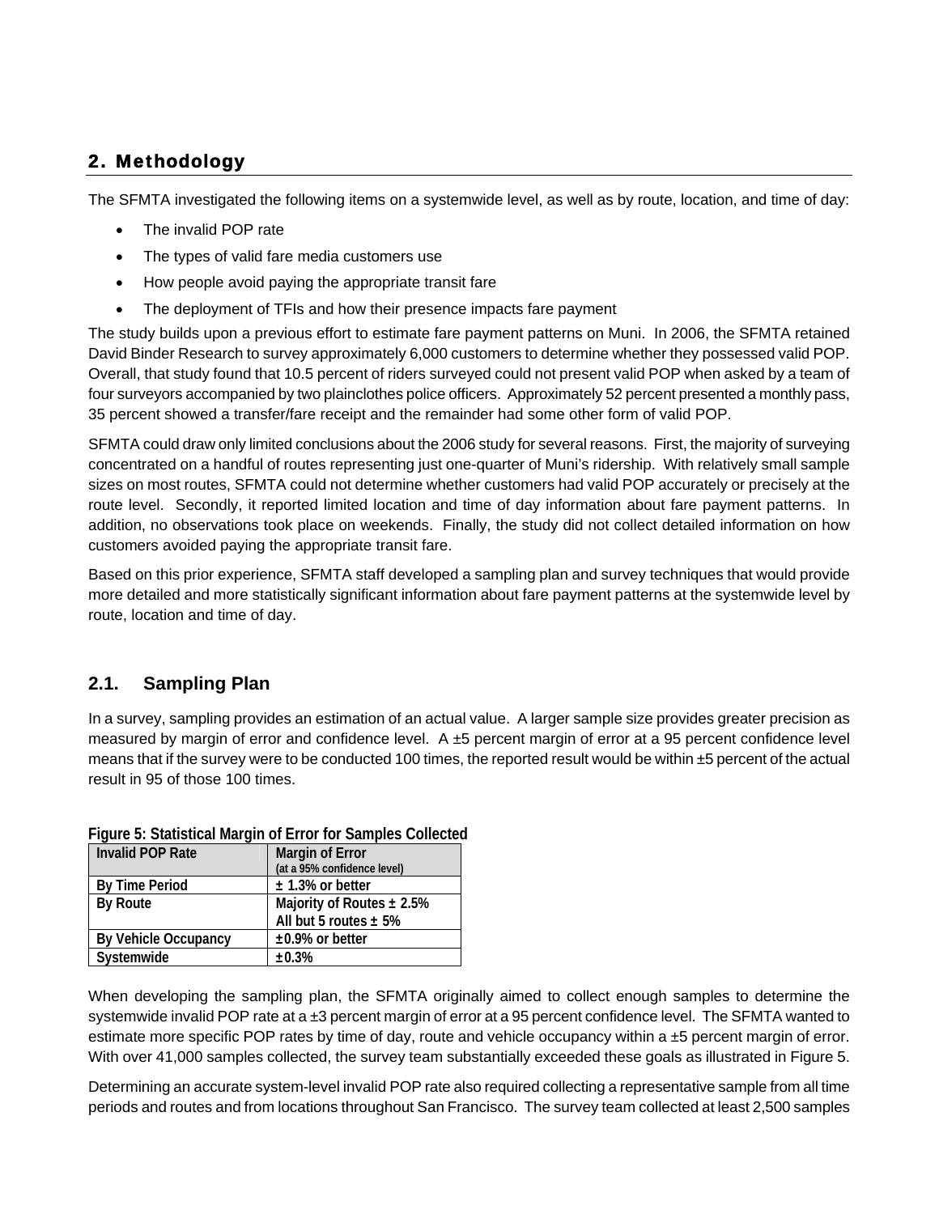## 2. Methodology

The SFMTA investigated the following items on a systemwide level, as well as by route, location, and time of day:

- The invalid POP rate
- The types of valid fare media customers use
- How people avoid paying the appropriate transit fare
- The deployment of TFIs and how their presence impacts fare payment

The study builds upon a previous effort to estimate fare payment patterns on Muni. In 2006, the SFMTA retained David Binder Research to survey approximately 6,000 customers to determine whether they possessed valid POP. Overall, that study found that 10.5 percent of riders surveyed could not present valid POP when asked by a team of four surveyors accompanied by two plainclothes police officers. Approximately 52 percent presented a monthly pass, 35 percent showed a transfer/fare receipt and the remainder had some other form of valid POP.

SFMTA could draw only limited conclusions about the 2006 study for several reasons. First, the majority of surveying concentrated on a handful of routes representing just one-quarter of Muni's ridership. With relatively small sample sizes on most routes, SFMTA could not determine whether customers had valid POP accurately or precisely at the route level. Secondly, it reported limited location and time of day information about fare payment patterns. In addition, no observations took place on weekends. Finally, the study did not collect detailed information on how customers avoided paying the appropriate transit fare.

Based on this prior experience, SFMTA staff developed a sampling plan and survey techniques that would provide more detailed and more statistically significant information about fare payment patterns at the systemwide level by route, location and time of day.

### 2.1. Sampling Plan

In a survey, sampling provides an estimation of an actual value. A larger sample size provides greater precision as measured by margin of error and confidence level. A ±5 percent margin of error at a 95 percent confidence level means that if the survey were to be conducted 100 times, the reported result would be within ±5 percent of the actual result in 95 of those 100 times.

**Figure 5: Statistical Margin of Error for Samples Collected**

| Invalid POP Rate | Margin of Error (at a 95% confidence level) |
|---|---|
| By Time Period | ± 1.3% or better |
| By Route | Majority of Routes ± 2.5%<br>All but 5 routes ± 5% |
| By Vehicle Occupancy | ±0.9% or better |
| Systemwide | ±0.3% |

When developing the sampling plan, the SFMTA originally aimed to collect enough samples to determine the systemwide invalid POP rate at a ±3 percent margin of error at a 95 percent confidence level. The SFMTA wanted to estimate more specific POP rates by time of day, route and vehicle occupancy within a ±5 percent margin of error. With over 41,000 samples collected, the survey team substantially exceeded these goals as illustrated in Figure 5.

Determining an accurate system-level invalid POP rate also required collecting a representative sample from all time periods and routes and from locations throughout San Francisco. The survey team collected at least 2,500 samples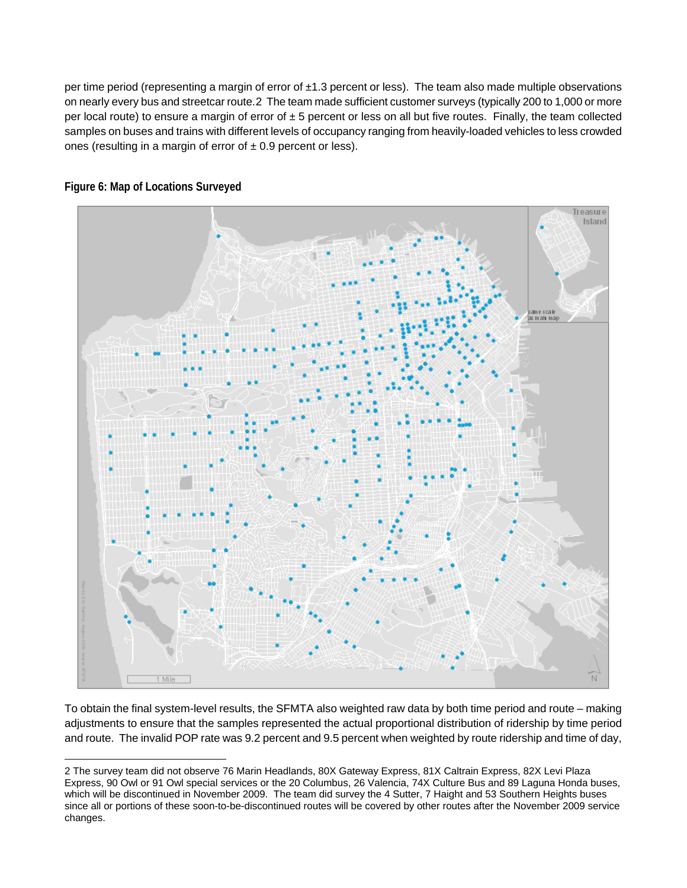per time period (representing a margin of error of ±1.3 percent or less). The team also made multiple observations on nearly every bus and streetcar route.[2] The team made sufficient customer surveys (typically 200 to 1,000 or more per local route) to ensure a margin of error of ± 5 percent or less on all but five routes. Finally, the team collected samples on buses and trains with different levels of occupancy ranging from heavily-loaded vehicles to less crowded ones (resulting in a margin of error of ± 0.9 percent or less).

**Figure 6: Map of Locations Surveyed**

To obtain the final system-level results, the SFMTA also weighted raw data by both time period and route – making adjustments to ensure that the samples represented the actual proportional distribution of ridership by time period and route. The invalid POP rate was 9.2 percent and 9.5 percent when weighted by route ridership and time of day,

---

2 The survey team did not observe 76 Marin Headlands, 80X Gateway Express, 81X Caltrain Express, 82X Levi Plaza Express, 90 Owl or 91 Owl special services or the 20 Columbus, 26 Valencia, 74X Culture Bus and 89 Laguna Honda buses, which will be discontinued in November 2009. The team did survey the 4 Sutter, 7 Haight and 53 Southern Heights buses since all or portions of these soon-to-be-discontinued routes will be covered by other routes after the November 2009 service changes.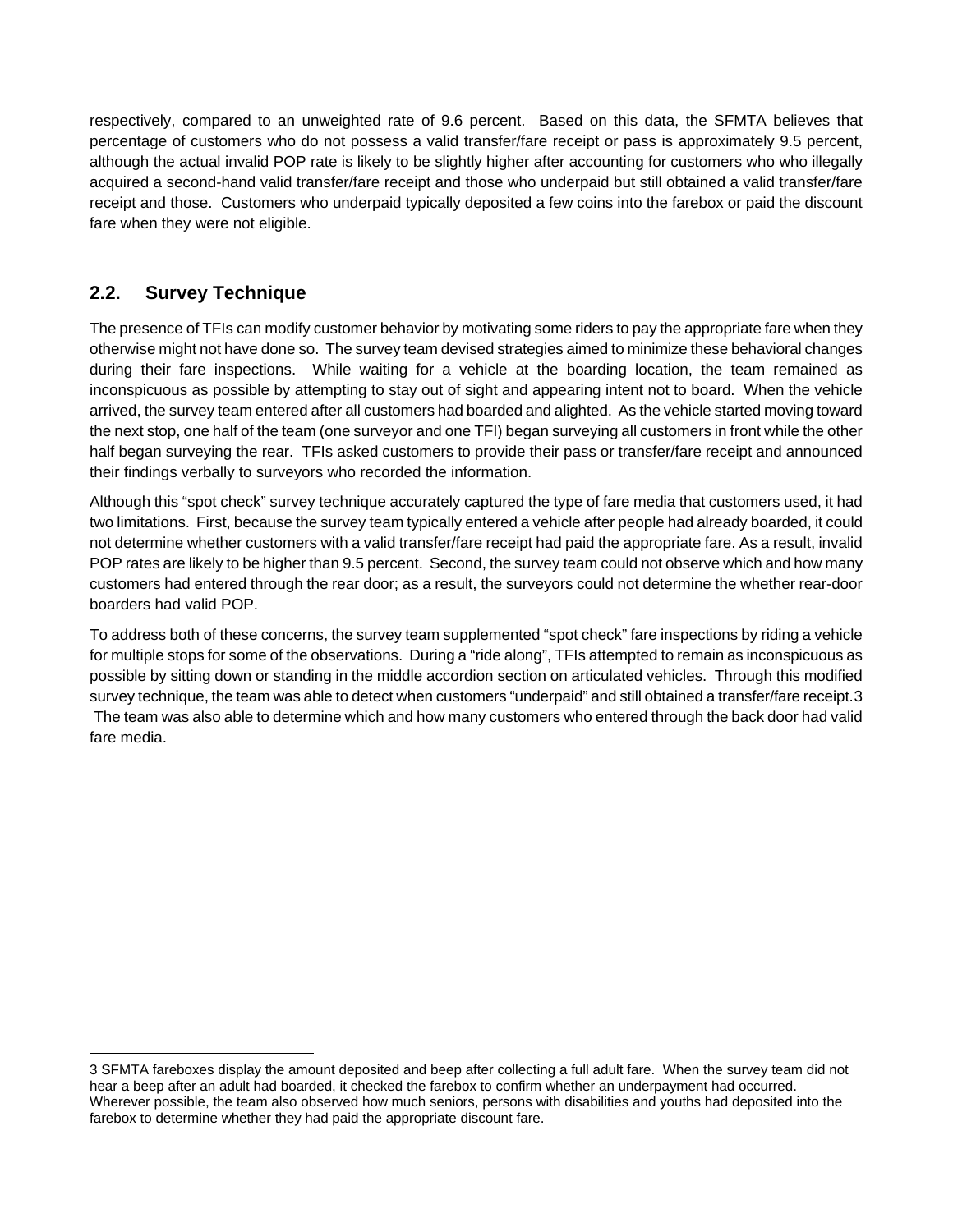respectively, compared to an unweighted rate of 9.6 percent. Based on this data, the SFMTA believes that percentage of customers who do not possess a valid transfer/fare receipt or pass is approximately 9.5 percent, although the actual invalid POP rate is likely to be slightly higher after accounting for customers who who illegally acquired a second-hand valid transfer/fare receipt and those who underpaid but still obtained a valid transfer/fare receipt and those. Customers who underpaid typically deposited a few coins into the farebox or paid the discount fare when they were not eligible.

## 2.2. Survey Technique

The presence of TFIs can modify customer behavior by motivating some riders to pay the appropriate fare when they otherwise might not have done so. The survey team devised strategies aimed to minimize these behavioral changes during their fare inspections. While waiting for a vehicle at the boarding location, the team remained as inconspicuous as possible by attempting to stay out of sight and appearing intent not to board. When the vehicle arrived, the survey team entered after all customers had boarded and alighted. As the vehicle started moving toward the next stop, one half of the team (one surveyor and one TFI) began surveying all customers in front while the other half began surveying the rear. TFIs asked customers to provide their pass or transfer/fare receipt and announced their findings verbally to surveyors who recorded the information.

Although this "spot check" survey technique accurately captured the type of fare media that customers used, it had two limitations. First, because the survey team typically entered a vehicle after people had already boarded, it could not determine whether customers with a valid transfer/fare receipt had paid the appropriate fare. As a result, invalid POP rates are likely to be higher than 9.5 percent. Second, the survey team could not observe which and how many customers had entered through the rear door; as a result, the surveyors could not determine the whether rear-door boarders had valid POP.

To address both of these concerns, the survey team supplemented "spot check" fare inspections by riding a vehicle for multiple stops for some of the observations. During a "ride along", TFIs attempted to remain as inconspicuous as possible by sitting down or standing in the middle accordion section on articulated vehicles. Through this modified survey technique, the team was able to detect when customers "underpaid" and still obtained a transfer/fare receipt.[3] The team was also able to determine which and how many customers who entered through the back door had valid fare media.

---

[3] SFMTA fareboxes display the amount deposited and beep after collecting a full adult fare. When the survey team did not hear a beep after an adult had boarded, it checked the farebox to confirm whether an underpayment had occurred. Wherever possible, the team also observed how much seniors, persons with disabilities and youths had deposited into the farebox to determine whether they had paid the appropriate discount fare.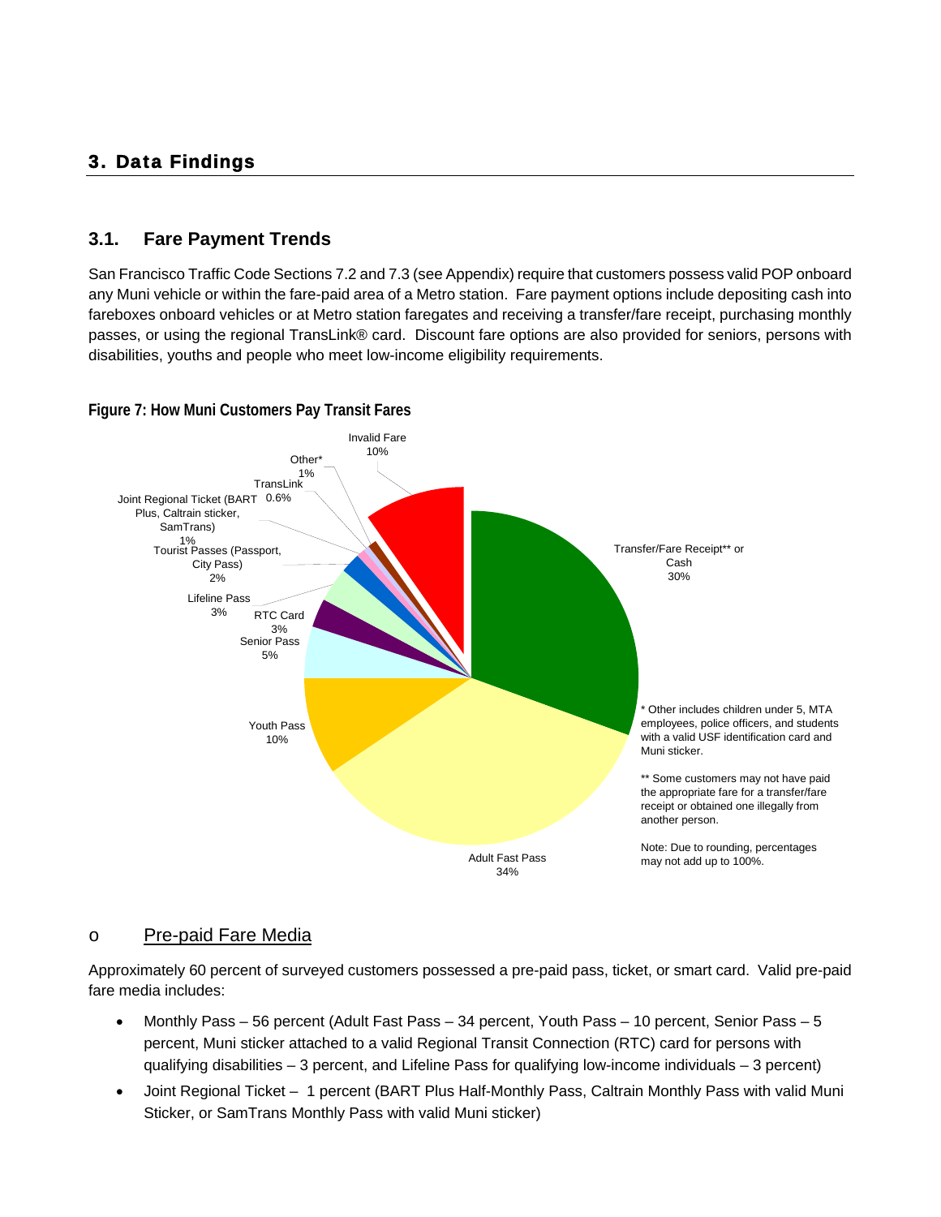## 3. Data Findings

### 3.1. Fare Payment Trends

San Francisco Traffic Code Sections 7.2 and 7.3 (see Appendix) require that customers possess valid POP onboard any Muni vehicle or within the fare-paid area of a Metro station. Fare payment options include depositing cash into fareboxes onboard vehicles or at Metro station faregates and receiving a transfer/fare receipt, purchasing monthly passes, or using the regional TransLink® card. Discount fare options are also provided for seniors, persons with disabilities, youths and people who meet low-income eligibility requirements.

**Figure 7: How Muni Customers Pay Transit Fares**

| Fare Type | Percent |
|---|---|
| Adult Fast Pass | 34% |
| Transfer/Fare Receipt** or Cash | 30% |
| Invalid Fare | 10% |
| Youth Pass | 10% |
| Senior Pass | 5% |
| RTC Card | 3% |
| Lifeline Pass | 3% |
| Tourist Passes (Passport, City Pass) | 2% |
| Joint Regional Ticket (BART Plus, Caltrain sticker, SamTrans) | 1% |
| Other* | 1% |
| TransLink | 0.6% |

* Other includes children under 5, MTA employees, police officers, and students with a valid USF identification card and Muni sticker.

** Some customers may not have paid the appropriate fare for a transfer/fare receipt or obtained one illegally from another person.

Note: Due to rounding, percentages may not add up to 100%.

- Pre-paid Fare Media

Approximately 60 percent of surveyed customers possessed a pre-paid pass, ticket, or smart card. Valid pre-paid fare media includes:

- Monthly Pass – 56 percent (Adult Fast Pass – 34 percent, Youth Pass – 10 percent, Senior Pass – 5 percent, Muni sticker attached to a valid Regional Transit Connection (RTC) card for persons with qualifying disabilities – 3 percent, and Lifeline Pass for qualifying low-income individuals – 3 percent)
- Joint Regional Ticket – 1 percent (BART Plus Half-Monthly Pass, Caltrain Monthly Pass with valid Muni Sticker, or SamTrans Monthly Pass with valid Muni sticker)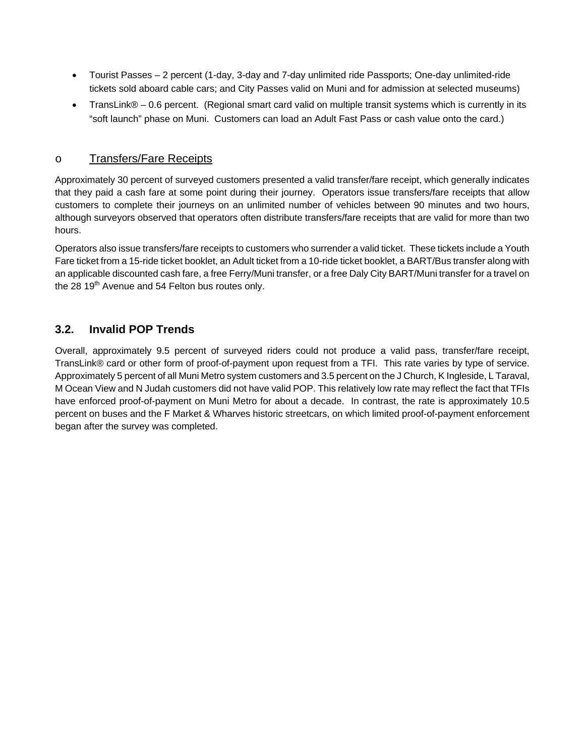- Tourist Passes – 2 percent (1-day, 3-day and 7-day unlimited ride Passports; One-day unlimited-ride tickets sold aboard cable cars; and City Passes valid on Muni and for admission at selected museums)
- TransLink® – 0.6 percent. (Regional smart card valid on multiple transit systems which is currently in its "soft launch" phase on Muni. Customers can load an Adult Fast Pass or cash value onto the card.)

o Transfers/Fare Receipts

Approximately 30 percent of surveyed customers presented a valid transfer/fare receipt, which generally indicates that they paid a cash fare at some point during their journey. Operators issue transfers/fare receipts that allow customers to complete their journeys on an unlimited number of vehicles between 90 minutes and two hours, although surveyors observed that operators often distribute transfers/fare receipts that are valid for more than two hours.

Operators also issue transfers/fare receipts to customers who surrender a valid ticket. These tickets include a Youth Fare ticket from a 15-ride ticket booklet, an Adult ticket from a 10-ride ticket booklet, a BART/Bus transfer along with an applicable discounted cash fare, a free Ferry/Muni transfer, or a free Daly City BART/Muni transfer for a travel on the 28 19th Avenue and 54 Felton bus routes only.

## 3.2. Invalid POP Trends

Overall, approximately 9.5 percent of surveyed riders could not produce a valid pass, transfer/fare receipt, TransLink® card or other form of proof-of-payment upon request from a TFI. This rate varies by type of service. Approximately 5 percent of all Muni Metro system customers and 3.5 percent on the J Church, K Ingleside, L Taraval, M Ocean View and N Judah customers did not have valid POP. This relatively low rate may reflect the fact that TFIs have enforced proof-of-payment on Muni Metro for about a decade. In contrast, the rate is approximately 10.5 percent on buses and the F Market & Wharves historic streetcars, on which limited proof-of-payment enforcement began after the survey was completed.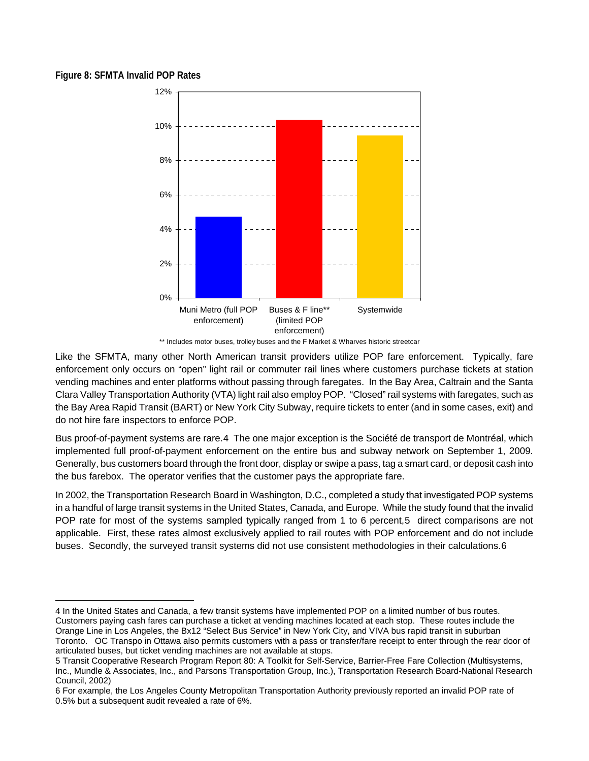**Figure 8: SFMTA Invalid POP Rates**

| Category | Invalid POP Rate |
|---|---|
| Muni Metro (full POP enforcement) | ~4.7% |
| Buses & F line** (limited POP enforcement) | ~10.4% |
| Systemwide | ~9.5% |

** Includes motor buses, trolley buses and the F Market & Wharves historic streetcar

Like the SFMTA, many other North American transit providers utilize POP fare enforcement. Typically, fare enforcement only occurs on "open" light rail or commuter rail lines where customers purchase tickets at station vending machines and enter platforms without passing through faregates. In the Bay Area, Caltrain and the Santa Clara Valley Transportation Authority (VTA) light rail also employ POP. "Closed" rail systems with faregates, such as the Bay Area Rapid Transit (BART) or New York City Subway, require tickets to enter (and in some cases, exit) and do not hire fare inspectors to enforce POP.

Bus proof-of-payment systems are rare.[4] The one major exception is the Société de transport de Montréal, which implemented full proof-of-payment enforcement on the entire bus and subway network on September 1, 2009. Generally, bus customers board through the front door, display or swipe a pass, tag a smart card, or deposit cash into the bus farebox. The operator verifies that the customer pays the appropriate fare.

In 2002, the Transportation Research Board in Washington, D.C., completed a study that investigated POP systems in a handful of large transit systems in the United States, Canada, and Europe. While the study found that the invalid POP rate for most of the systems sampled typically ranged from 1 to 6 percent,[5] direct comparisons are not applicable. First, these rates almost exclusively applied to rail routes with POP enforcement and do not include buses. Secondly, the surveyed transit systems did not use consistent methodologies in their calculations.[6]

---

4 In the United States and Canada, a few transit systems have implemented POP on a limited number of bus routes. Customers paying cash fares can purchase a ticket at vending machines located at each stop. These routes include the Orange Line in Los Angeles, the Bx12 "Select Bus Service" in New York City, and VIVA bus rapid transit in suburban Toronto. OC Transpo in Ottawa also permits customers with a pass or transfer/fare receipt to enter through the rear door of articulated buses, but ticket vending machines are not available at stops.

5 Transit Cooperative Research Program Report 80: A Toolkit for Self-Service, Barrier-Free Fare Collection (Multisystems, Inc., Mundle & Associates, Inc., and Parsons Transportation Group, Inc.), Transportation Research Board-National Research Council, 2002)

6 For example, the Los Angeles County Metropolitan Transportation Authority previously reported an invalid POP rate of 0.5% but a subsequent audit revealed a rate of 6%.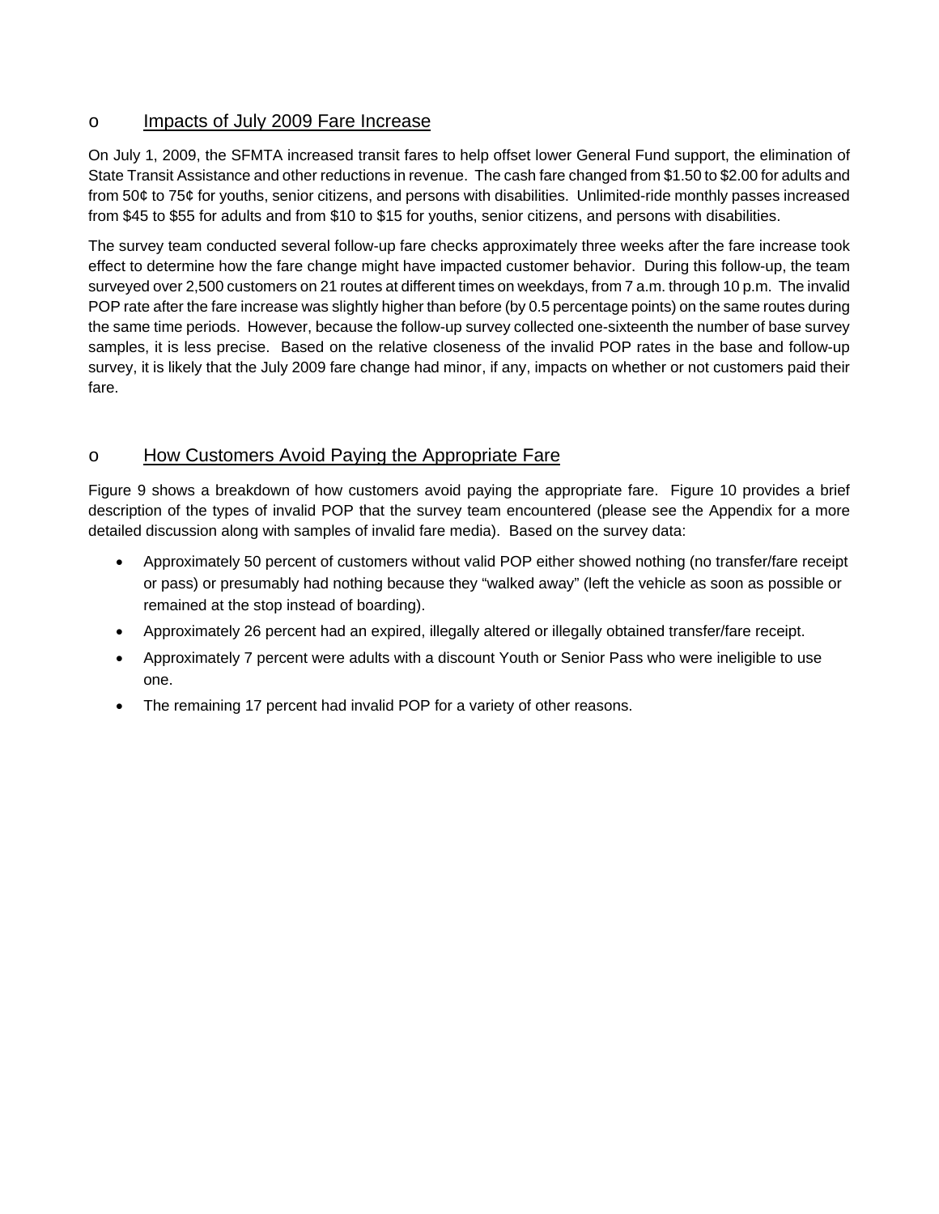- Impacts of July 2009 Fare Increase

On July 1, 2009, the SFMTA increased transit fares to help offset lower General Fund support, the elimination of State Transit Assistance and other reductions in revenue. The cash fare changed from $1.50 to $2.00 for adults and from 50¢ to 75¢ for youths, senior citizens, and persons with disabilities. Unlimited-ride monthly passes increased from $45 to $55 for adults and from $10 to $15 for youths, senior citizens, and persons with disabilities.

The survey team conducted several follow-up fare checks approximately three weeks after the fare increase took effect to determine how the fare change might have impacted customer behavior. During this follow-up, the team surveyed over 2,500 customers on 21 routes at different times on weekdays, from 7 a.m. through 10 p.m. The invalid POP rate after the fare increase was slightly higher than before (by 0.5 percentage points) on the same routes during the same time periods. However, because the follow-up survey collected one-sixteenth the number of base survey samples, it is less precise. Based on the relative closeness of the invalid POP rates in the base and follow-up survey, it is likely that the July 2009 fare change had minor, if any, impacts on whether or not customers paid their fare.

- How Customers Avoid Paying the Appropriate Fare

Figure 9 shows a breakdown of how customers avoid paying the appropriate fare. Figure 10 provides a brief description of the types of invalid POP that the survey team encountered (please see the Appendix for a more detailed discussion along with samples of invalid fare media). Based on the survey data:

- Approximately 50 percent of customers without valid POP either showed nothing (no transfer/fare receipt or pass) or presumably had nothing because they "walked away" (left the vehicle as soon as possible or remained at the stop instead of boarding).
- Approximately 26 percent had an expired, illegally altered or illegally obtained transfer/fare receipt.
- Approximately 7 percent were adults with a discount Youth or Senior Pass who were ineligible to use one.
- The remaining 17 percent had invalid POP for a variety of other reasons.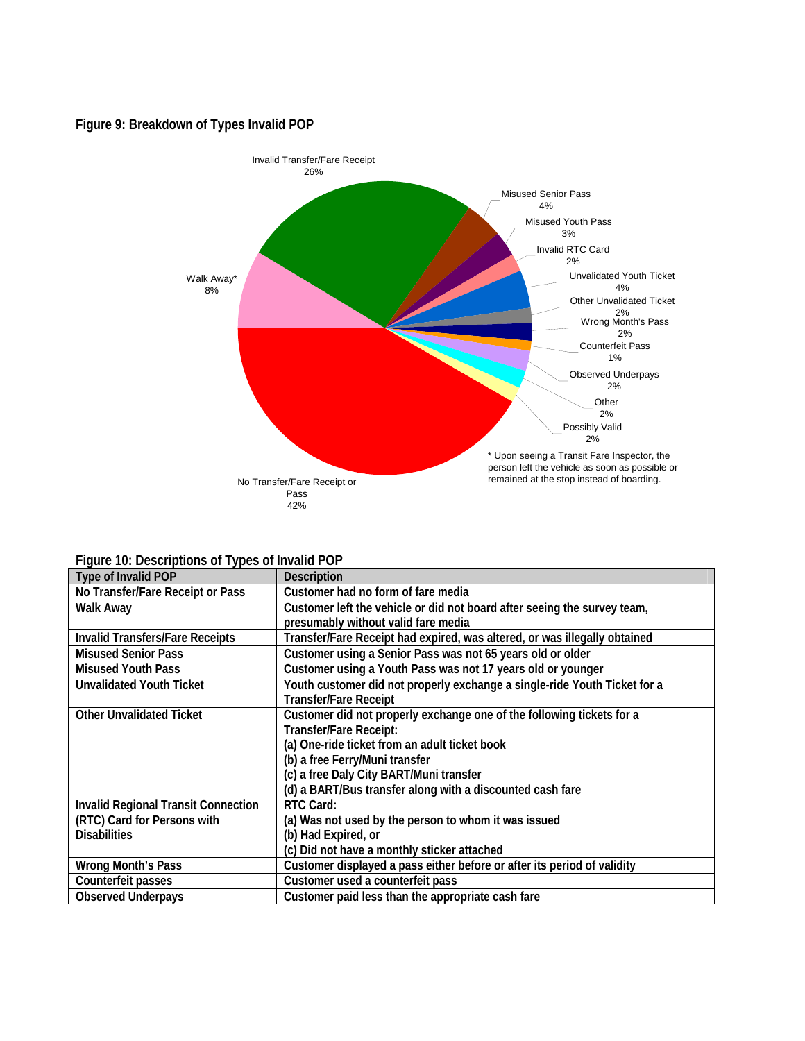**Figure 9: Breakdown of Types Invalid POP**

Invalid Transfer/Fare Receipt 26%

Misused Senior Pass 4%

Misused Youth Pass 3%

Invalid RTC Card 2%

Unvalidated Youth Ticket 4%

Other Unvalidated Ticket 2%

Wrong Month's Pass 2%

Counterfeit Pass 1%

Observed Underpays 2%

Other 2%

Possibly Valid 2%

No Transfer/Fare Receipt or Pass 42%

Walk Away* 8%

\* Upon seeing a Transit Fare Inspector, the person left the vehicle as soon as possible or remained at the stop instead of boarding.

**Figure 10: Descriptions of Types of Invalid POP**

| Type of Invalid POP | Description |
|---|---|
| No Transfer/Fare Receipt or Pass | Customer had no form of fare media |
| Walk Away | Customer left the vehicle or did not board after seeing the survey team, presumably without valid fare media |
| Invalid Transfers/Fare Receipts | Transfer/Fare Receipt had expired, was altered, or was illegally obtained |
| Misused Senior Pass | Customer using a Senior Pass was not 65 years old or older |
| Misused Youth Pass | Customer using a Youth Pass was not 17 years old or younger |
| Unvalidated Youth Ticket | Youth customer did not properly exchange a single-ride Youth Ticket for a Transfer/Fare Receipt |
| Other Unvalidated Ticket | Customer did not properly exchange one of the following tickets for a Transfer/Fare Receipt:<br>(a) One-ride ticket from an adult ticket book<br>(b) a free Ferry/Muni transfer<br>(c) a free Daly City BART/Muni transfer<br>(d) a BART/Bus transfer along with a discounted cash fare |
| Invalid Regional Transit Connection (RTC) Card for Persons with Disabilities | RTC Card:<br>(a) Was not used by the person to whom it was issued<br>(b) Had Expired, or<br>(c) Did not have a monthly sticker attached |
| Wrong Month's Pass | Customer displayed a pass either before or after its period of validity |
| Counterfeit passes | Customer used a counterfeit pass |
| Observed Underpays | Customer paid less than the appropriate cash fare |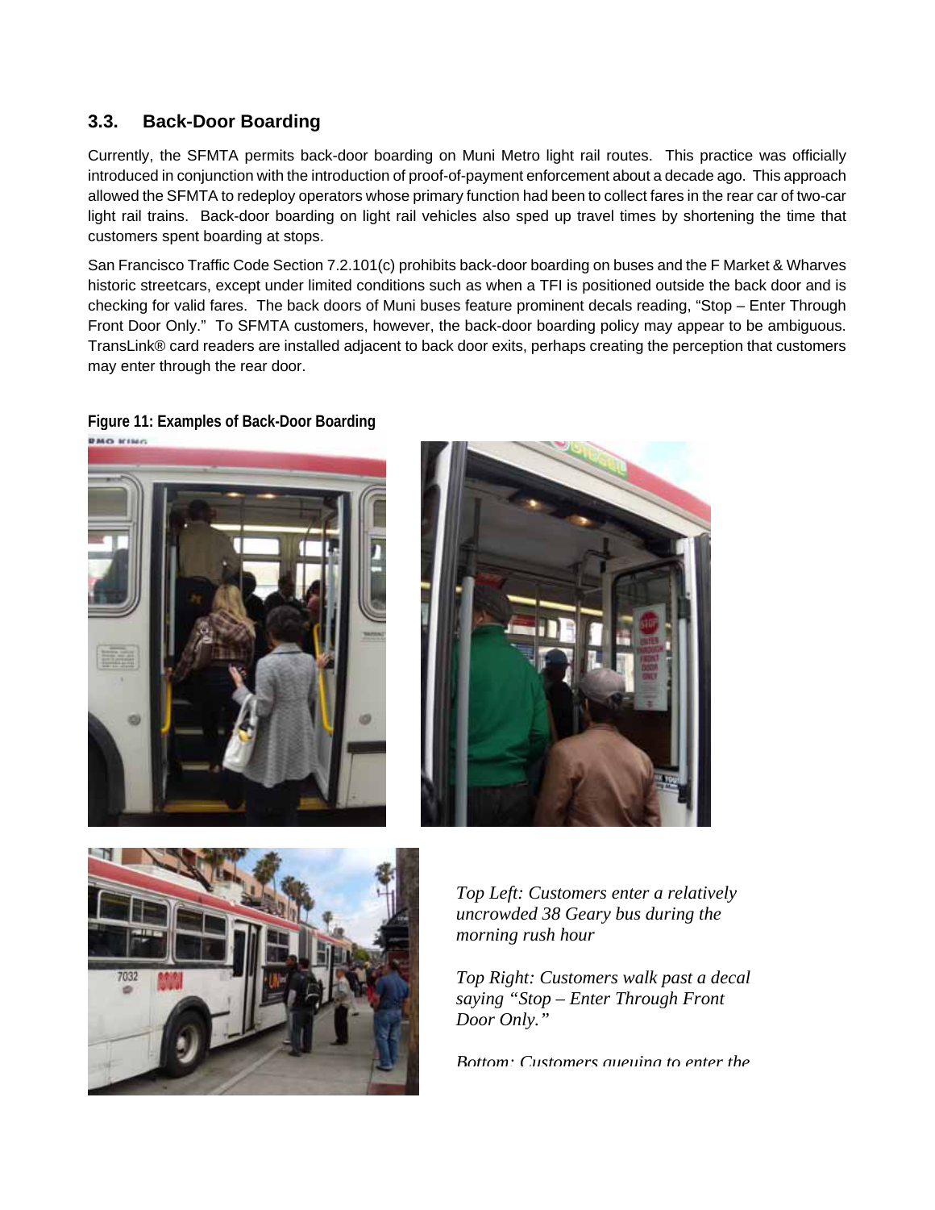## 3.3. Back-Door Boarding

Currently, the SFMTA permits back-door boarding on Muni Metro light rail routes. This practice was officially introduced in conjunction with the introduction of proof-of-payment enforcement about a decade ago. This approach allowed the SFMTA to redeploy operators whose primary function had been to collect fares in the rear car of two-car light rail trains. Back-door boarding on light rail vehicles also sped up travel times by shortening the time that customers spent boarding at stops.

San Francisco Traffic Code Section 7.2.101(c) prohibits back-door boarding on buses and the F Market & Wharves historic streetcars, except under limited conditions such as when a TFI is positioned outside the back door and is checking for valid fares. The back doors of Muni buses feature prominent decals reading, "Stop – Enter Through Front Door Only." To SFMTA customers, however, the back-door boarding policy may appear to be ambiguous. TransLink® card readers are installed adjacent to back door exits, perhaps creating the perception that customers may enter through the rear door.

**Figure 11: Examples of Back-Door Boarding**

*Top Left: Customers enter a relatively uncrowded 38 Geary bus during the morning rush hour*

*Top Right: Customers walk past a decal saying "Stop – Enter Through Front Door Only."*

*Bottom: Customers queuing to enter the*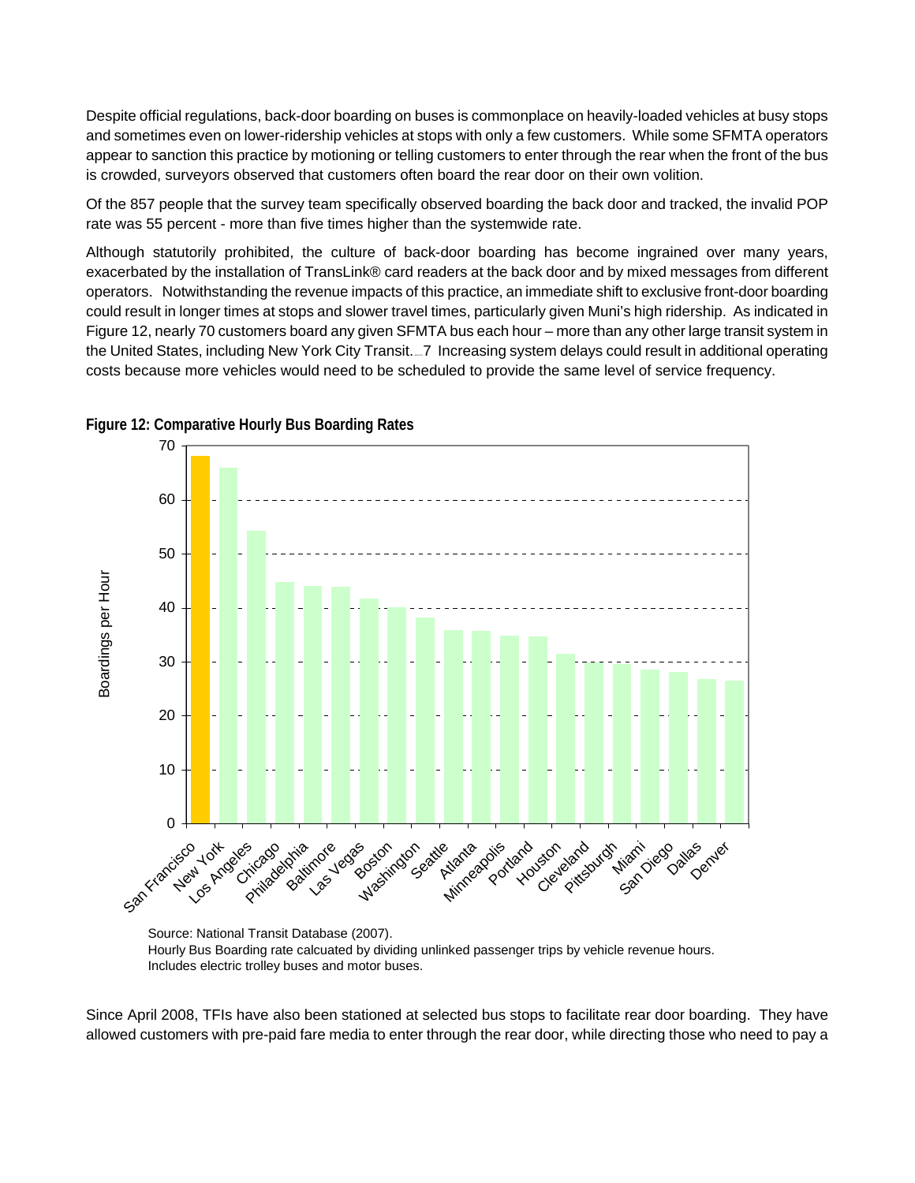Despite official regulations, back-door boarding on buses is commonplace on heavily-loaded vehicles at busy stops and sometimes even on lower-ridership vehicles at stops with only a few customers. While some SFMTA operators appear to sanction this practice by motioning or telling customers to enter through the rear when the front of the bus is crowded, surveyors observed that customers often board the rear door on their own volition.

Of the 857 people that the survey team specifically observed boarding the back door and tracked, the invalid POP rate was 55 percent - more than five times higher than the systemwide rate.

Although statutorily prohibited, the culture of back-door boarding has become ingrained over many years, exacerbated by the installation of TransLink® card readers at the back door and by mixed messages from different operators. Notwithstanding the revenue impacts of this practice, an immediate shift to exclusive front-door boarding could result in longer times at stops and slower travel times, particularly given Muni's high ridership. As indicated in Figure 12, nearly 70 customers board any given SFMTA bus each hour – more than any other large transit system in the United States, including New York City Transit.[7] Increasing system delays could result in additional operating costs because more vehicles would need to be scheduled to provide the same level of service frequency.

**Figure 12: Comparative Hourly Bus Boarding Rates**

| City | Boardings per Hour (approx.) |
|---|---|
| San Francisco | 68 |
| New York | 66 |
| Los Angeles | 54 |
| Chicago | 45 |
| Philadelphia | 44 |
| Baltimore | 44 |
| Las Vegas | 42 |
| Boston | 40 |
| Washington | 38 |
| Seattle | 36 |
| Atlanta | 36 |
| Minneapolis | 35 |
| Portland | 35 |
| Houston | 31 |
| Cleveland | 30 |
| Pittsburgh | 30 |
| Miami | 28 |
| San Diego | 28 |
| Dallas | 27 |
| Denver | 26 |

Source: National Transit Database (2007).
Hourly Bus Boarding rate calcuated by dividing unlinked passenger trips by vehicle revenue hours.
Includes electric trolley buses and motor buses.

Since April 2008, TFIs have also been stationed at selected bus stops to facilitate rear door boarding. They have allowed customers with pre-paid fare media to enter through the rear door, while directing those who need to pay a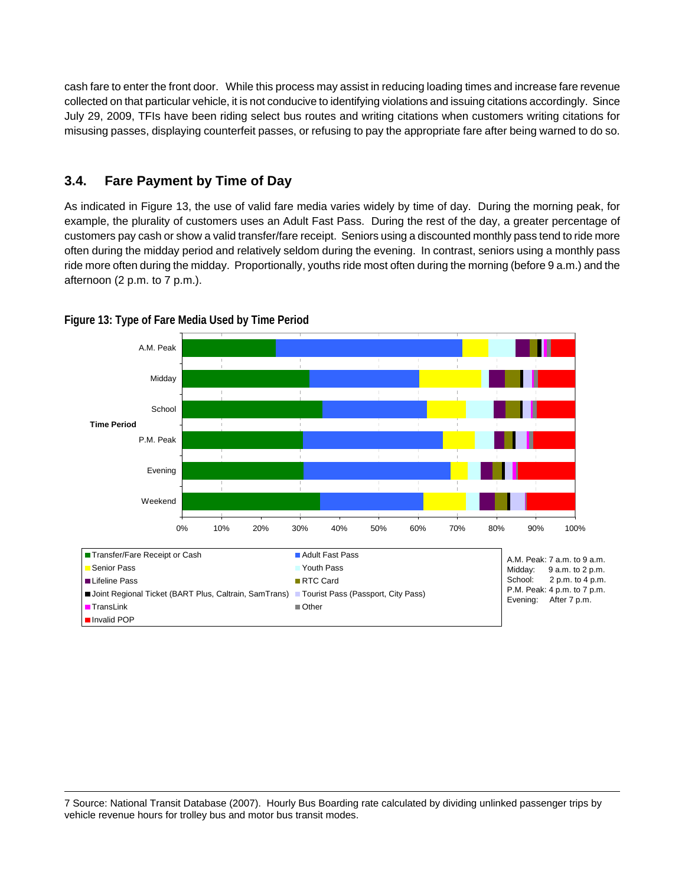cash fare to enter the front door. While this process may assist in reducing loading times and increase fare revenue collected on that particular vehicle, it is not conducive to identifying violations and issuing citations accordingly. Since July 29, 2009, TFIs have been riding select bus routes and writing citations when customers writing citations for misusing passes, displaying counterfeit passes, or refusing to pay the appropriate fare after being warned to do so.

## 3.4. Fare Payment by Time of Day

As indicated in Figure 13, the use of valid fare media varies widely by time of day. During the morning peak, for example, the plurality of customers uses an Adult Fast Pass. During the rest of the day, a greater percentage of customers pay cash or show a valid transfer/fare receipt. Seniors using a discounted monthly pass tend to ride more often during the midday period and relatively seldom during the evening. In contrast, seniors using a monthly pass ride more often during the midday. Proportionally, youths ride most often during the morning (before 9 a.m.) and the afternoon (2 p.m. to 7 p.m.).

**Figure 13: Type of Fare Media Used by Time Period**

Time Period: A.M. Peak, Midday, School, P.M. Peak, Evening, Weekend

0% 10% 20% 30% 40% 50% 60% 70% 80% 90% 100%

- Transfer/Fare Receipt or Cash
- Adult Fast Pass
- Senior Pass
- Youth Pass
- Lifeline Pass
- RTC Card
- Joint Regional Ticket (BART Plus, Caltrain, SamTrans)
- Tourist Pass (Passport, City Pass)
- TransLink
- Other
- Invalid POP

A.M. Peak: 7 a.m. to 9 a.m.
Midday: 9 a.m. to 2 p.m.
School: 2 p.m. to 4 p.m.
P.M. Peak: 4 p.m. to 7 p.m.
Evening: After 7 p.m.

---

7 Source: National Transit Database (2007). Hourly Bus Boarding rate calculated by dividing unlinked passenger trips by vehicle revenue hours for trolley bus and motor bus transit modes.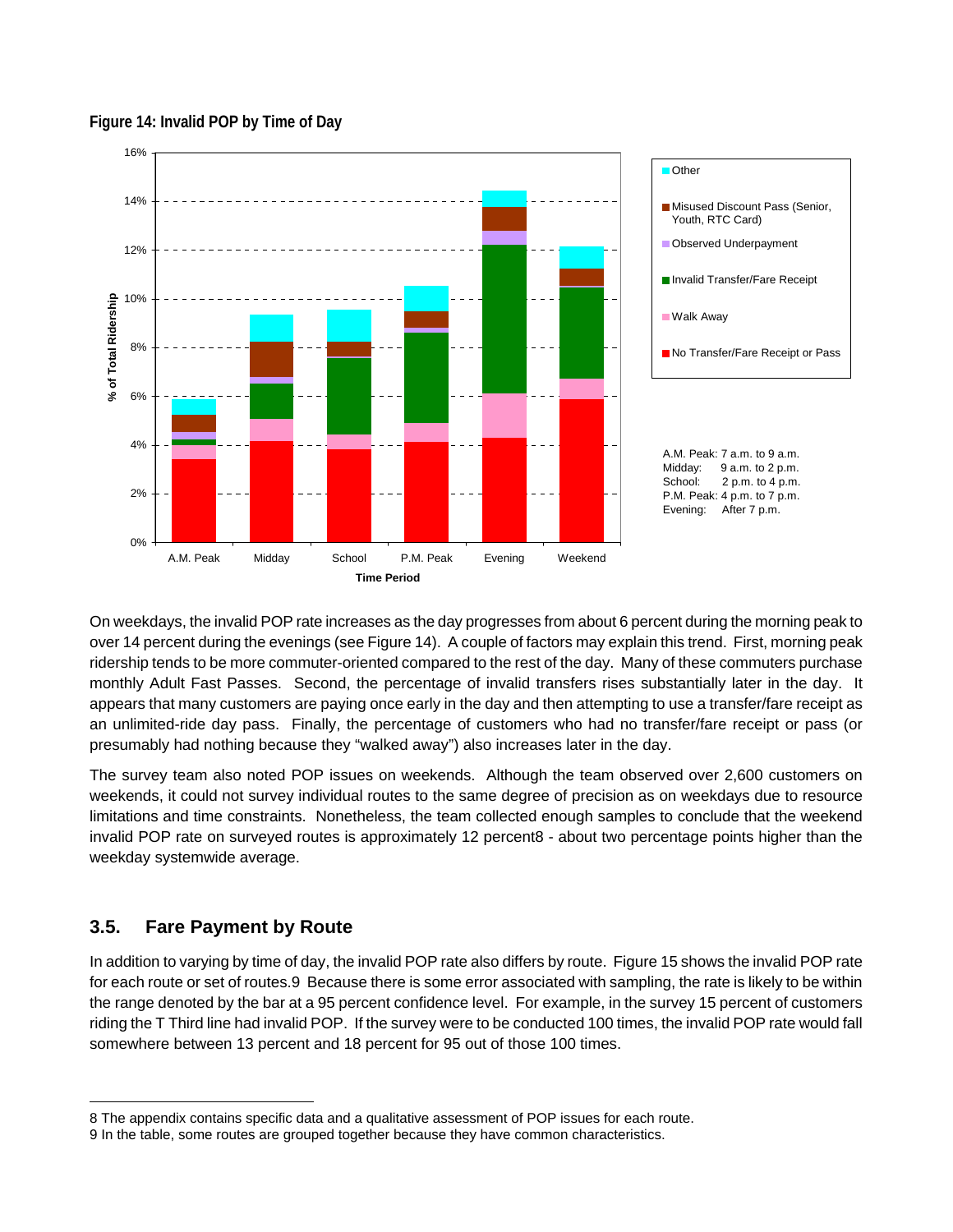**Figure 14: Invalid POP by Time of Day**

A.M. Peak: 7 a.m. to 9 a.m.
Midday: 9 a.m. to 2 p.m.
School: 2 p.m. to 4 p.m.
P.M. Peak: 4 p.m. to 7 p.m.
Evening: After 7 p.m.

On weekdays, the invalid POP rate increases as the day progresses from about 6 percent during the morning peak to over 14 percent during the evenings (see Figure 14). A couple of factors may explain this trend. First, morning peak ridership tends to be more commuter-oriented compared to the rest of the day. Many of these commuters purchase monthly Adult Fast Passes. Second, the percentage of invalid transfers rises substantially later in the day. It appears that many customers are paying once early in the day and then attempting to use a transfer/fare receipt as an unlimited-ride day pass. Finally, the percentage of customers who had no transfer/fare receipt or pass (or presumably had nothing because they "walked away") also increases later in the day.

The survey team also noted POP issues on weekends. Although the team observed over 2,600 customers on weekends, it could not survey individual routes to the same degree of precision as on weekdays due to resource limitations and time constraints. Nonetheless, the team collected enough samples to conclude that the weekend invalid POP rate on surveyed routes is approximately 12 percent[8] - about two percentage points higher than the weekday systemwide average.

## 3.5. Fare Payment by Route

In addition to varying by time of day, the invalid POP rate also differs by route. Figure 15 shows the invalid POP rate for each route or set of routes.[9] Because there is some error associated with sampling, the rate is likely to be within the range denoted by the bar at a 95 percent confidence level. For example, in the survey 15 percent of customers riding the T Third line had invalid POP. If the survey were to be conducted 100 times, the invalid POP rate would fall somewhere between 13 percent and 18 percent for 95 out of those 100 times.

---

8 The appendix contains specific data and a qualitative assessment of POP issues for each route.

9 In the table, some routes are grouped together because they have common characteristics.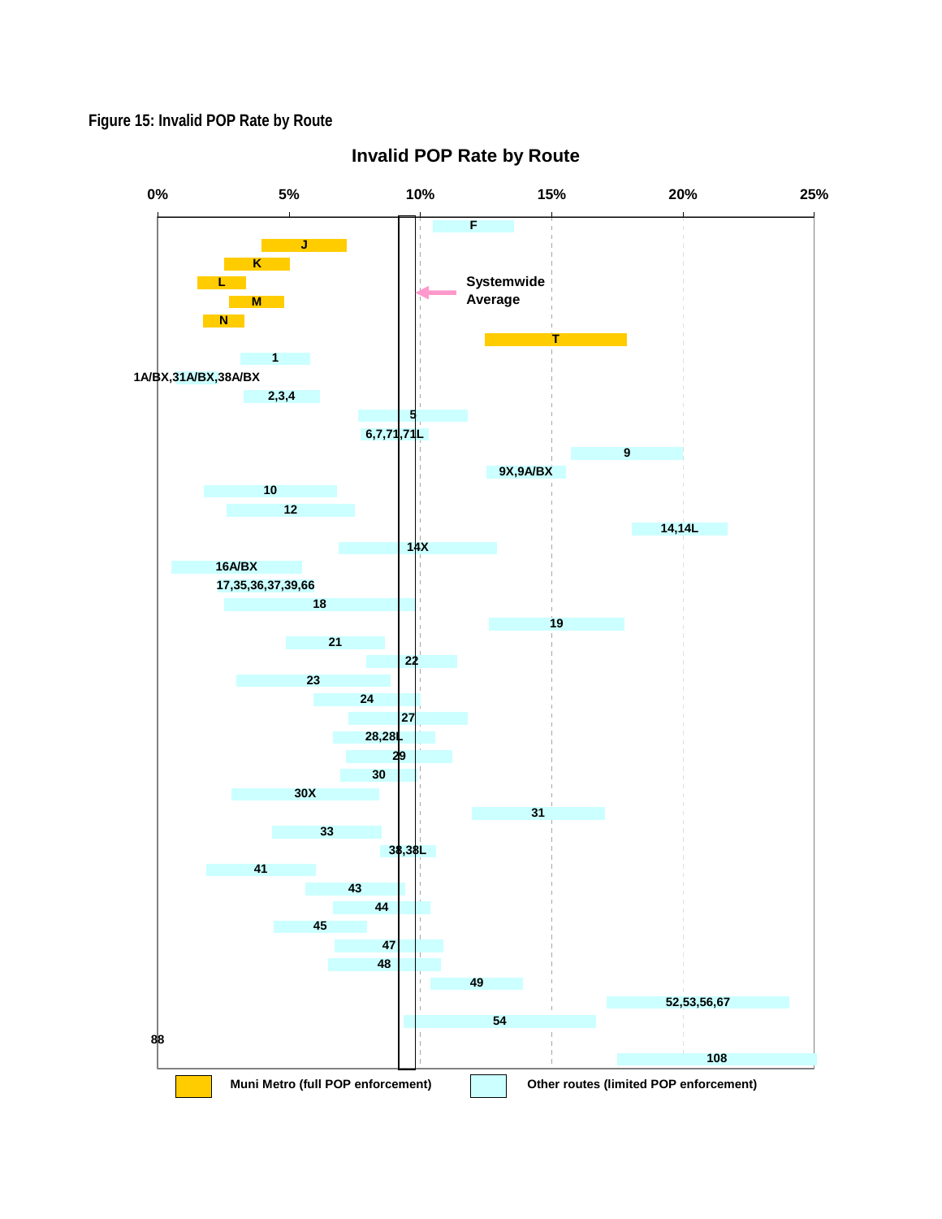**Figure 15: Invalid POP Rate by Route**

Invalid POP Rate by Route

0% 5% 10% 15% 20% 25%

F

J

K

L

M

N

T

1

1A/BX,31A/BX,38A/BX

2,3,4

5

6,7,71,71L

9

9X,9A/BX

10

12

14,14L

14X

16A/BX

17,35,36,37,39,66

18

19

21

22

23

24

27

28,28L

29

30

30X

31

33

38,38L

41

43

44

45

47

48

49

52,53,56,67

54

88

108

Systemwide Average

Muni Metro (full POP enforcement)

Other routes (limited POP enforcement)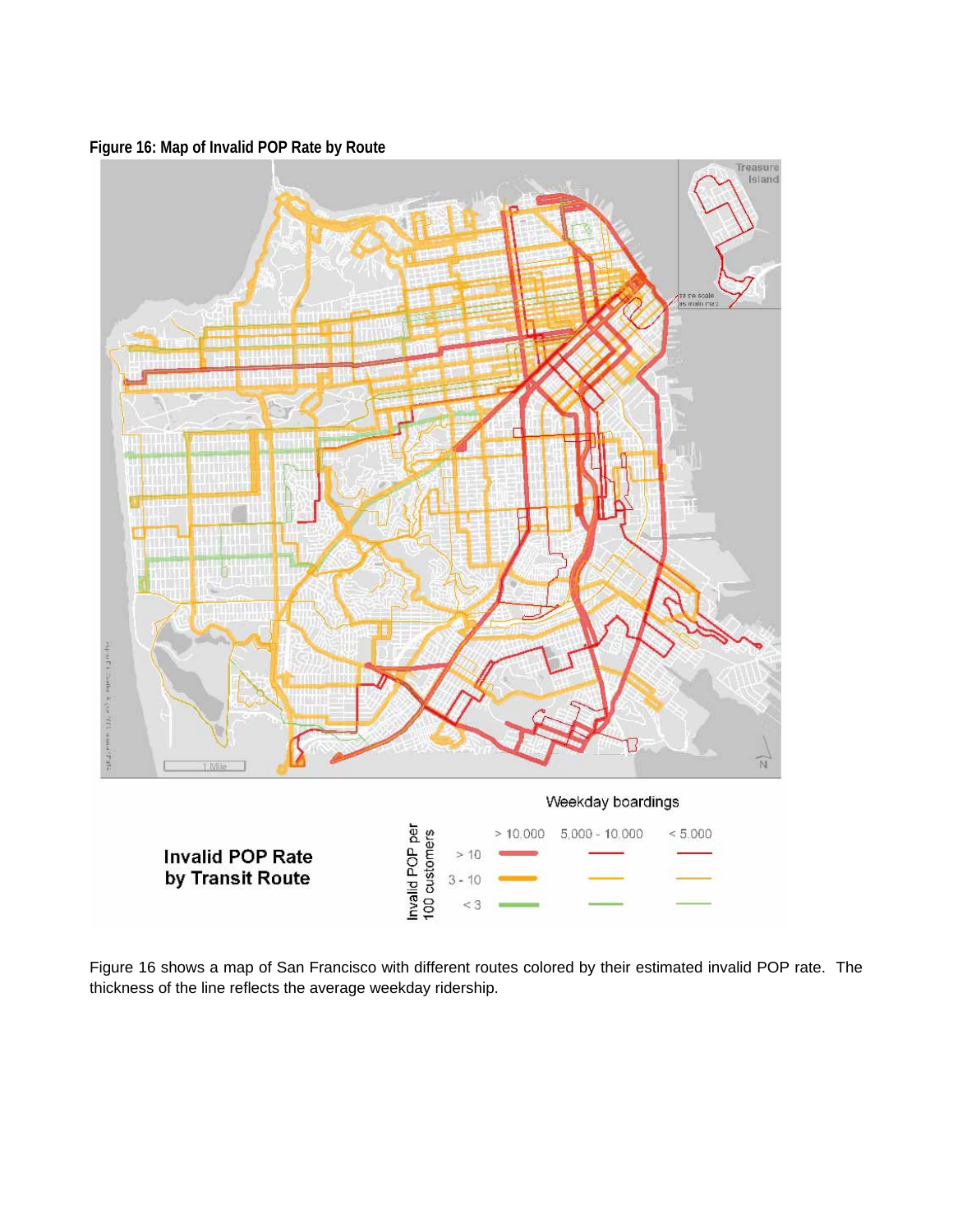**Figure 16: Map of Invalid POP Rate by Route**

Figure 16 shows a map of San Francisco with different routes colored by their estimated invalid POP rate. The thickness of the line reflects the average weekday ridership.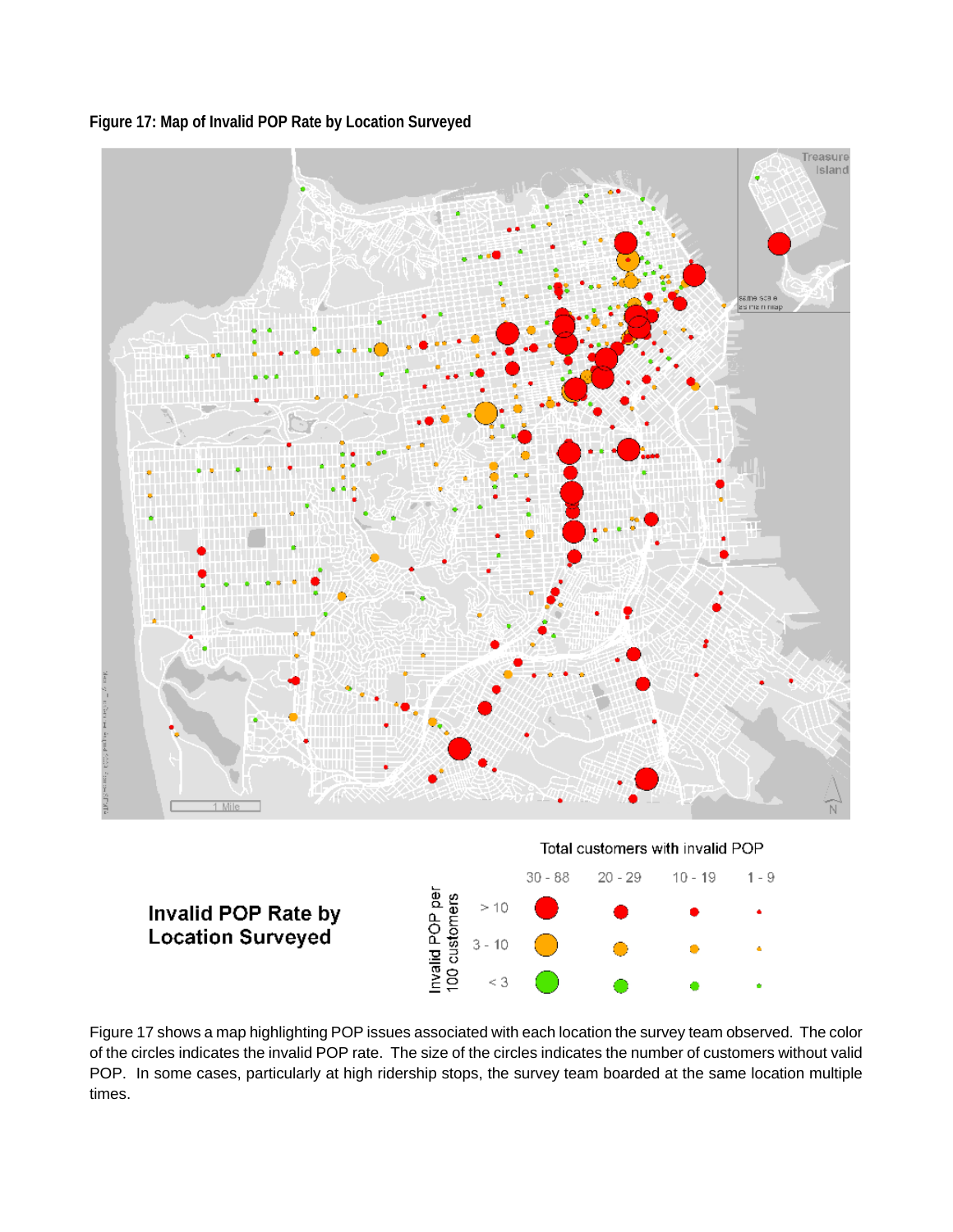**Figure 17: Map of Invalid POP Rate by Location Surveyed**

Figure 17 shows a map highlighting POP issues associated with each location the survey team observed. The color of the circles indicates the invalid POP rate. The size of the circles indicates the number of customers without valid POP. In some cases, particularly at high ridership stops, the survey team boarded at the same location multiple times.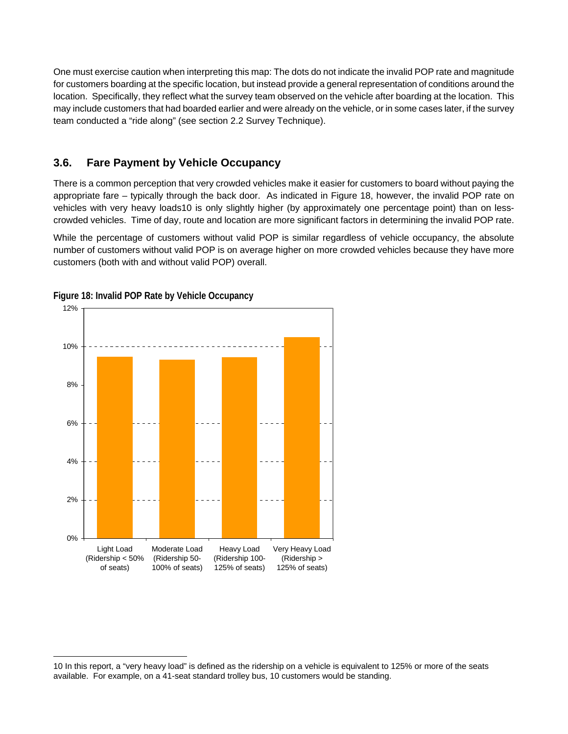One must exercise caution when interpreting this map: The dots do not indicate the invalid POP rate and magnitude for customers boarding at the specific location, but instead provide a general representation of conditions around the location. Specifically, they reflect what the survey team observed on the vehicle after boarding at the location. This may include customers that had boarded earlier and were already on the vehicle, or in some cases later, if the survey team conducted a "ride along" (see section 2.2 Survey Technique).

### 3.6. Fare Payment by Vehicle Occupancy

There is a common perception that very crowded vehicles make it easier for customers to board without paying the appropriate fare – typically through the back door. As indicated in Figure 18, however, the invalid POP rate on vehicles with very heavy loads[10] is only slightly higher (by approximately one percentage point) than on less-crowded vehicles. Time of day, route and location are more significant factors in determining the invalid POP rate.

While the percentage of customers without valid POP is similar regardless of vehicle occupancy, the absolute number of customers without valid POP is on average higher on more crowded vehicles because they have more customers (both with and without valid POP) overall.

**Figure 18: Invalid POP Rate by Vehicle Occupancy**

| Vehicle Occupancy | Invalid POP Rate (approx.) |
|---|---|
| Light Load (Ridership < 50% of seats) | 9.5% |
| Moderate Load (Ridership 50-100% of seats) | 9.3% |
| Heavy Load (Ridership 100-125% of seats) | 9.4% |
| Very Heavy Load (Ridership > 125% of seats) | 10.5% |

---

10 In this report, a "very heavy load" is defined as the ridership on a vehicle is equivalent to 125% or more of the seats available. For example, on a 41-seat standard trolley bus, 10 customers would be standing.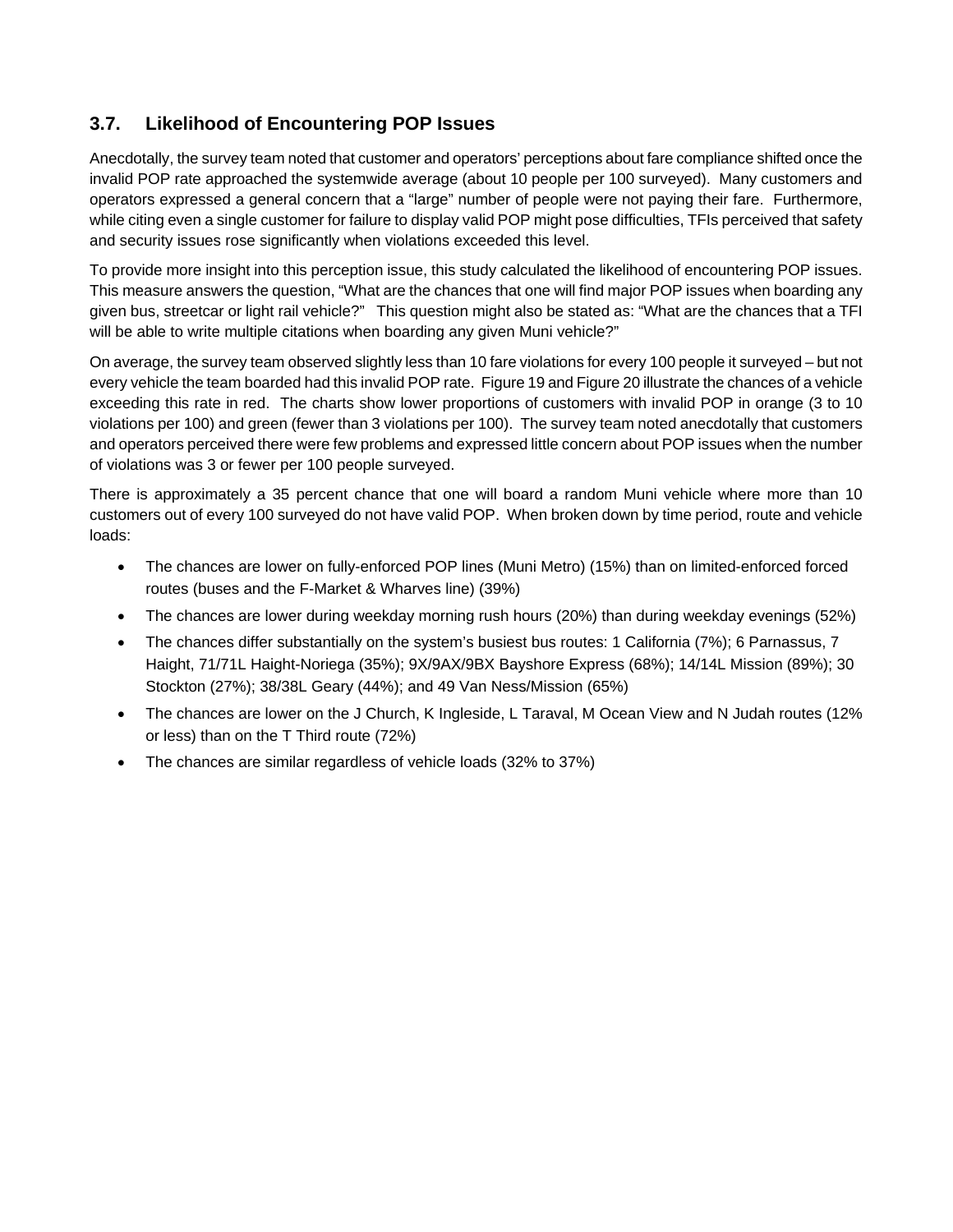## 3.7. Likelihood of Encountering POP Issues

Anecdotally, the survey team noted that customer and operators' perceptions about fare compliance shifted once the invalid POP rate approached the systemwide average (about 10 people per 100 surveyed). Many customers and operators expressed a general concern that a "large" number of people were not paying their fare. Furthermore, while citing even a single customer for failure to display valid POP might pose difficulties, TFIs perceived that safety and security issues rose significantly when violations exceeded this level.

To provide more insight into this perception issue, this study calculated the likelihood of encountering POP issues. This measure answers the question, "What are the chances that one will find major POP issues when boarding any given bus, streetcar or light rail vehicle?" This question might also be stated as: "What are the chances that a TFI will be able to write multiple citations when boarding any given Muni vehicle?"

On average, the survey team observed slightly less than 10 fare violations for every 100 people it surveyed – but not every vehicle the team boarded had this invalid POP rate. Figure 19 and Figure 20 illustrate the chances of a vehicle exceeding this rate in red. The charts show lower proportions of customers with invalid POP in orange (3 to 10 violations per 100) and green (fewer than 3 violations per 100). The survey team noted anecdotally that customers and operators perceived there were few problems and expressed little concern about POP issues when the number of violations was 3 or fewer per 100 people surveyed.

There is approximately a 35 percent chance that one will board a random Muni vehicle where more than 10 customers out of every 100 surveyed do not have valid POP. When broken down by time period, route and vehicle loads:

- The chances are lower on fully-enforced POP lines (Muni Metro) (15%) than on limited-enforced forced routes (buses and the F-Market & Wharves line) (39%)
- The chances are lower during weekday morning rush hours (20%) than during weekday evenings (52%)
- The chances differ substantially on the system's busiest bus routes: 1 California (7%); 6 Parnassus, 7 Haight, 71/71L Haight-Noriega (35%); 9X/9AX/9BX Bayshore Express (68%); 14/14L Mission (89%); 30 Stockton (27%); 38/38L Geary (44%); and 49 Van Ness/Mission (65%)
- The chances are lower on the J Church, K Ingleside, L Taraval, M Ocean View and N Judah routes (12% or less) than on the T Third route (72%)
- The chances are similar regardless of vehicle loads (32% to 37%)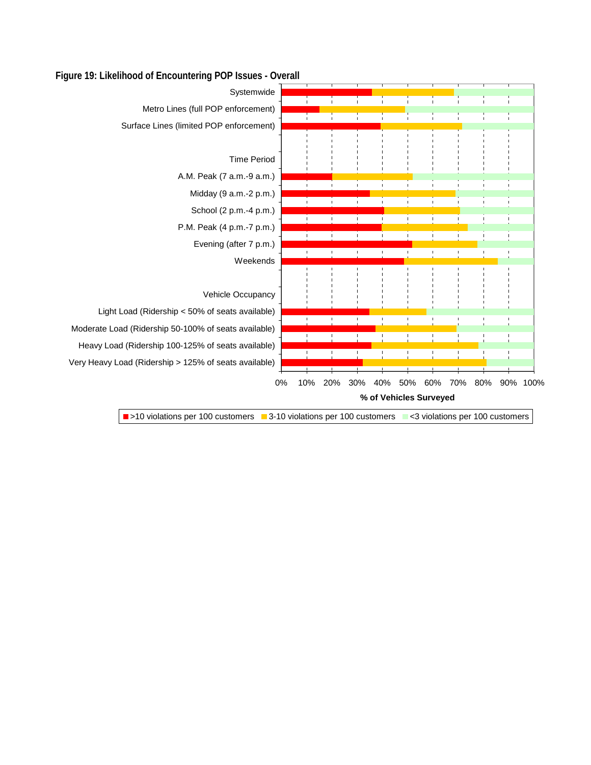**Figure 19: Likelihood of Encountering POP Issues - Overall**

Systemwide

Metro Lines (full POP enforcement)

Surface Lines (limited POP enforcement)

Time Period

A.M. Peak (7 a.m.-9 a.m.)

Midday (9 a.m.-2 p.m.)

School (2 p.m.-4 p.m.)

P.M. Peak (4 p.m.-7 p.m.)

Evening (after 7 p.m.)

Weekends

Vehicle Occupancy

Light Load (Ridership < 50% of seats available)

Moderate Load (Ridership 50-100% of seats available)

Heavy Load (Ridership 100-125% of seats available)

Very Heavy Load (Ridership > 125% of seats available)

0% 10% 20% 30% 40% 50% 60% 70% 80% 90% 100%

**% of Vehicles Surveyed**

>10 violations per 100 customers | 3-10 violations per 100 customers | <3 violations per 100 customers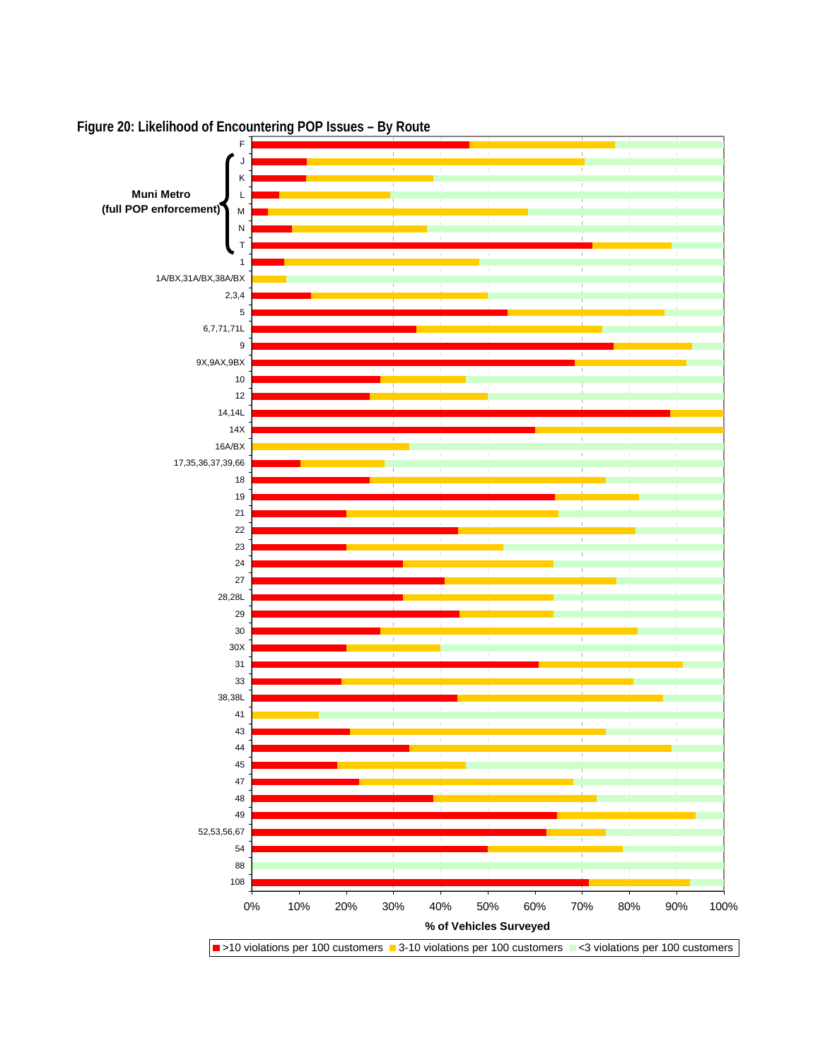**Figure 20: Likelihood of Encountering POP Issues – By Route**

Muni Metro (full POP enforcement): F, J, K, L, M, N, T

Routes: 1; 1A/BX,31A/BX,38A/BX; 2,3,4; 5; 6,7,71,71L; 9; 9X,9AX,9BX; 10; 12; 14,14L; 14X; 16A/BX; 17,35,36,37,39,66; 18; 19; 21; 22; 23; 24; 27; 28,28L; 29; 30; 30X; 31; 33; 38,38L; 41; 43; 44; 45; 47; 48; 49; 52,53,56,67; 54; 88; 108

% of Vehicles Surveyed (0%–100%)

Legend: >10 violations per 100 customers; 3-10 violations per 100 customers; <3 violations per 100 customers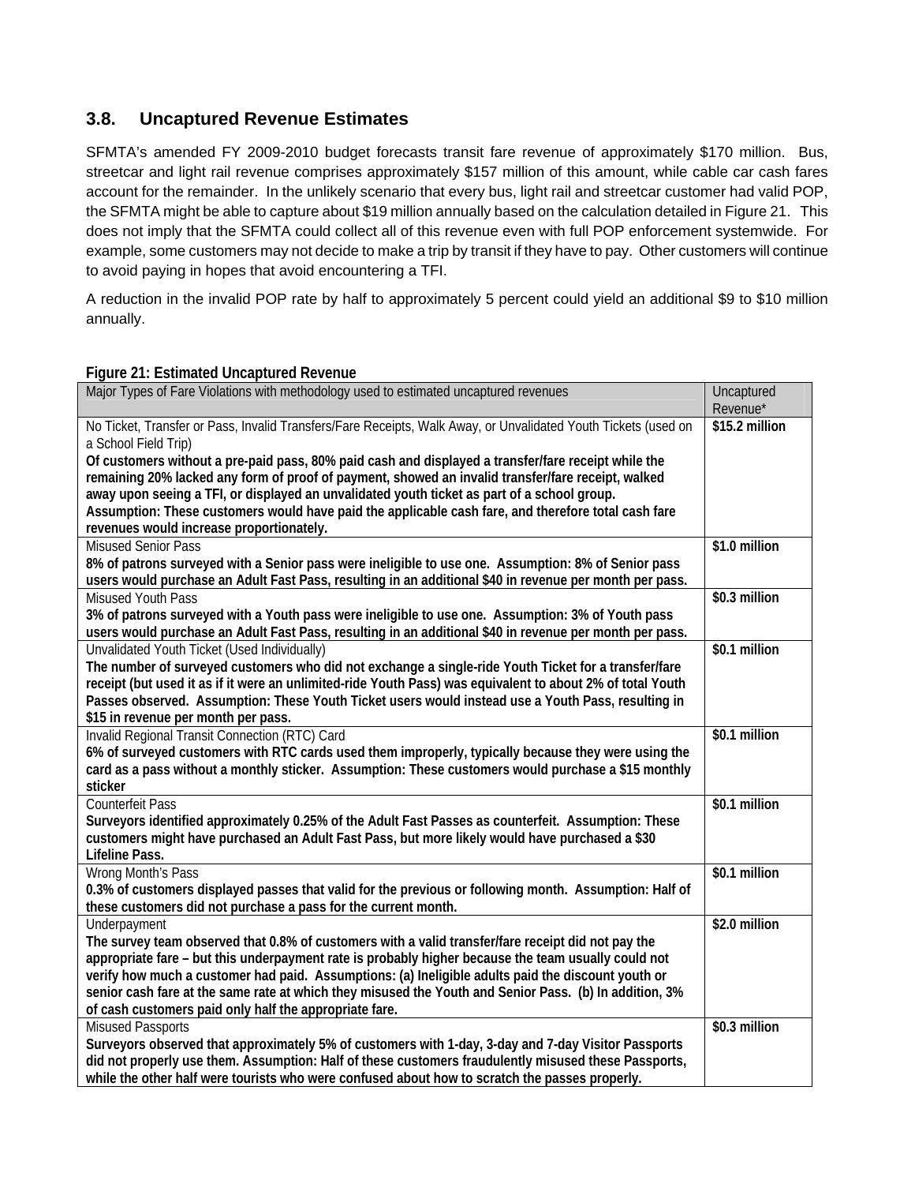## 3.8. Uncaptured Revenue Estimates

SFMTA's amended FY 2009-2010 budget forecasts transit fare revenue of approximately $170 million. Bus, streetcar and light rail revenue comprises approximately $157 million of this amount, while cable car cash fares account for the remainder. In the unlikely scenario that every bus, light rail and streetcar customer had valid POP, the SFMTA might be able to capture about $19 million annually based on the calculation detailed in Figure 21. This does not imply that the SFMTA could collect all of this revenue even with full POP enforcement systemwide. For example, some customers may not decide to make a trip by transit if they have to pay. Other customers will continue to avoid paying in hopes that avoid encountering a TFI.

A reduction in the invalid POP rate by half to approximately 5 percent could yield an additional $9 to $10 million annually.

**Figure 21: Estimated Uncaptured Revenue**

| Major Types of Fare Violations with methodology used to estimated uncaptured revenues | Uncaptured Revenue* |
|---|---|
| No Ticket, Transfer or Pass, Invalid Transfers/Fare Receipts, Walk Away, or Unvalidated Youth Tickets (used on a School Field Trip)<br>**Of customers without a pre-paid pass, 80% paid cash and displayed a transfer/fare receipt while the remaining 20% lacked any form of proof of payment, showed an invalid transfer/fare receipt, walked away upon seeing a TFI, or displayed an unvalidated youth ticket as part of a school group. Assumption: These customers would have paid the applicable cash fare, and therefore total cash fare revenues would increase proportionately.** | **$15.2 million** |
| Misused Senior Pass<br>**8% of patrons surveyed with a Senior pass were ineligible to use one. Assumption: 8% of Senior pass users would purchase an Adult Fast Pass, resulting in an additional $40 in revenue per month per pass.** | **$1.0 million** |
| Misused Youth Pass<br>**3% of patrons surveyed with a Youth pass were ineligible to use one. Assumption: 3% of Youth pass users would purchase an Adult Fast Pass, resulting in an additional $40 in revenue per month per pass.** | **$0.3 million** |
| Unvalidated Youth Ticket (Used Individually)<br>**The number of surveyed customers who did not exchange a single-ride Youth Ticket for a transfer/fare receipt (but used it as if it were an unlimited-ride Youth Pass) was equivalent to about 2% of total Youth Passes observed. Assumption: These Youth Ticket users would instead use a Youth Pass, resulting in $15 in revenue per month per pass.** | **$0.1 million** |
| Invalid Regional Transit Connection (RTC) Card<br>**6% of surveyed customers with RTC cards used them improperly, typically because they were using the card as a pass without a monthly sticker. Assumption: These customers would purchase a $15 monthly sticker** | **$0.1 million** |
| Counterfeit Pass<br>**Surveyors identified approximately 0.25% of the Adult Fast Passes as counterfeit. Assumption: These customers might have purchased an Adult Fast Pass, but more likely would have purchased a $30 Lifeline Pass.** | **$0.1 million** |
| Wrong Month's Pass<br>**0.3% of customers displayed passes that valid for the previous or following month. Assumption: Half of these customers did not purchase a pass for the current month.** | **$0.1 million** |
| Underpayment<br>**The survey team observed that 0.8% of customers with a valid transfer/fare receipt did not pay the appropriate fare – but this underpayment rate is probably higher because the team usually could not verify how much a customer had paid. Assumptions: (a) Ineligible adults paid the discount youth or senior cash fare at the same rate at which they misused the Youth and Senior Pass. (b) In addition, 3% of cash customers paid only half the appropriate fare.** | **$2.0 million** |
| Misused Passports<br>**Surveyors observed that approximately 5% of customers with 1-day, 3-day and 7-day Visitor Passports did not properly use them. Assumption: Half of these customers fraudulently misused these Passports, while the other half were tourists who were confused about how to scratch the passes properly.** | **$0.3 million** |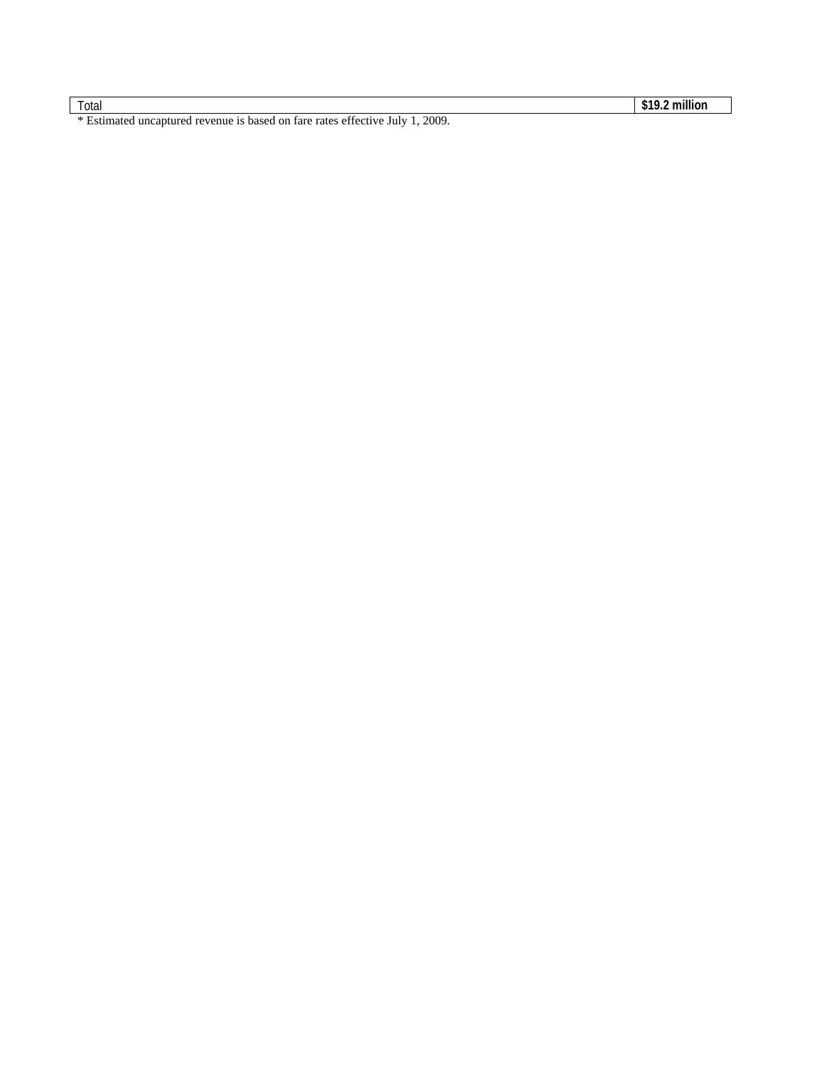| Total | **$19.2 million** |
|---|---|

\* Estimated uncaptured revenue is based on fare rates effective July 1, 2009.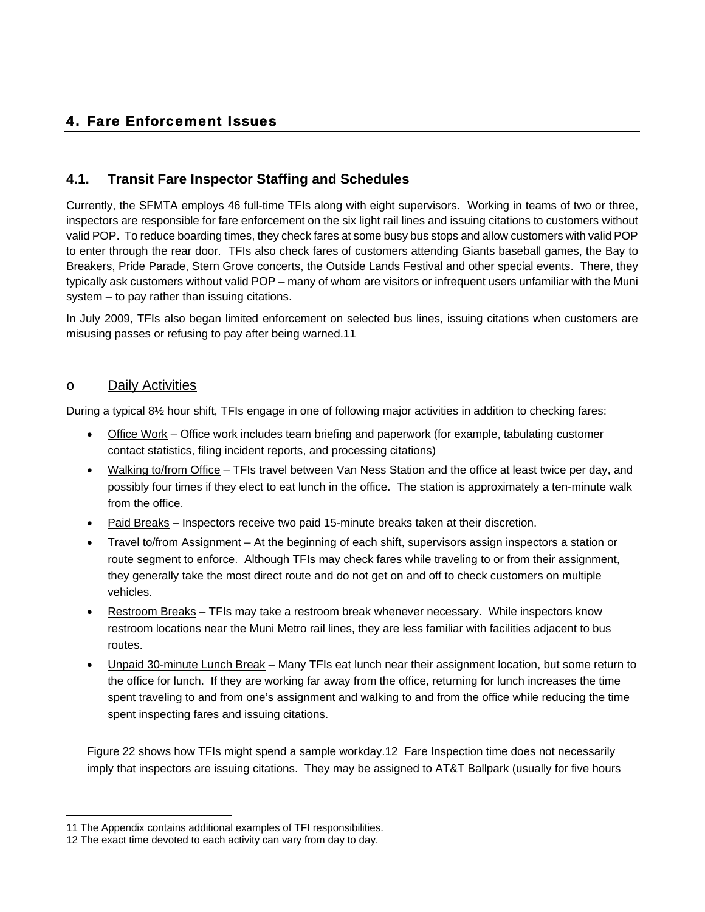## 4. Fare Enforcement Issues

### 4.1. Transit Fare Inspector Staffing and Schedules

Currently, the SFMTA employs 46 full-time TFIs along with eight supervisors. Working in teams of two or three, inspectors are responsible for fare enforcement on the six light rail lines and issuing citations to customers without valid POP. To reduce boarding times, they check fares at some busy bus stops and allow customers with valid POP to enter through the rear door. TFIs also check fares of customers attending Giants baseball games, the Bay to Breakers, Pride Parade, Stern Grove concerts, the Outside Lands Festival and other special events. There, they typically ask customers without valid POP – many of whom are visitors or infrequent users unfamiliar with the Muni system – to pay rather than issuing citations.

In July 2009, TFIs also began limited enforcement on selected bus lines, issuing citations when customers are misusing passes or refusing to pay after being warned.[11]

#### o Daily Activities

During a typical 8½ hour shift, TFIs engage in one of following major activities in addition to checking fares:

- Office Work – Office work includes team briefing and paperwork (for example, tabulating customer contact statistics, filing incident reports, and processing citations)
- Walking to/from Office – TFIs travel between Van Ness Station and the office at least twice per day, and possibly four times if they elect to eat lunch in the office. The station is approximately a ten-minute walk from the office.
- Paid Breaks – Inspectors receive two paid 15-minute breaks taken at their discretion.
- Travel to/from Assignment – At the beginning of each shift, supervisors assign inspectors a station or route segment to enforce. Although TFIs may check fares while traveling to or from their assignment, they generally take the most direct route and do not get on and off to check customers on multiple vehicles.
- Restroom Breaks – TFIs may take a restroom break whenever necessary. While inspectors know restroom locations near the Muni Metro rail lines, they are less familiar with facilities adjacent to bus routes.
- Unpaid 30-minute Lunch Break – Many TFIs eat lunch near their assignment location, but some return to the office for lunch. If they are working far away from the office, returning for lunch increases the time spent traveling to and from one's assignment and walking to and from the office while reducing the time spent inspecting fares and issuing citations.

Figure 22 shows how TFIs might spend a sample workday.[12] Fare Inspection time does not necessarily imply that inspectors are issuing citations. They may be assigned to AT&T Ballpark (usually for five hours

---

[11] The Appendix contains additional examples of TFI responsibilities.

[12] The exact time devoted to each activity can vary from day to day.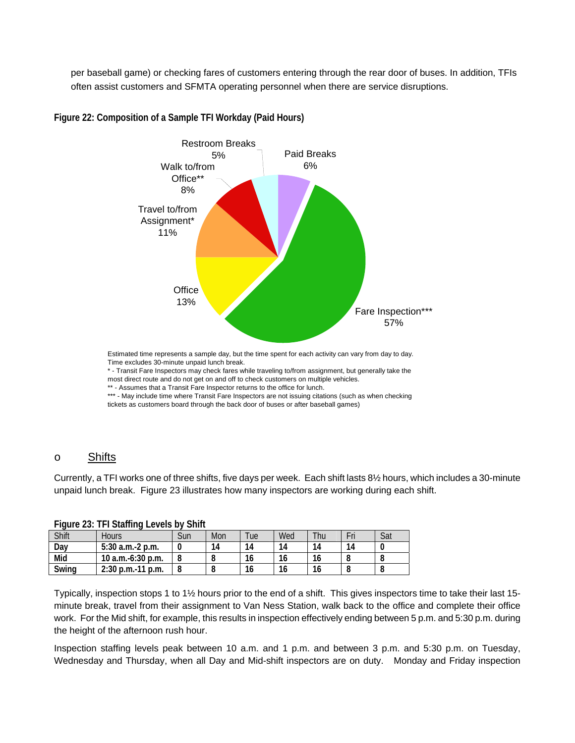per baseball game) or checking fares of customers entering through the rear door of buses. In addition, TFIs often assist customers and SFMTA operating personnel when there are service disruptions.

**Figure 22: Composition of a Sample TFI Workday (Paid Hours)**

| Activity | Share |
|---|---|
| Fare Inspection*** | 57% |
| Office | 13% |
| Travel to/from Assignment* | 11% |
| Walk to/from Office** | 8% |
| Paid Breaks | 6% |
| Restroom Breaks | 5% |

Estimated time represents a sample day, but the time spent for each activity can vary from day to day. Time excludes 30-minute unpaid lunch break.
* - Transit Fare Inspectors may check fares while traveling to/from assignment, but generally take the most direct route and do not get on and off to check customers on multiple vehicles.
** - Assumes that a Transit Fare Inspector returns to the office for lunch.
*** - May include time where Transit Fare Inspectors are not issuing citations (such as when checking tickets as customers board through the back door of buses or after baseball games)

- <u>Shifts</u>

Currently, a TFI works one of three shifts, five days per week. Each shift lasts 8½ hours, which includes a 30-minute unpaid lunch break. Figure 23 illustrates how many inspectors are working during each shift.

**Figure 23: TFI Staffing Levels by Shift**

| Shift | Hours | Sun | Mon | Tue | Wed | Thu | Fri | Sat |
|---|---|---|---|---|---|---|---|---|
| **Day** | **5:30 a.m.-2 p.m.** | **0** | **14** | **14** | **14** | **14** | **14** | **0** |
| **Mid** | **10 a.m.-6:30 p.m.** | **8** | **8** | **16** | **16** | **16** | **8** | **8** |
| **Swing** | **2:30 p.m.-11 p.m.** | **8** | **8** | **16** | **16** | **16** | **8** | **8** |

Typically, inspection stops 1 to 1½ hours prior to the end of a shift. This gives inspectors time to take their last 15-minute break, travel from their assignment to Van Ness Station, walk back to the office and complete their office work. For the Mid shift, for example, this results in inspection effectively ending between 5 p.m. and 5:30 p.m. during the height of the afternoon rush hour.

Inspection staffing levels peak between 10 a.m. and 1 p.m. and between 3 p.m. and 5:30 p.m. on Tuesday, Wednesday and Thursday, when all Day and Mid-shift inspectors are on duty. Monday and Friday inspection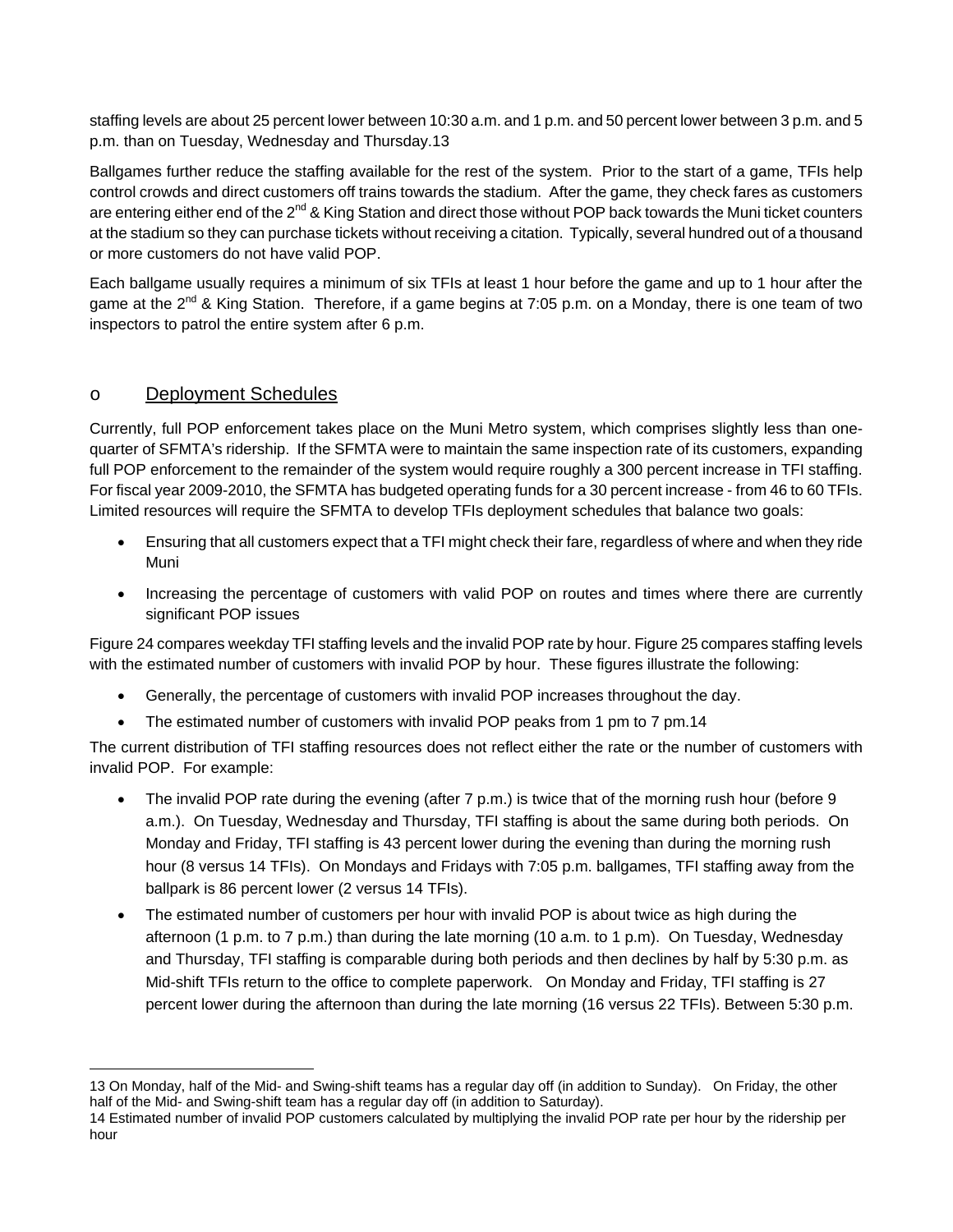staffing levels are about 25 percent lower between 10:30 a.m. and 1 p.m. and 50 percent lower between 3 p.m. and 5 p.m. than on Tuesday, Wednesday and Thursday.13

Ballgames further reduce the staffing available for the rest of the system. Prior to the start of a game, TFIs help control crowds and direct customers off trains towards the stadium. After the game, they check fares as customers are entering either end of the 2nd & King Station and direct those without POP back towards the Muni ticket counters at the stadium so they can purchase tickets without receiving a citation. Typically, several hundred out of a thousand or more customers do not have valid POP.

Each ballgame usually requires a minimum of six TFIs at least 1 hour before the game and up to 1 hour after the game at the 2nd & King Station. Therefore, if a game begins at 7:05 p.m. on a Monday, there is one team of two inspectors to patrol the entire system after 6 p.m.

## o Deployment Schedules

Currently, full POP enforcement takes place on the Muni Metro system, which comprises slightly less than one-quarter of SFMTA's ridership. If the SFMTA were to maintain the same inspection rate of its customers, expanding full POP enforcement to the remainder of the system would require roughly a 300 percent increase in TFI staffing. For fiscal year 2009-2010, the SFMTA has budgeted operating funds for a 30 percent increase - from 46 to 60 TFIs. Limited resources will require the SFMTA to develop TFIs deployment schedules that balance two goals:

- Ensuring that all customers expect that a TFI might check their fare, regardless of where and when they ride Muni
- Increasing the percentage of customers with valid POP on routes and times where there are currently significant POP issues

Figure 24 compares weekday TFI staffing levels and the invalid POP rate by hour. Figure 25 compares staffing levels with the estimated number of customers with invalid POP by hour. These figures illustrate the following:

- Generally, the percentage of customers with invalid POP increases throughout the day.
- The estimated number of customers with invalid POP peaks from 1 pm to 7 pm.14

The current distribution of TFI staffing resources does not reflect either the rate or the number of customers with invalid POP. For example:

- The invalid POP rate during the evening (after 7 p.m.) is twice that of the morning rush hour (before 9 a.m.). On Tuesday, Wednesday and Thursday, TFI staffing is about the same during both periods. On Monday and Friday, TFI staffing is 43 percent lower during the evening than during the morning rush hour (8 versus 14 TFIs). On Mondays and Fridays with 7:05 p.m. ballgames, TFI staffing away from the ballpark is 86 percent lower (2 versus 14 TFIs).
- The estimated number of customers per hour with invalid POP is about twice as high during the afternoon (1 p.m. to 7 p.m.) than during the late morning (10 a.m. to 1 p.m). On Tuesday, Wednesday and Thursday, TFI staffing is comparable during both periods and then declines by half by 5:30 p.m. as Mid-shift TFIs return to the office to complete paperwork. On Monday and Friday, TFI staffing is 27 percent lower during the afternoon than during the late morning (16 versus 22 TFIs). Between 5:30 p.m.

---

13 On Monday, half of the Mid- and Swing-shift teams has a regular day off (in addition to Sunday). On Friday, the other half of the Mid- and Swing-shift team has a regular day off (in addition to Saturday).

14 Estimated number of invalid POP customers calculated by multiplying the invalid POP rate per hour by the ridership per hour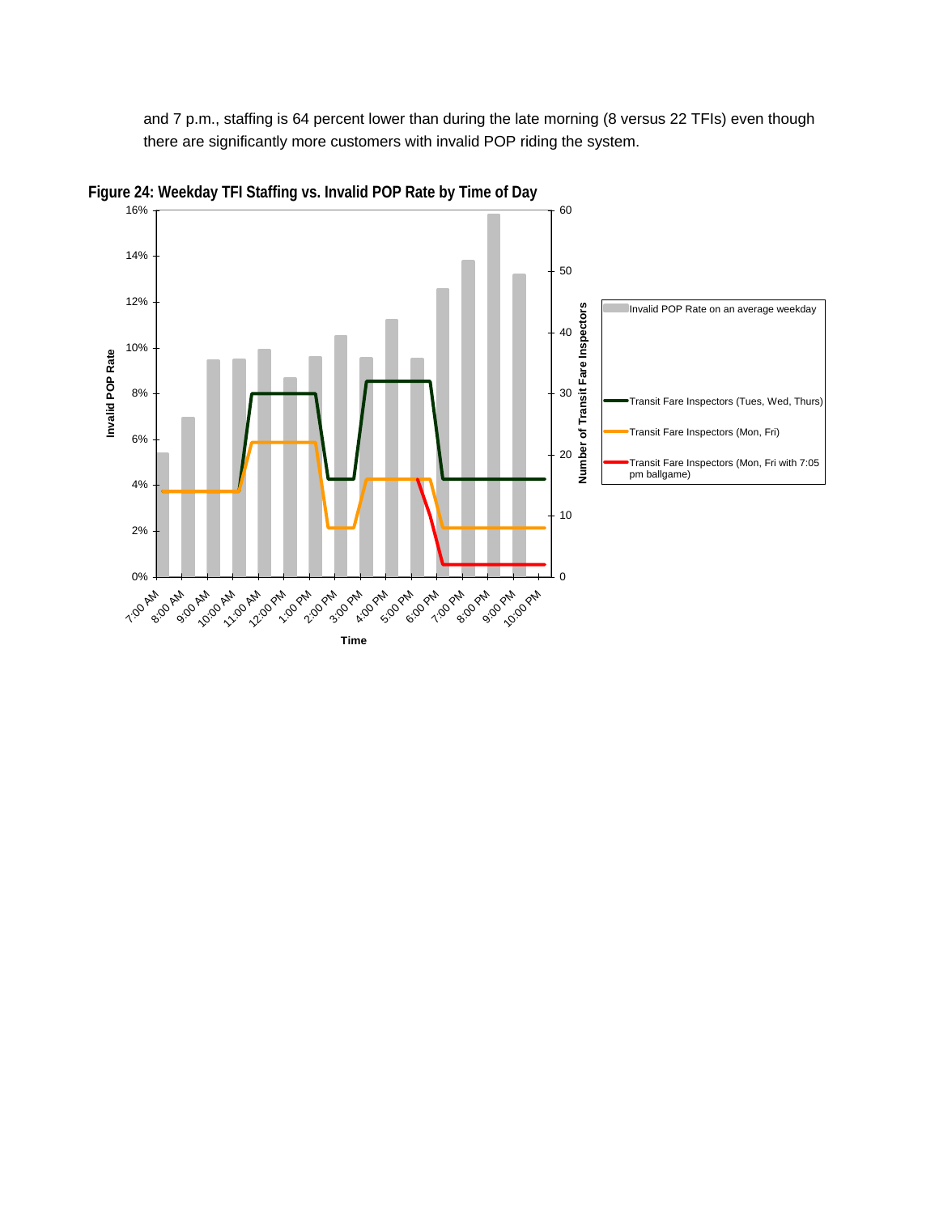and 7 p.m., staffing is 64 percent lower than during the late morning (8 versus 22 TFIs) even though there are significantly more customers with invalid POP riding the system.

**Figure 24: Weekday TFI Staffing vs. Invalid POP Rate by Time of Day**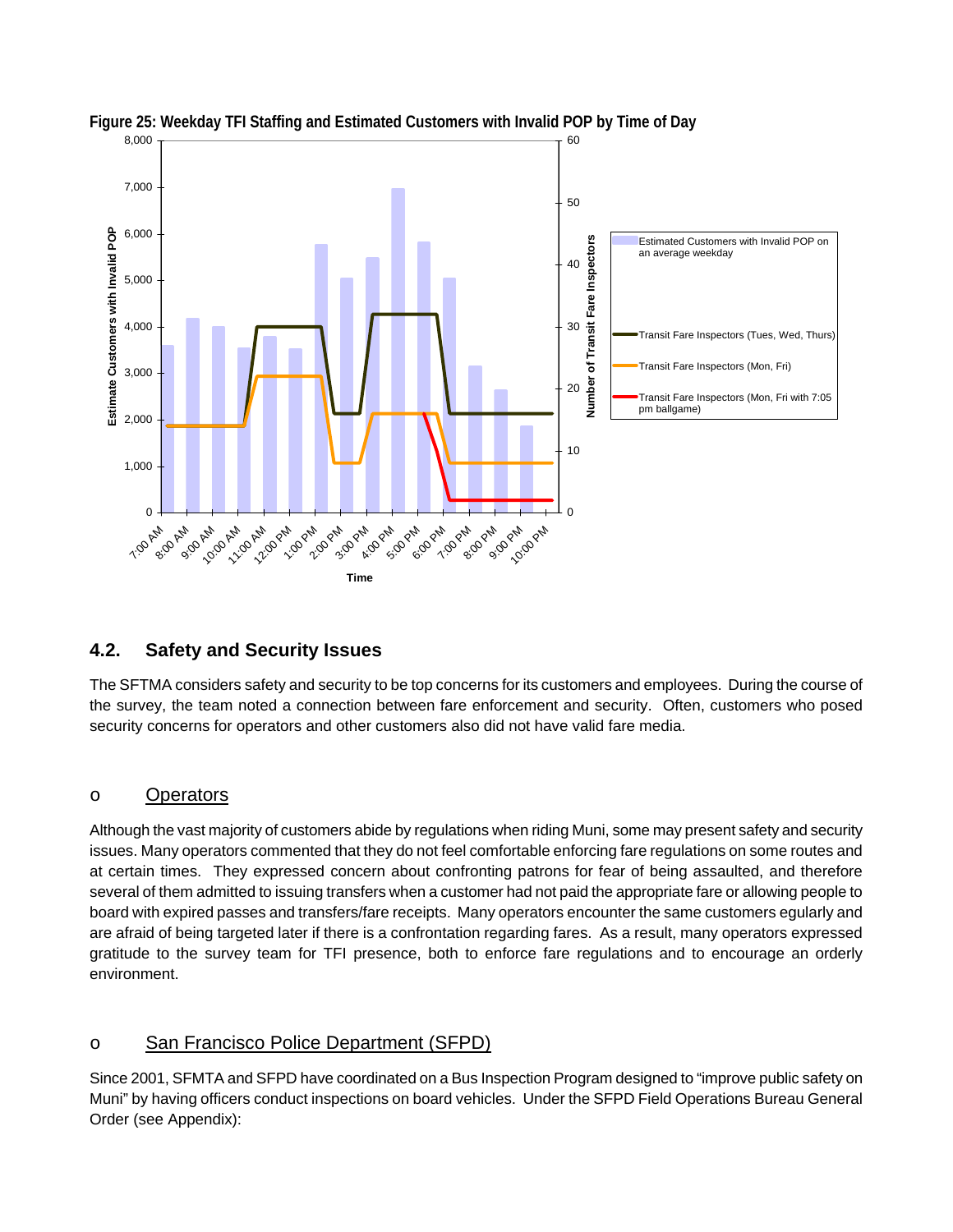**Figure 25: Weekday TFI Staffing and Estimated Customers with Invalid POP by Time of Day**

## 4.2. Safety and Security Issues

The SFTMA considers safety and security to be top concerns for its customers and employees. During the course of the survey, the team noted a connection between fare enforcement and security. Often, customers who posed security concerns for operators and other customers also did not have valid fare media.

- <u>Operators</u>

Although the vast majority of customers abide by regulations when riding Muni, some may present safety and security issues. Many operators commented that they do not feel comfortable enforcing fare regulations on some routes and at certain times. They expressed concern about confronting patrons for fear of being assaulted, and therefore several of them admitted to issuing transfers when a customer had not paid the appropriate fare or allowing people to board with expired passes and transfers/fare receipts. Many operators encounter the same customers egularly and are afraid of being targeted later if there is a confrontation regarding fares. As a result, many operators expressed gratitude to the survey team for TFI presence, both to enforce fare regulations and to encourage an orderly environment.

- <u>San Francisco Police Department (SFPD)</u>

Since 2001, SFMTA and SFPD have coordinated on a Bus Inspection Program designed to "improve public safety on Muni" by having officers conduct inspections on board vehicles. Under the SFPD Field Operations Bureau General Order (see Appendix):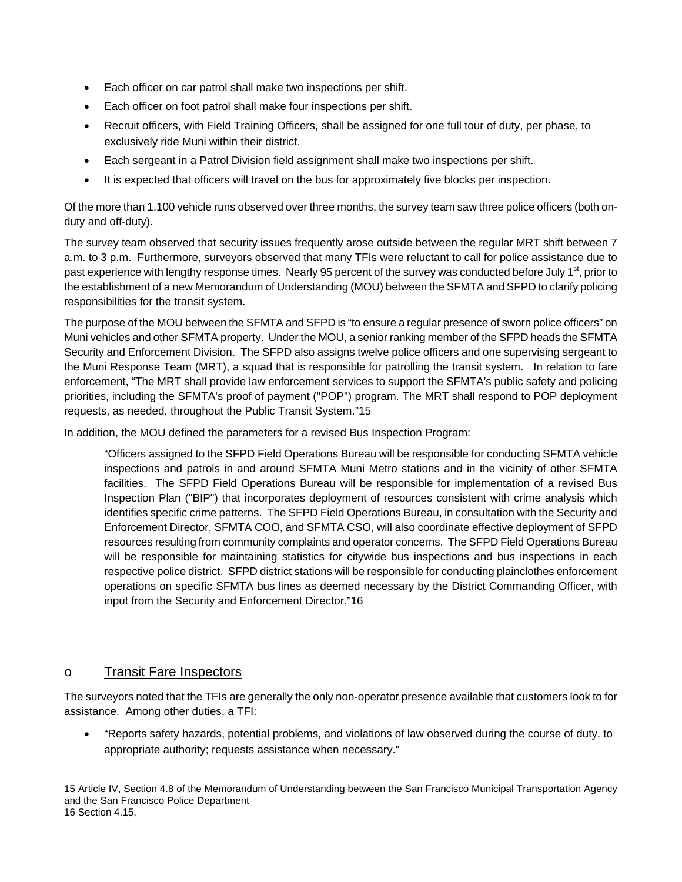- Each officer on car patrol shall make two inspections per shift.
- Each officer on foot patrol shall make four inspections per shift.
- Recruit officers, with Field Training Officers, shall be assigned for one full tour of duty, per phase, to exclusively ride Muni within their district.
- Each sergeant in a Patrol Division field assignment shall make two inspections per shift.
- It is expected that officers will travel on the bus for approximately five blocks per inspection.

Of the more than 1,100 vehicle runs observed over three months, the survey team saw three police officers (both on-duty and off-duty).

The survey team observed that security issues frequently arose outside between the regular MRT shift between 7 a.m. to 3 p.m. Furthermore, surveyors observed that many TFIs were reluctant to call for police assistance due to past experience with lengthy response times. Nearly 95 percent of the survey was conducted before July 1st, prior to the establishment of a new Memorandum of Understanding (MOU) between the SFMTA and SFPD to clarify policing responsibilities for the transit system.

The purpose of the MOU between the SFMTA and SFPD is "to ensure a regular presence of sworn police officers" on Muni vehicles and other SFMTA property. Under the MOU, a senior ranking member of the SFPD heads the SFMTA Security and Enforcement Division. The SFPD also assigns twelve police officers and one supervising sergeant to the Muni Response Team (MRT), a squad that is responsible for patrolling the transit system. In relation to fare enforcement, "The MRT shall provide law enforcement services to support the SFMTA's public safety and policing priorities, including the SFMTA's proof of payment ("POP") program. The MRT shall respond to POP deployment requests, as needed, throughout the Public Transit System."15

In addition, the MOU defined the parameters for a revised Bus Inspection Program:

> "Officers assigned to the SFPD Field Operations Bureau will be responsible for conducting SFMTA vehicle inspections and patrols in and around SFMTA Muni Metro stations and in the vicinity of other SFMTA facilities. The SFPD Field Operations Bureau will be responsible for implementation of a revised Bus Inspection Plan ("BIP") that incorporates deployment of resources consistent with crime analysis which identifies specific crime patterns. The SFPD Field Operations Bureau, in consultation with the Security and Enforcement Director, SFMTA COO, and SFMTA CSO, will also coordinate effective deployment of SFPD resources resulting from community complaints and operator concerns. The SFPD Field Operations Bureau will be responsible for maintaining statistics for citywide bus inspections and bus inspections in each respective police district. SFPD district stations will be responsible for conducting plainclothes enforcement operations on specific SFMTA bus lines as deemed necessary by the District Commanding Officer, with input from the Security and Enforcement Director."16

### o Transit Fare Inspectors

The surveyors noted that the TFIs are generally the only non-operator presence available that customers look to for assistance. Among other duties, a TFI:

- "Reports safety hazards, potential problems, and violations of law observed during the course of duty, to appropriate authority; requests assistance when necessary."

---

15 Article IV, Section 4.8 of the Memorandum of Understanding between the San Francisco Municipal Transportation Agency and the San Francisco Police Department

16 Section 4.15,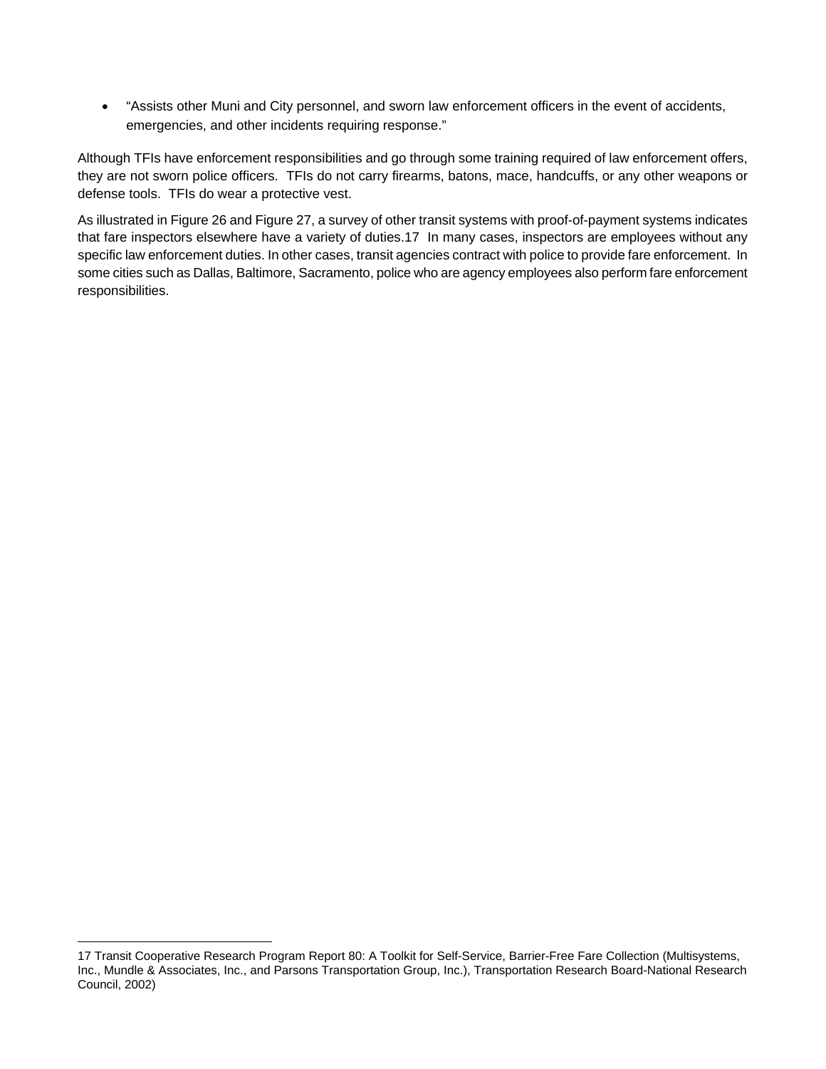- "Assists other Muni and City personnel, and sworn law enforcement officers in the event of accidents, emergencies, and other incidents requiring response."

Although TFIs have enforcement responsibilities and go through some training required of law enforcement offers, they are not sworn police officers. TFIs do not carry firearms, batons, mace, handcuffs, or any other weapons or defense tools. TFIs do wear a protective vest.

As illustrated in Figure 26 and Figure 27, a survey of other transit systems with proof-of-payment systems indicates that fare inspectors elsewhere have a variety of duties.[17] In many cases, inspectors are employees without any specific law enforcement duties. In other cases, transit agencies contract with police to provide fare enforcement. In some cities such as Dallas, Baltimore, Sacramento, police who are agency employees also perform fare enforcement responsibilities.

---

[17] Transit Cooperative Research Program Report 80: A Toolkit for Self-Service, Barrier-Free Fare Collection (Multisystems, Inc., Mundle & Associates, Inc., and Parsons Transportation Group, Inc.), Transportation Research Board-National Research Council, 2002)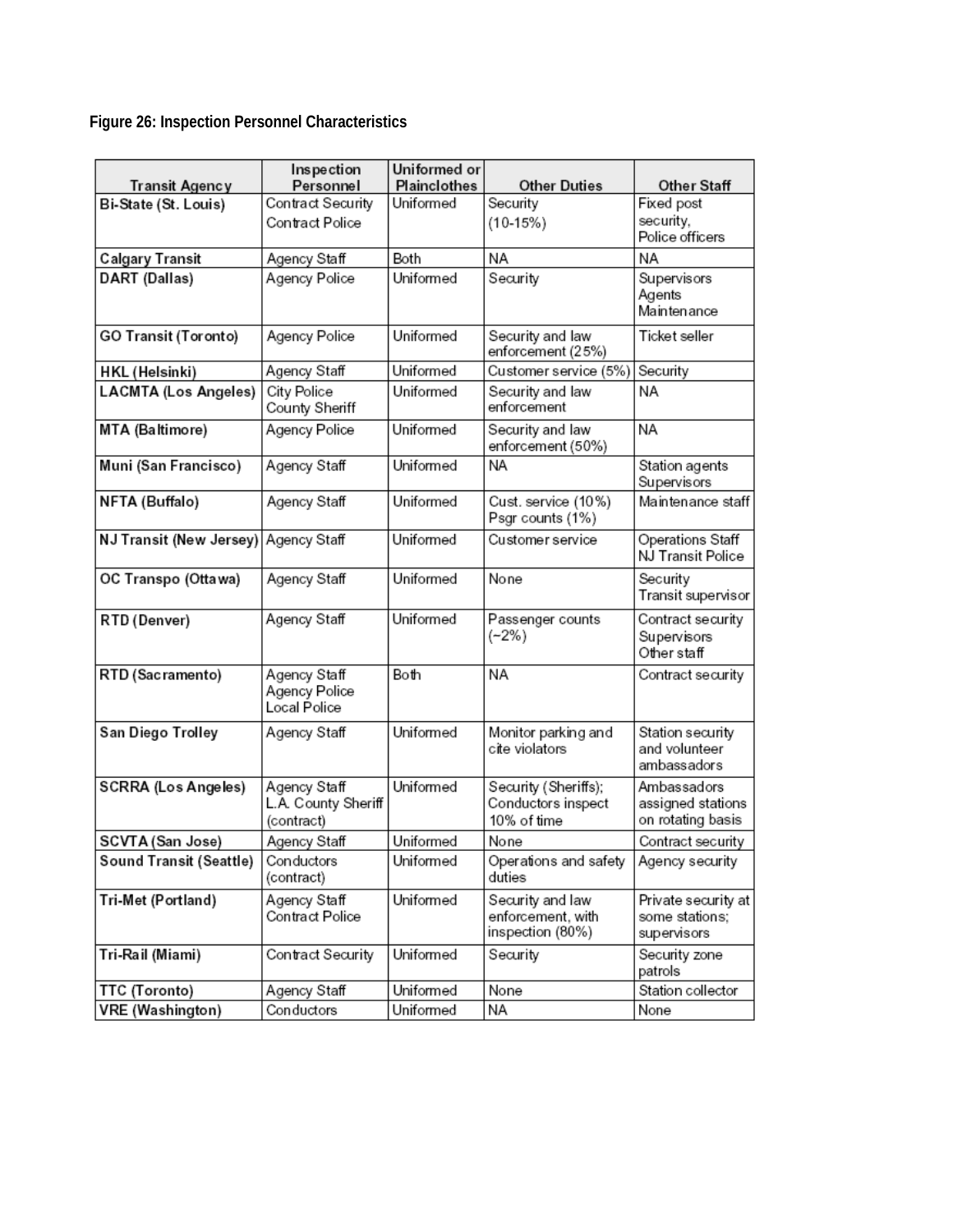**Figure 26: Inspection Personnel Characteristics**

| Transit Agency | Inspection Personnel | Uniformed or Plainclothes | Other Duties | Other Staff |
|---|---|---|---|---|
| Bi-State (St. Louis) | Contract Security<br>Contract Police | Uniformed | Security<br>(10-15%) | Fixed post security,<br>Police officers |
| Calgary Transit | Agency Staff | Both | NA | NA |
| DART (Dallas) | Agency Police | Uniformed | Security | Supervisors<br>Agents<br>Maintenance |
| GO Transit (Toronto) | Agency Police | Uniformed | Security and law enforcement (25%) | Ticket seller |
| HKL (Helsinki) | Agency Staff | Uniformed | Customer service (5%) | Security |
| LACMTA (Los Angeles) | City Police<br>County Sheriff | Uniformed | Security and law enforcement | NA |
| MTA (Baltimore) | Agency Police | Uniformed | Security and law enforcement (50%) | NA |
| Muni (San Francisco) | Agency Staff | Uniformed | NA | Station agents<br>Supervisors |
| NFTA (Buffalo) | Agency Staff | Uniformed | Cust. service (10%)<br>Psgr counts (1%) | Maintenance staff |
| NJ Transit (New Jersey) | Agency Staff | Uniformed | Customer service | Operations Staff<br>NJ Transit Police |
| OC Transpo (Ottawa) | Agency Staff | Uniformed | None | Security<br>Transit supervisor |
| RTD (Denver) | Agency Staff | Uniformed | Passenger counts (~2%) | Contract security<br>Supervisors<br>Other staff |
| RTD (Sacramento) | Agency Staff<br>Agency Police<br>Local Police | Both | NA | Contract security |
| San Diego Trolley | Agency Staff | Uniformed | Monitor parking and cite violators | Station security and volunteer ambassadors |
| SCRRA (Los Angeles) | Agency Staff<br>L.A. County Sheriff (contract) | Uniformed | Security (Sheriffs);<br>Conductors inspect 10% of time | Ambassadors assigned stations on rotating basis |
| SCVTA (San Jose) | Agency Staff | Uniformed | None | Contract security |
| Sound Transit (Seattle) | Conductors (contract) | Uniformed | Operations and safety duties | Agency security |
| Tri-Met (Portland) | Agency Staff<br>Contract Police | Uniformed | Security and law enforcement, with inspection (80%) | Private security at some stations;<br>supervisors |
| Tri-Rail (Miami) | Contract Security | Uniformed | Security | Security zone patrols |
| TTC (Toronto) | Agency Staff | Uniformed | None | Station collector |
| VRE (Washington) | Conductors | Uniformed | NA | None |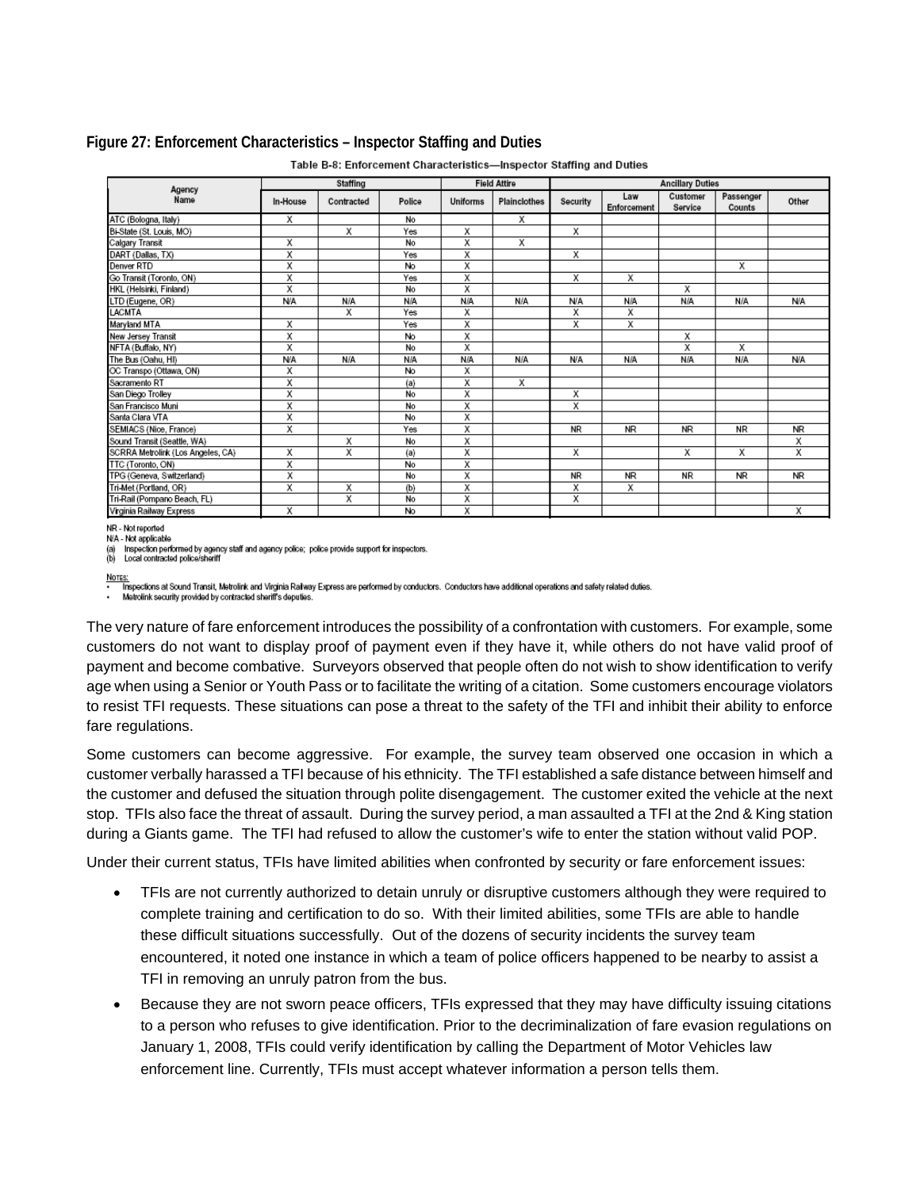**Figure 27: Enforcement Characteristics – Inspector Staffing and Duties**

Table B-8: Enforcement Characteristics—Inspector Staffing and Duties

| Agency Name | Staffing | | | Field Attire | | Ancillary Duties | | | | |
|---|---|---|---|---|---|---|---|---|---|---|
| | In-House | Contracted | Police | Uniforms | Plainclothes | Security | Law Enforcement | Customer Service | Passenger Counts | Other |
| ATC (Bologna, Italy) | X | | No | | X | | | | | |
| Bi-State (St. Louis, MO) | | X | Yes | X | | X | | | | |
| Calgary Transit | X | | No | X | X | | | | | |
| DART (Dallas, TX) | X | | Yes | X | | X | | | | |
| Denver RTD | X | | No | X | | | | | X | |
| Go Transit (Toronto, ON) | X | | Yes | X | | X | X | | | |
| HKL (Helsinki, Finland) | X | | No | X | | | | X | | |
| LTD (Eugene, OR) | N/A | N/A | N/A | N/A | N/A | N/A | N/A | N/A | N/A | N/A |
| LACMTA | | X | Yes | X | | X | X | | | |
| Maryland MTA | X | | Yes | X | | X | X | | | |
| New Jersey Transit | X | | No | X | | | | X | | |
| NFTA (Buffalo, NY) | X | | No | X | | | | X | X | |
| The Bus (Oahu, HI) | N/A | N/A | N/A | N/A | N/A | N/A | N/A | N/A | N/A | N/A |
| OC Transpo (Ottawa, ON) | X | | No | X | | | | | | |
| Sacramento RT | X | | (a) | X | X | | | | | |
| San Diego Trolley | X | | No | X | | X | | | | |
| San Francisco Muni | X | | No | X | | X | | | | |
| Santa Clara VTA | X | | No | X | | | | | | |
| SEMIACS (Nice, France) | X | | Yes | X | | NR | NR | NR | NR | NR |
| Sound Transit (Seattle, WA) | | X | No | X | | | | | | X |
| SCRRA Metrolink (Los Angeles, CA) | X | X | (a) | X | | X | | X | X | X |
| TTC (Toronto, ON) | X | | No | X | | | | | | |
| TPG (Geneva, Switzerland) | X | | No | X | | NR | NR | NR | NR | NR |
| Tri-Met (Portland, OR) | X | X | (b) | X | | X | X | | | |
| Tri-Rail (Pompano Beach, FL) | | X | No | X | | X | | | | |
| Virginia Railway Express | X | | No | X | | | | | | X |

NR - Not reported
N/A - Not applicable
(a) Inspection performed by agency staff and agency police; police provide support for inspectors.
(b) Local contracted police/sheriff

NOTES:
- Inspections at Sound Transit, Metrolink and Virginia Railway Express are performed by conductors. Conductors have additional operations and safety related duties.
- Metrolink security provided by contracted sheriff's deputies.

The very nature of fare enforcement introduces the possibility of a confrontation with customers. For example, some customers do not want to display proof of payment even if they have it, while others do not have valid proof of payment and become combative. Surveyors observed that people often do not wish to show identification to verify age when using a Senior or Youth Pass or to facilitate the writing of a citation. Some customers encourage violators to resist TFI requests. These situations can pose a threat to the safety of the TFI and inhibit their ability to enforce fare regulations.

Some customers can become aggressive. For example, the survey team observed one occasion in which a customer verbally harassed a TFI because of his ethnicity. The TFI established a safe distance between himself and the customer and defused the situation through polite disengagement. The customer exited the vehicle at the next stop. TFIs also face the threat of assault. During the survey period, a man assaulted a TFI at the 2nd & King station during a Giants game. The TFI had refused to allow the customer's wife to enter the station without valid POP.

Under their current status, TFIs have limited abilities when confronted by security or fare enforcement issues:

- TFIs are not currently authorized to detain unruly or disruptive customers although they were required to complete training and certification to do so. With their limited abilities, some TFIs are able to handle these difficult situations successfully. Out of the dozens of security incidents the survey team encountered, it noted one instance in which a team of police officers happened to be nearby to assist a TFI in removing an unruly patron from the bus.
- Because they are not sworn peace officers, TFIs expressed that they may have difficulty issuing citations to a person who refuses to give identification. Prior to the decriminalization of fare evasion regulations on January 1, 2008, TFIs could verify identification by calling the Department of Motor Vehicles law enforcement line. Currently, TFIs must accept whatever information a person tells them.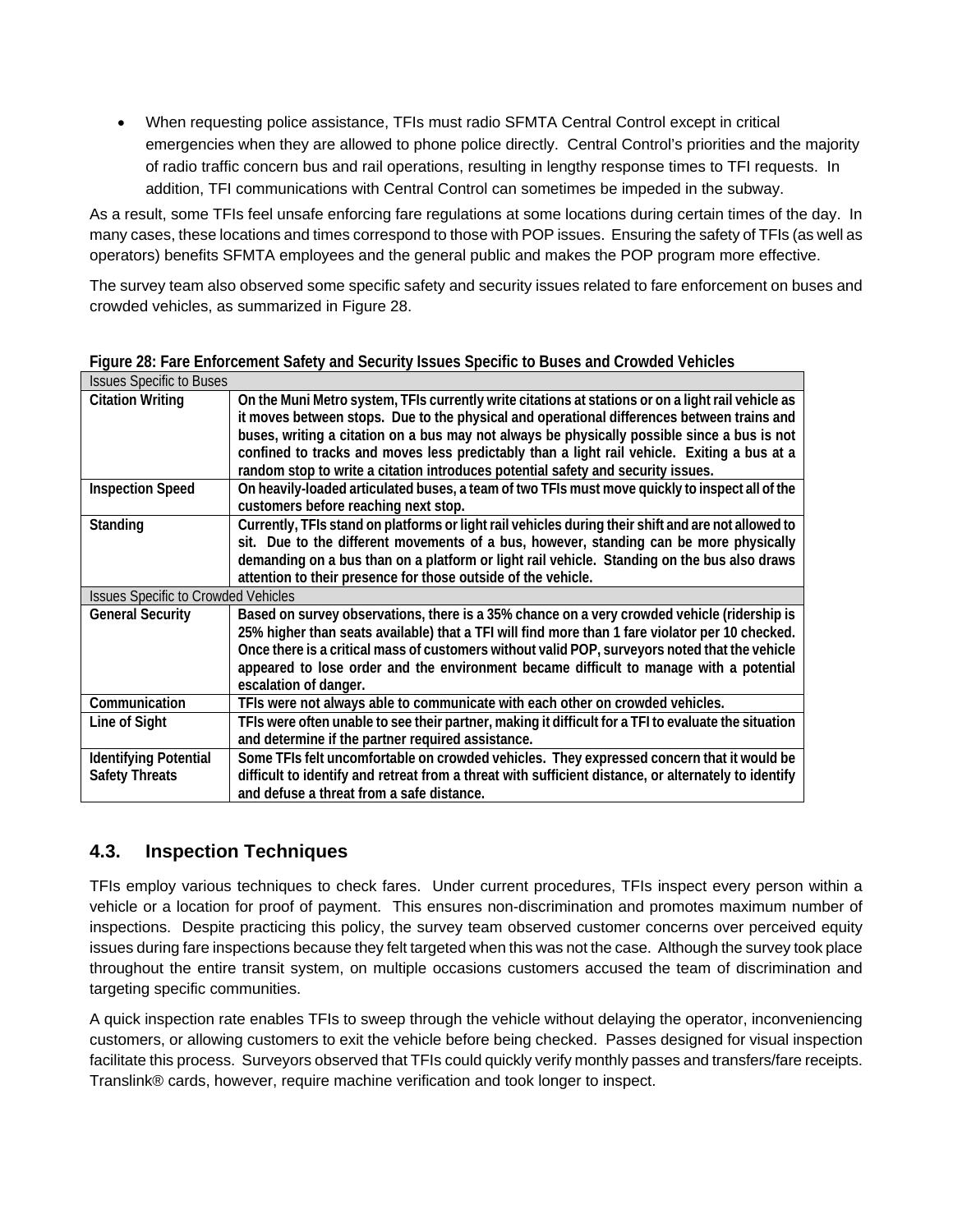- When requesting police assistance, TFIs must radio SFMTA Central Control except in critical emergencies when they are allowed to phone police directly. Central Control's priorities and the majority of radio traffic concern bus and rail operations, resulting in lengthy response times to TFI requests. In addition, TFI communications with Central Control can sometimes be impeded in the subway.

As a result, some TFIs feel unsafe enforcing fare regulations at some locations during certain times of the day. In many cases, these locations and times correspond to those with POP issues. Ensuring the safety of TFIs (as well as operators) benefits SFMTA employees and the general public and makes the POP program more effective.

The survey team also observed some specific safety and security issues related to fare enforcement on buses and crowded vehicles, as summarized in Figure 28.

**Figure 28: Fare Enforcement Safety and Security Issues Specific to Buses and Crowded Vehicles**

| Issues Specific to Buses | |
|---|---|
| **Citation Writing** | **On the Muni Metro system, TFIs currently write citations at stations or on a light rail vehicle as it moves between stops. Due to the physical and operational differences between trains and buses, writing a citation on a bus may not always be physically possible since a bus is not confined to tracks and moves less predictably than a light rail vehicle. Exiting a bus at a random stop to write a citation introduces potential safety and security issues.** |
| **Inspection Speed** | **On heavily-loaded articulated buses, a team of two TFIs must move quickly to inspect all of the customers before reaching next stop.** |
| **Standing** | **Currently, TFIs stand on platforms or light rail vehicles during their shift and are not allowed to sit. Due to the different movements of a bus, however, standing can be more physically demanding on a bus than on a platform or light rail vehicle. Standing on the bus also draws attention to their presence for those outside of the vehicle.** |
| Issues Specific to Crowded Vehicles | |
| **General Security** | **Based on survey observations, there is a 35% chance on a very crowded vehicle (ridership is 25% higher than seats available) that a TFI will find more than 1 fare violator per 10 checked. Once there is a critical mass of customers without valid POP, surveyors noted that the vehicle appeared to lose order and the environment became difficult to manage with a potential escalation of danger.** |
| **Communication** | **TFIs were not always able to communicate with each other on crowded vehicles.** |
| **Line of Sight** | **TFIs were often unable to see their partner, making it difficult for a TFI to evaluate the situation and determine if the partner required assistance.** |
| **Identifying Potential Safety Threats** | **Some TFIs felt uncomfortable on crowded vehicles. They expressed concern that it would be difficult to identify and retreat from a threat with sufficient distance, or alternately to identify and defuse a threat from a safe distance.** |

## 4.3. Inspection Techniques

TFIs employ various techniques to check fares. Under current procedures, TFIs inspect every person within a vehicle or a location for proof of payment. This ensures non-discrimination and promotes maximum number of inspections. Despite practicing this policy, the survey team observed customer concerns over perceived equity issues during fare inspections because they felt targeted when this was not the case. Although the survey took place throughout the entire transit system, on multiple occasions customers accused the team of discrimination and targeting specific communities.

A quick inspection rate enables TFIs to sweep through the vehicle without delaying the operator, inconveniencing customers, or allowing customers to exit the vehicle before being checked. Passes designed for visual inspection facilitate this process. Surveyors observed that TFIs could quickly verify monthly passes and transfers/fare receipts. Translink® cards, however, require machine verification and took longer to inspect.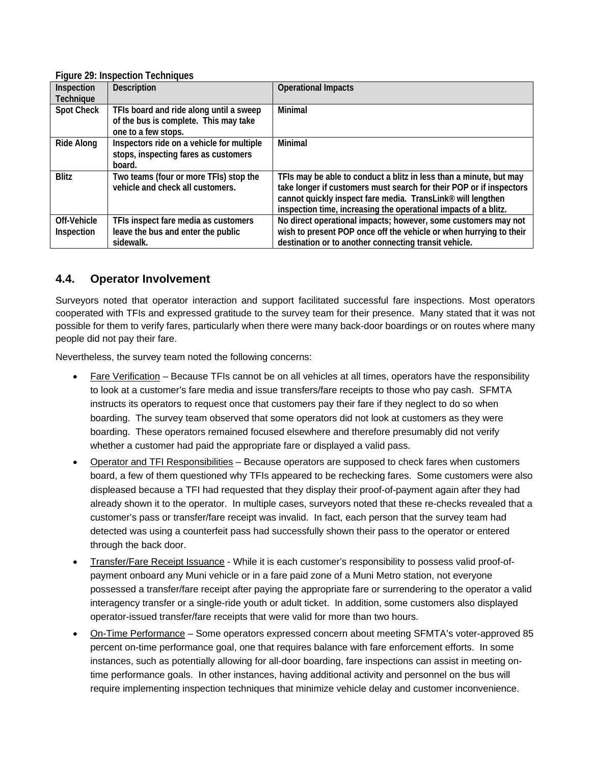**Figure 29: Inspection Techniques**

| Inspection Technique | Description | Operational Impacts |
|---|---|---|
| **Spot Check** | **TFIs board and ride along until a sweep of the bus is complete. This may take one to a few stops.** | **Minimal** |
| **Ride Along** | **Inspectors ride on a vehicle for multiple stops, inspecting fares as customers board.** | **Minimal** |
| **Blitz** | **Two teams (four or more TFIs) stop the vehicle and check all customers.** | **TFIs may be able to conduct a blitz in less than a minute, but may take longer if customers must search for their POP or if inspectors cannot quickly inspect fare media. TransLink® will lengthen inspection time, increasing the operational impacts of a blitz.** |
| **Off-Vehicle Inspection** | **TFIs inspect fare media as customers leave the bus and enter the public sidewalk.** | **No direct operational impacts; however, some customers may not wish to present POP once off the vehicle or when hurrying to their destination or to another connecting transit vehicle.** |

## 4.4. Operator Involvement

Surveyors noted that operator interaction and support facilitated successful fare inspections. Most operators cooperated with TFIs and expressed gratitude to the survey team for their presence. Many stated that it was not possible for them to verify fares, particularly when there were many back-door boardings or on routes where many people did not pay their fare.

Nevertheless, the survey team noted the following concerns:

- Fare Verification – Because TFIs cannot be on all vehicles at all times, operators have the responsibility to look at a customer's fare media and issue transfers/fare receipts to those who pay cash. SFMTA instructs its operators to request once that customers pay their fare if they neglect to do so when boarding. The survey team observed that some operators did not look at customers as they were boarding. These operators remained focused elsewhere and therefore presumably did not verify whether a customer had paid the appropriate fare or displayed a valid pass.
- Operator and TFI Responsibilities – Because operators are supposed to check fares when customers board, a few of them questioned why TFIs appeared to be rechecking fares. Some customers were also displeased because a TFI had requested that they display their proof-of-payment again after they had already shown it to the operator. In multiple cases, surveyors noted that these re-checks revealed that a customer's pass or transfer/fare receipt was invalid. In fact, each person that the survey team had detected was using a counterfeit pass had successfully shown their pass to the operator or entered through the back door.
- Transfer/Fare Receipt Issuance - While it is each customer's responsibility to possess valid proof-of-payment onboard any Muni vehicle or in a fare paid zone of a Muni Metro station, not everyone possessed a transfer/fare receipt after paying the appropriate fare or surrendering to the operator a valid interagency transfer or a single-ride youth or adult ticket. In addition, some customers also displayed operator-issued transfer/fare receipts that were valid for more than two hours.
- On-Time Performance – Some operators expressed concern about meeting SFMTA's voter-approved 85 percent on-time performance goal, one that requires balance with fare enforcement efforts. In some instances, such as potentially allowing for all-door boarding, fare inspections can assist in meeting on-time performance goals. In other instances, having additional activity and personnel on the bus will require implementing inspection techniques that minimize vehicle delay and customer inconvenience.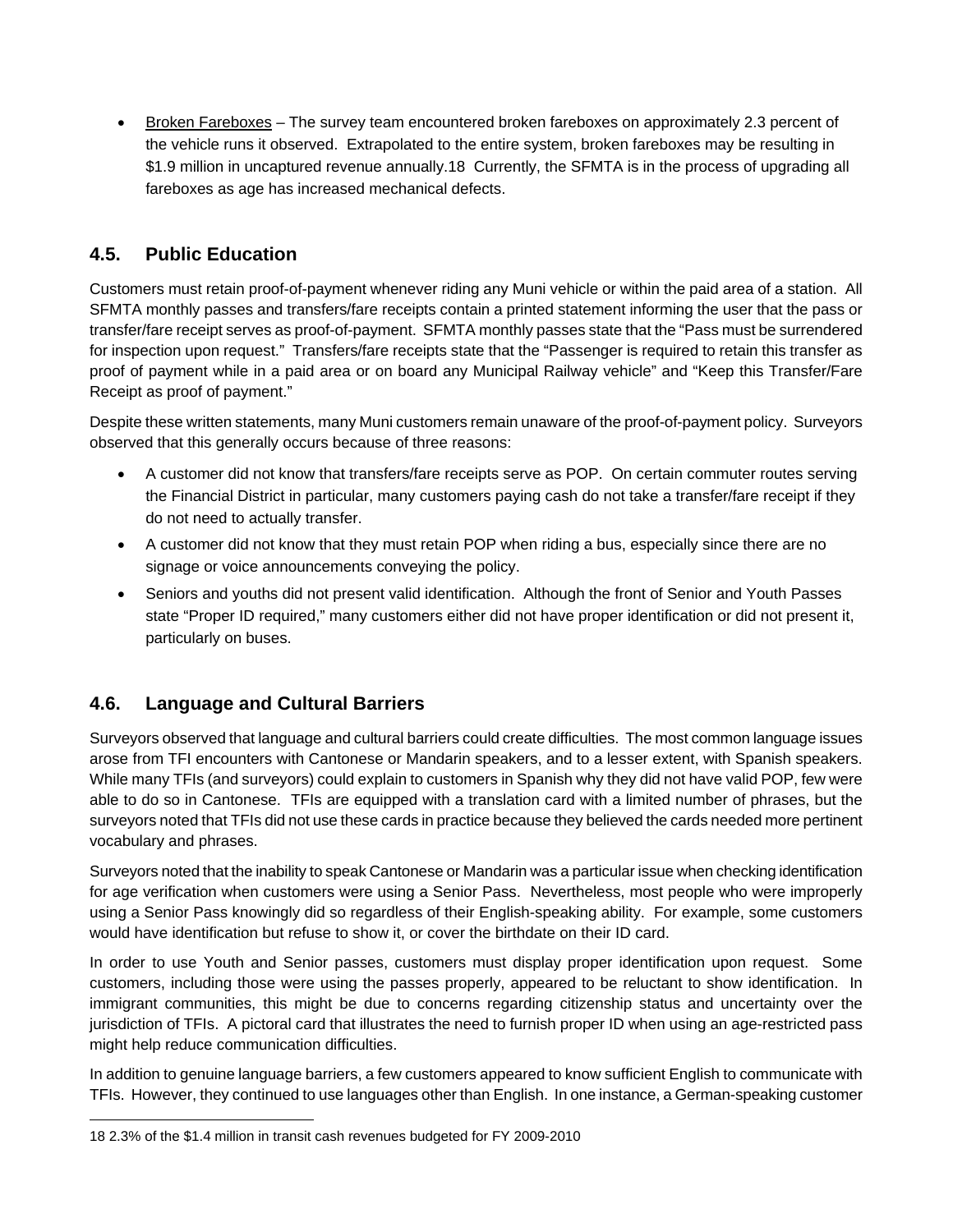- Broken Fareboxes – The survey team encountered broken fareboxes on approximately 2.3 percent of the vehicle runs it observed. Extrapolated to the entire system, broken fareboxes may be resulting in $1.9 million in uncaptured revenue annually.[18] Currently, the SFMTA is in the process of upgrading all fareboxes as age has increased mechanical defects.

## 4.5. Public Education

Customers must retain proof-of-payment whenever riding any Muni vehicle or within the paid area of a station. All SFMTA monthly passes and transfers/fare receipts contain a printed statement informing the user that the pass or transfer/fare receipt serves as proof-of-payment. SFMTA monthly passes state that the "Pass must be surrendered for inspection upon request." Transfers/fare receipts state that the "Passenger is required to retain this transfer as proof of payment while in a paid area or on board any Municipal Railway vehicle" and "Keep this Transfer/Fare Receipt as proof of payment."

Despite these written statements, many Muni customers remain unaware of the proof-of-payment policy. Surveyors observed that this generally occurs because of three reasons:

- A customer did not know that transfers/fare receipts serve as POP. On certain commuter routes serving the Financial District in particular, many customers paying cash do not take a transfer/fare receipt if they do not need to actually transfer.
- A customer did not know that they must retain POP when riding a bus, especially since there are no signage or voice announcements conveying the policy.
- Seniors and youths did not present valid identification. Although the front of Senior and Youth Passes state "Proper ID required," many customers either did not have proper identification or did not present it, particularly on buses.

## 4.6. Language and Cultural Barriers

Surveyors observed that language and cultural barriers could create difficulties. The most common language issues arose from TFI encounters with Cantonese or Mandarin speakers, and to a lesser extent, with Spanish speakers. While many TFIs (and surveyors) could explain to customers in Spanish why they did not have valid POP, few were able to do so in Cantonese. TFIs are equipped with a translation card with a limited number of phrases, but the surveyors noted that TFIs did not use these cards in practice because they believed the cards needed more pertinent vocabulary and phrases.

Surveyors noted that the inability to speak Cantonese or Mandarin was a particular issue when checking identification for age verification when customers were using a Senior Pass. Nevertheless, most people who were improperly using a Senior Pass knowingly did so regardless of their English-speaking ability. For example, some customers would have identification but refuse to show it, or cover the birthdate on their ID card.

In order to use Youth and Senior passes, customers must display proper identification upon request. Some customers, including those were using the passes properly, appeared to be reluctant to show identification. In immigrant communities, this might be due to concerns regarding citizenship status and uncertainty over the jurisdiction of TFIs. A pictoral card that illustrates the need to furnish proper ID when using an age-restricted pass might help reduce communication difficulties.

In addition to genuine language barriers, a few customers appeared to know sufficient English to communicate with TFIs. However, they continued to use languages other than English. In one instance, a German-speaking customer

---

[18] 2.3% of the $1.4 million in transit cash revenues budgeted for FY 2009-2010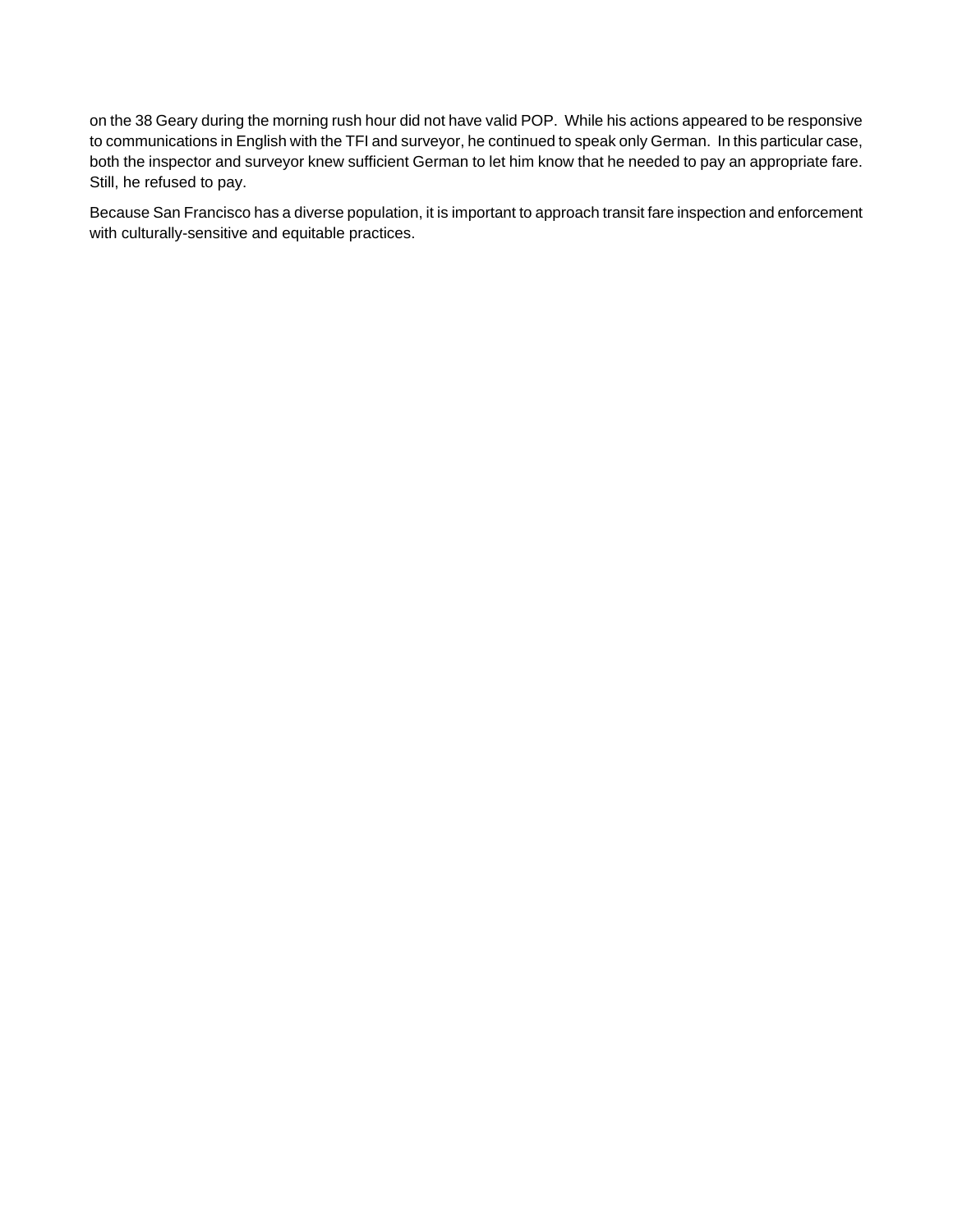on the 38 Geary during the morning rush hour did not have valid POP. While his actions appeared to be responsive to communications in English with the TFI and surveyor, he continued to speak only German. In this particular case, both the inspector and surveyor knew sufficient German to let him know that he needed to pay an appropriate fare. Still, he refused to pay.

Because San Francisco has a diverse population, it is important to approach transit fare inspection and enforcement with culturally-sensitive and equitable practices.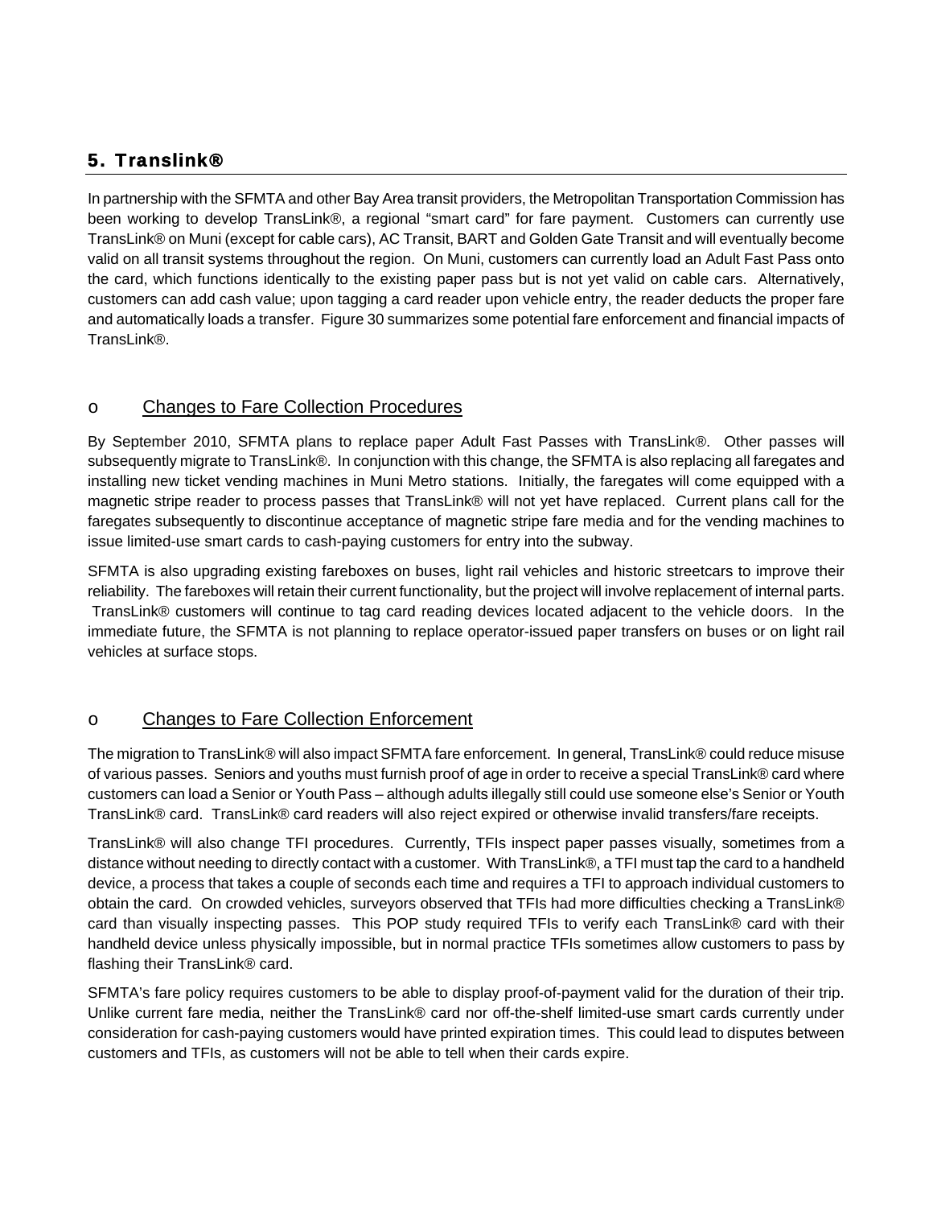## 5. Translink®

In partnership with the SFMTA and other Bay Area transit providers, the Metropolitan Transportation Commission has been working to develop TransLink®, a regional "smart card" for fare payment. Customers can currently use TransLink® on Muni (except for cable cars), AC Transit, BART and Golden Gate Transit and will eventually become valid on all transit systems throughout the region. On Muni, customers can currently load an Adult Fast Pass onto the card, which functions identically to the existing paper pass but is not yet valid on cable cars. Alternatively, customers can add cash value; upon tagging a card reader upon vehicle entry, the reader deducts the proper fare and automatically loads a transfer. Figure 30 summarizes some potential fare enforcement and financial impacts of TransLink®.

### o Changes to Fare Collection Procedures

By September 2010, SFMTA plans to replace paper Adult Fast Passes with TransLink®. Other passes will subsequently migrate to TransLink®. In conjunction with this change, the SFMTA is also replacing all faregates and installing new ticket vending machines in Muni Metro stations. Initially, the faregates will come equipped with a magnetic stripe reader to process passes that TransLink® will not yet have replaced. Current plans call for the faregates subsequently to discontinue acceptance of magnetic stripe fare media and for the vending machines to issue limited-use smart cards to cash-paying customers for entry into the subway.

SFMTA is also upgrading existing fareboxes on buses, light rail vehicles and historic streetcars to improve their reliability. The fareboxes will retain their current functionality, but the project will involve replacement of internal parts. TransLink® customers will continue to tag card reading devices located adjacent to the vehicle doors. In the immediate future, the SFMTA is not planning to replace operator-issued paper transfers on buses or on light rail vehicles at surface stops.

### o Changes to Fare Collection Enforcement

The migration to TransLink® will also impact SFMTA fare enforcement. In general, TransLink® could reduce misuse of various passes. Seniors and youths must furnish proof of age in order to receive a special TransLink® card where customers can load a Senior or Youth Pass – although adults illegally still could use someone else's Senior or Youth TransLink® card. TransLink® card readers will also reject expired or otherwise invalid transfers/fare receipts.

TransLink® will also change TFI procedures. Currently, TFIs inspect paper passes visually, sometimes from a distance without needing to directly contact with a customer. With TransLink®, a TFI must tap the card to a handheld device, a process that takes a couple of seconds each time and requires a TFI to approach individual customers to obtain the card. On crowded vehicles, surveyors observed that TFIs had more difficulties checking a TransLink® card than visually inspecting passes. This POP study required TFIs to verify each TransLink® card with their handheld device unless physically impossible, but in normal practice TFIs sometimes allow customers to pass by flashing their TransLink® card.

SFMTA's fare policy requires customers to be able to display proof-of-payment valid for the duration of their trip. Unlike current fare media, neither the TransLink® card nor off-the-shelf limited-use smart cards currently under consideration for cash-paying customers would have printed expiration times. This could lead to disputes between customers and TFIs, as customers will not be able to tell when their cards expire.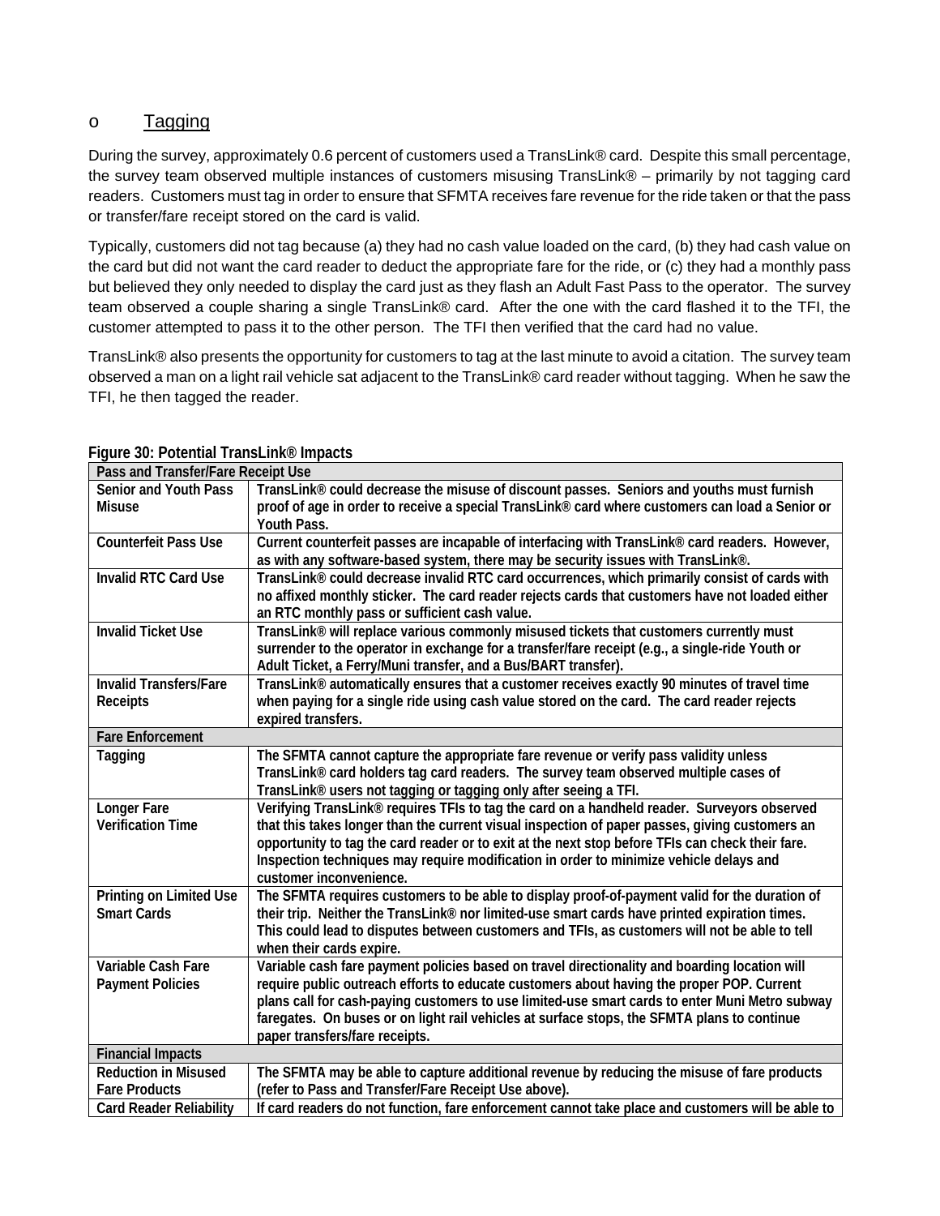- Tagging

During the survey, approximately 0.6 percent of customers used a TransLink® card. Despite this small percentage, the survey team observed multiple instances of customers misusing TransLink® – primarily by not tagging card readers. Customers must tag in order to ensure that SFMTA receives fare revenue for the ride taken or that the pass or transfer/fare receipt stored on the card is valid.

Typically, customers did not tag because (a) they had no cash value loaded on the card, (b) they had cash value on the card but did not want the card reader to deduct the appropriate fare for the ride, or (c) they had a monthly pass but believed they only needed to display the card just as they flash an Adult Fast Pass to the operator. The survey team observed a couple sharing a single TransLink® card. After the one with the card flashed it to the TFI, the customer attempted to pass it to the other person. The TFI then verified that the card had no value.

TransLink® also presents the opportunity for customers to tag at the last minute to avoid a citation. The survey team observed a man on a light rail vehicle sat adjacent to the TransLink® card reader without tagging. When he saw the TFI, he then tagged the reader.

**Figure 30: Potential TransLink® Impacts**

| Pass and Transfer/Fare Receipt Use | |
|---|---|
| Senior and Youth Pass Misuse | TransLink® could decrease the misuse of discount passes. Seniors and youths must furnish proof of age in order to receive a special TransLink® card where customers can load a Senior or Youth Pass. |
| Counterfeit Pass Use | Current counterfeit passes are incapable of interfacing with TransLink® card readers. However, as with any software-based system, there may be security issues with TransLink®. |
| Invalid RTC Card Use | TransLink® could decrease invalid RTC card occurrences, which primarily consist of cards with no affixed monthly sticker. The card reader rejects cards that customers have not loaded either an RTC monthly pass or sufficient cash value. |
| Invalid Ticket Use | TransLink® will replace various commonly misused tickets that customers currently must surrender to the operator in exchange for a transfer/fare receipt (e.g., a single-ride Youth or Adult Ticket, a Ferry/Muni transfer, and a Bus/BART transfer). |
| Invalid Transfers/Fare Receipts | TransLink® automatically ensures that a customer receives exactly 90 minutes of travel time when paying for a single ride using cash value stored on the card. The card reader rejects expired transfers. |
| **Fare Enforcement** | |
| Tagging | The SFMTA cannot capture the appropriate fare revenue or verify pass validity unless TransLink® card holders tag card readers. The survey team observed multiple cases of TransLink® users not tagging or tagging only after seeing a TFI. |
| Longer Fare Verification Time | Verifying TransLink® requires TFIs to tag the card on a handheld reader. Surveyors observed that this takes longer than the current visual inspection of paper passes, giving customers an opportunity to tag the card reader or to exit at the next stop before TFIs can check their fare. Inspection techniques may require modification in order to minimize vehicle delays and customer inconvenience. |
| Printing on Limited Use Smart Cards | The SFMTA requires customers to be able to display proof-of-payment valid for the duration of their trip. Neither the TransLink® nor limited-use smart cards have printed expiration times. This could lead to disputes between customers and TFIs, as customers will not be able to tell when their cards expire. |
| Variable Cash Fare Payment Policies | Variable cash fare payment policies based on travel directionality and boarding location will require public outreach efforts to educate customers about having the proper POP. Current plans call for cash-paying customers to use limited-use smart cards to enter Muni Metro subway faregates. On buses or on light rail vehicles at surface stops, the SFMTA plans to continue paper transfers/fare receipts. |
| **Financial Impacts** | |
| Reduction in Misused Fare Products | The SFMTA may be able to capture additional revenue by reducing the misuse of fare products (refer to Pass and Transfer/Fare Receipt Use above). |
| Card Reader Reliability | If card readers do not function, fare enforcement cannot take place and customers will be able to |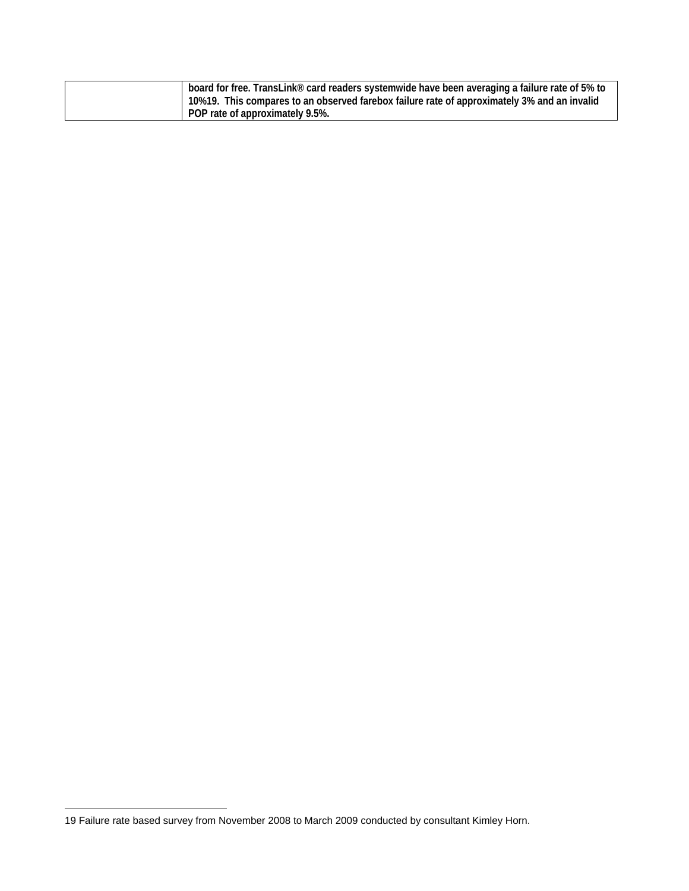| | |
|---|---|
| | **board for free. TransLink® card readers systemwide have been averaging a failure rate of 5% to 10%[19]. This compares to an observed farebox failure rate of approximately 3% and an invalid POP rate of approximately 9.5%.** |

---

19 Failure rate based survey from November 2008 to March 2009 conducted by consultant Kimley Horn.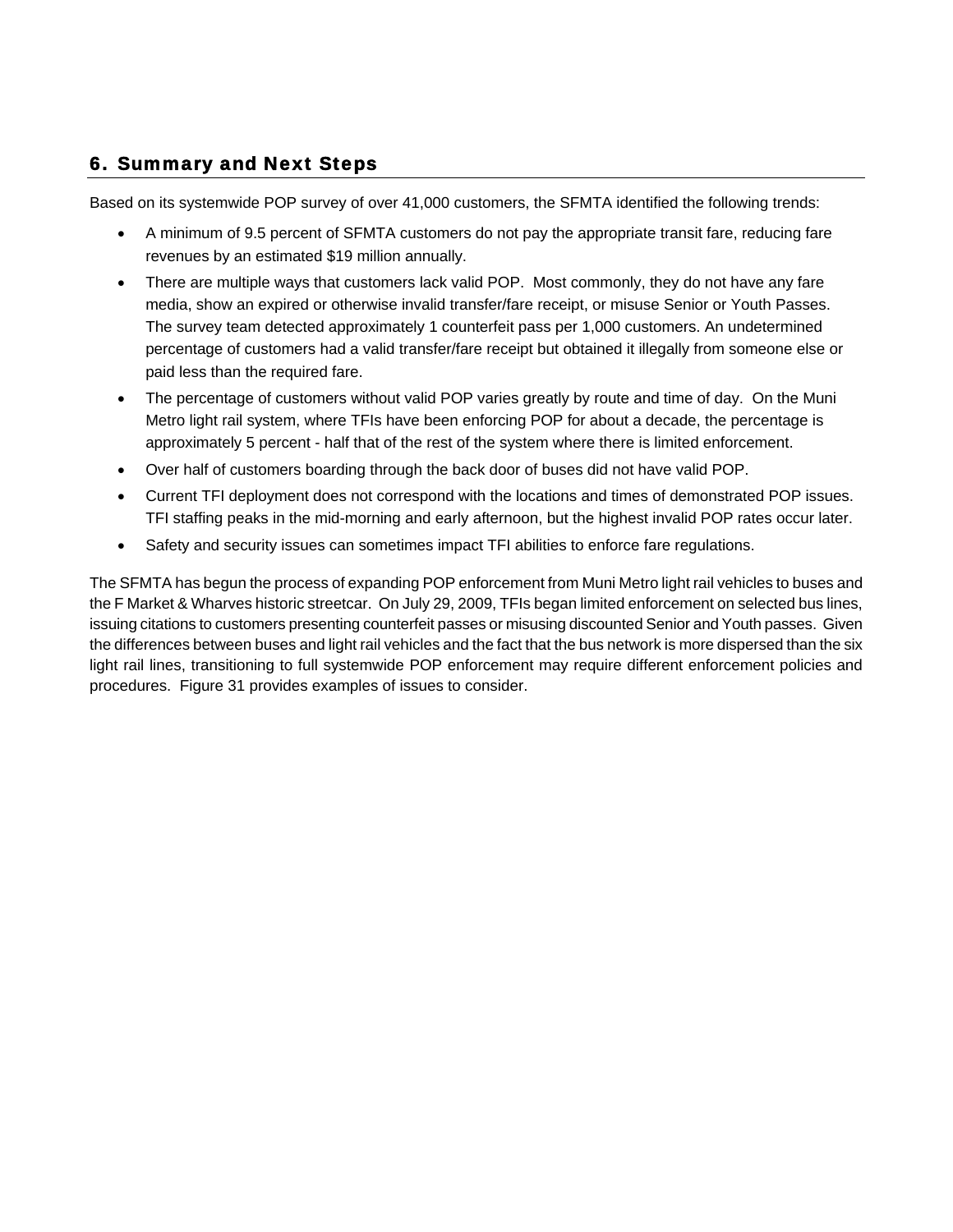## 6. Summary and Next Steps

Based on its systemwide POP survey of over 41,000 customers, the SFMTA identified the following trends:

- A minimum of 9.5 percent of SFMTA customers do not pay the appropriate transit fare, reducing fare revenues by an estimated $19 million annually.
- There are multiple ways that customers lack valid POP. Most commonly, they do not have any fare media, show an expired or otherwise invalid transfer/fare receipt, or misuse Senior or Youth Passes. The survey team detected approximately 1 counterfeit pass per 1,000 customers. An undetermined percentage of customers had a valid transfer/fare receipt but obtained it illegally from someone else or paid less than the required fare.
- The percentage of customers without valid POP varies greatly by route and time of day. On the Muni Metro light rail system, where TFIs have been enforcing POP for about a decade, the percentage is approximately 5 percent - half that of the rest of the system where there is limited enforcement.
- Over half of customers boarding through the back door of buses did not have valid POP.
- Current TFI deployment does not correspond with the locations and times of demonstrated POP issues. TFI staffing peaks in the mid-morning and early afternoon, but the highest invalid POP rates occur later.
- Safety and security issues can sometimes impact TFI abilities to enforce fare regulations.

The SFMTA has begun the process of expanding POP enforcement from Muni Metro light rail vehicles to buses and the F Market & Wharves historic streetcar. On July 29, 2009, TFIs began limited enforcement on selected bus lines, issuing citations to customers presenting counterfeit passes or misusing discounted Senior and Youth passes. Given the differences between buses and light rail vehicles and the fact that the bus network is more dispersed than the six light rail lines, transitioning to full systemwide POP enforcement may require different enforcement policies and procedures. Figure 31 provides examples of issues to consider.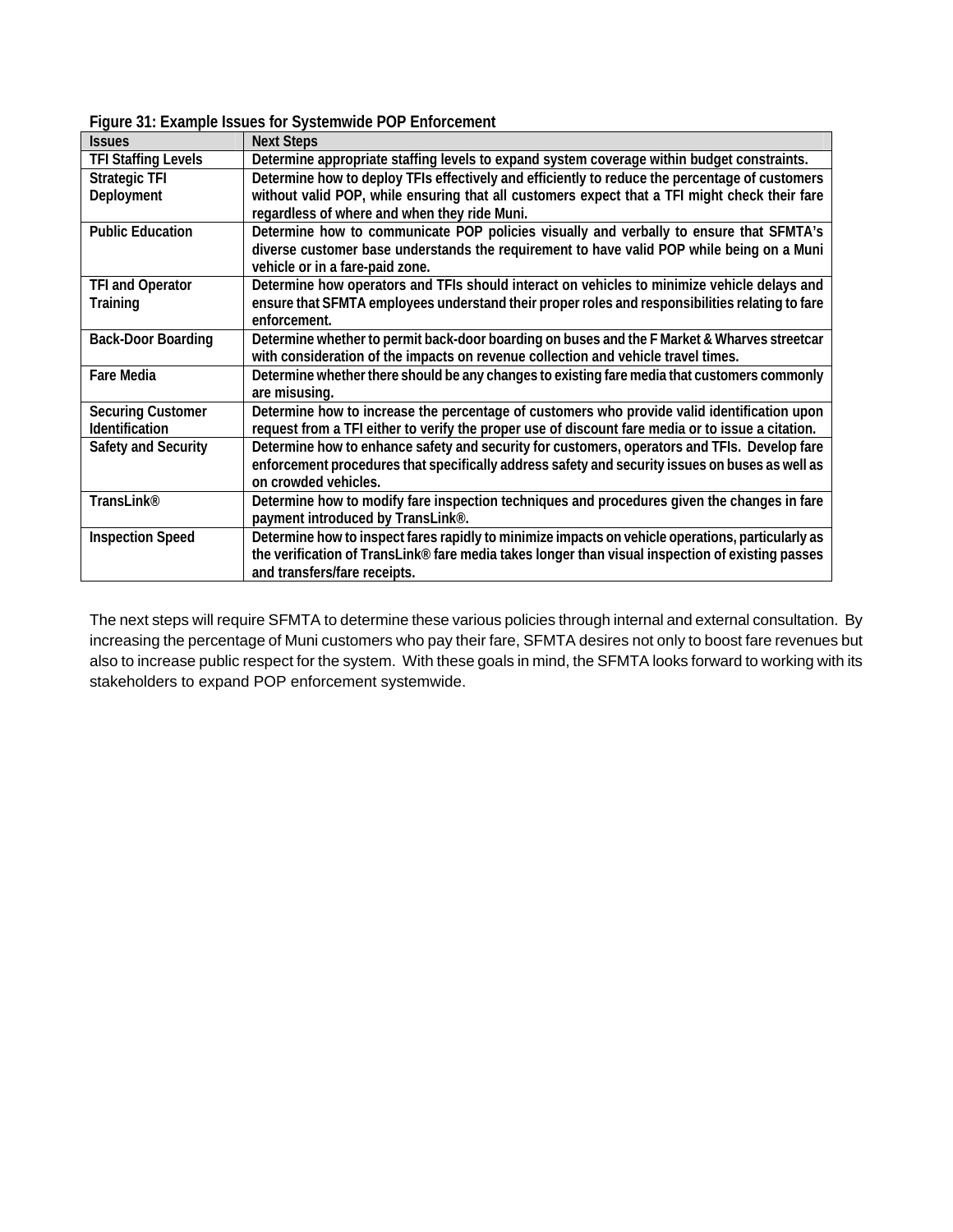**Figure 31: Example Issues for Systemwide POP Enforcement**

| Issues | Next Steps |
| --- | --- |
| TFI Staffing Levels | Determine appropriate staffing levels to expand system coverage within budget constraints. |
| Strategic TFI Deployment | Determine how to deploy TFIs effectively and efficiently to reduce the percentage of customers without valid POP, while ensuring that all customers expect that a TFI might check their fare regardless of where and when they ride Muni. |
| Public Education | Determine how to communicate POP policies visually and verbally to ensure that SFMTA's diverse customer base understands the requirement to have valid POP while being on a Muni vehicle or in a fare-paid zone. |
| TFI and Operator Training | Determine how operators and TFIs should interact on vehicles to minimize vehicle delays and ensure that SFMTA employees understand their proper roles and responsibilities relating to fare enforcement. |
| Back-Door Boarding | Determine whether to permit back-door boarding on buses and the F Market & Wharves streetcar with consideration of the impacts on revenue collection and vehicle travel times. |
| Fare Media | Determine whether there should be any changes to existing fare media that customers commonly are misusing. |
| Securing Customer Identification | Determine how to increase the percentage of customers who provide valid identification upon request from a TFI either to verify the proper use of discount fare media or to issue a citation. |
| Safety and Security | Determine how to enhance safety and security for customers, operators and TFIs. Develop fare enforcement procedures that specifically address safety and security issues on buses as well as on crowded vehicles. |
| TransLink® | Determine how to modify fare inspection techniques and procedures given the changes in fare payment introduced by TransLink®. |
| Inspection Speed | Determine how to inspect fares rapidly to minimize impacts on vehicle operations, particularly as the verification of TransLink® fare media takes longer than visual inspection of existing passes and transfers/fare receipts. |

The next steps will require SFMTA to determine these various policies through internal and external consultation. By increasing the percentage of Muni customers who pay their fare, SFMTA desires not only to boost fare revenues but also to increase public respect for the system. With these goals in mind, the SFMTA looks forward to working with its stakeholders to expand POP enforcement systemwide.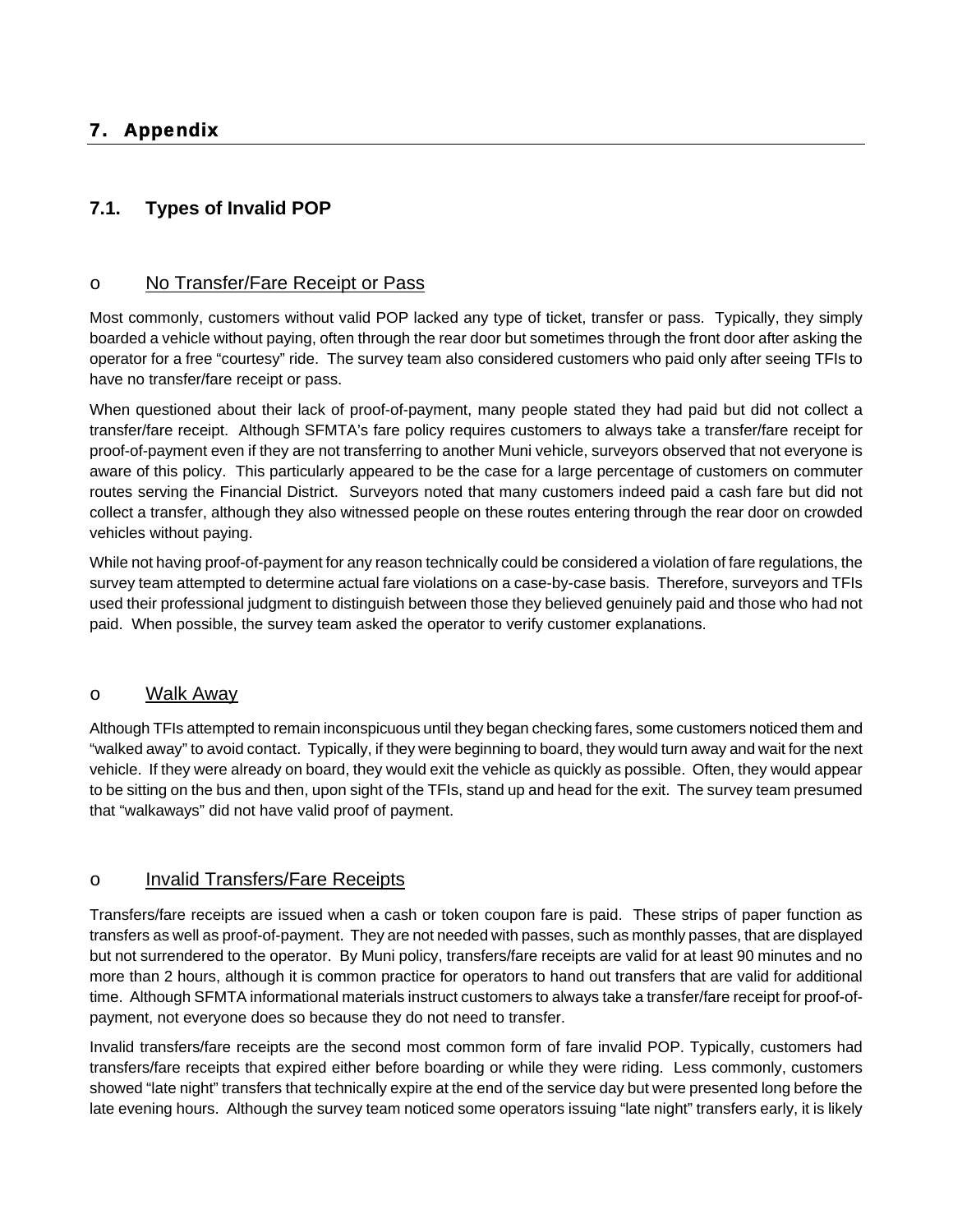# 7. Appendix

## 7.1. Types of Invalid POP

### o No Transfer/Fare Receipt or Pass

Most commonly, customers without valid POP lacked any type of ticket, transfer or pass. Typically, they simply boarded a vehicle without paying, often through the rear door but sometimes through the front door after asking the operator for a free "courtesy" ride. The survey team also considered customers who paid only after seeing TFIs to have no transfer/fare receipt or pass.

When questioned about their lack of proof-of-payment, many people stated they had paid but did not collect a transfer/fare receipt. Although SFMTA's fare policy requires customers to always take a transfer/fare receipt for proof-of-payment even if they are not transferring to another Muni vehicle, surveyors observed that not everyone is aware of this policy. This particularly appeared to be the case for a large percentage of customers on commuter routes serving the Financial District. Surveyors noted that many customers indeed paid a cash fare but did not collect a transfer, although they also witnessed people on these routes entering through the rear door on crowded vehicles without paying.

While not having proof-of-payment for any reason technically could be considered a violation of fare regulations, the survey team attempted to determine actual fare violations on a case-by-case basis. Therefore, surveyors and TFIs used their professional judgment to distinguish between those they believed genuinely paid and those who had not paid. When possible, the survey team asked the operator to verify customer explanations.

### o Walk Away

Although TFIs attempted to remain inconspicuous until they began checking fares, some customers noticed them and "walked away" to avoid contact. Typically, if they were beginning to board, they would turn away and wait for the next vehicle. If they were already on board, they would exit the vehicle as quickly as possible. Often, they would appear to be sitting on the bus and then, upon sight of the TFIs, stand up and head for the exit. The survey team presumed that "walkaways" did not have valid proof of payment.

### o Invalid Transfers/Fare Receipts

Transfers/fare receipts are issued when a cash or token coupon fare is paid. These strips of paper function as transfers as well as proof-of-payment. They are not needed with passes, such as monthly passes, that are displayed but not surrendered to the operator. By Muni policy, transfers/fare receipts are valid for at least 90 minutes and no more than 2 hours, although it is common practice for operators to hand out transfers that are valid for additional time. Although SFMTA informational materials instruct customers to always take a transfer/fare receipt for proof-of-payment, not everyone does so because they do not need to transfer.

Invalid transfers/fare receipts are the second most common form of fare invalid POP. Typically, customers had transfers/fare receipts that expired either before boarding or while they were riding. Less commonly, customers showed "late night" transfers that technically expire at the end of the service day but were presented long before the late evening hours. Although the survey team noticed some operators issuing "late night" transfers early, it is likely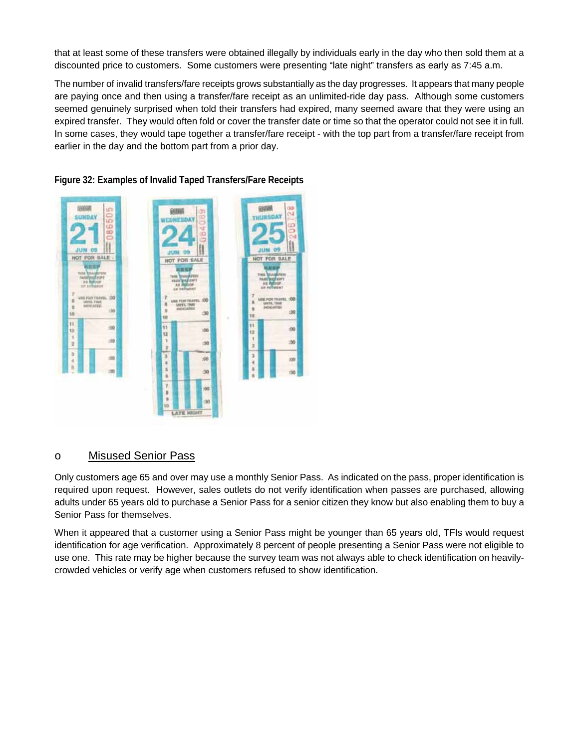that at least some of these transfers were obtained illegally by individuals early in the day who then sold them at a discounted price to customers. Some customers were presenting "late night" transfers as early as 7:45 a.m.

The number of invalid transfers/fare receipts grows substantially as the day progresses. It appears that many people are paying once and then using a transfer/fare receipt as an unlimited-ride day pass. Although some customers seemed genuinely surprised when told their transfers had expired, many seemed aware that they were using an expired transfer. They would often fold or cover the transfer date or time so that the operator could not see it in full. In some cases, they would tape together a transfer/fare receipt - with the top part from a transfer/fare receipt from earlier in the day and the bottom part from a prior day.

**Figure 32: Examples of Invalid Taped Transfers/Fare Receipts**

### o Misused Senior Pass

Only customers age 65 and over may use a monthly Senior Pass. As indicated on the pass, proper identification is required upon request. However, sales outlets do not verify identification when passes are purchased, allowing adults under 65 years old to purchase a Senior Pass for a senior citizen they know but also enabling them to buy a Senior Pass for themselves.

When it appeared that a customer using a Senior Pass might be younger than 65 years old, TFIs would request identification for age verification. Approximately 8 percent of people presenting a Senior Pass were not eligible to use one. This rate may be higher because the survey team was not always able to check identification on heavily-crowded vehicles or verify age when customers refused to show identification.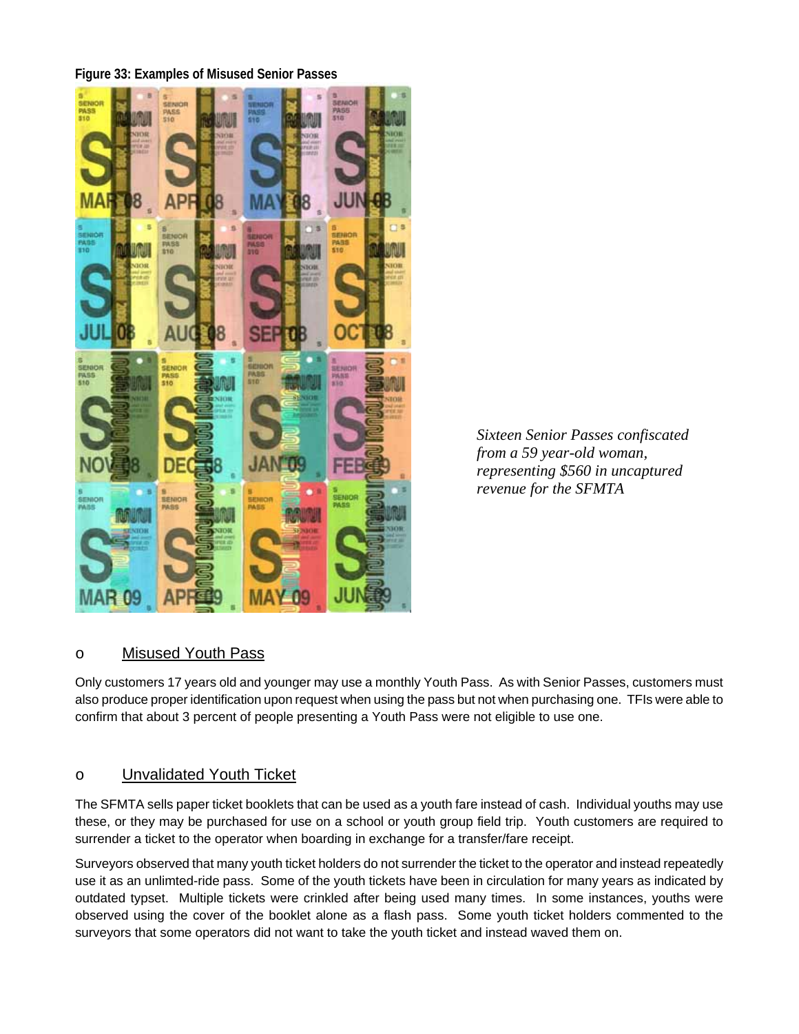**Figure 33: Examples of Misused Senior Passes**

*Sixteen Senior Passes confiscated from a 59 year-old woman, representing $560 in uncaptured revenue for the SFMTA*

- <u>Misused Youth Pass</u>

Only customers 17 years old and younger may use a monthly Youth Pass. As with Senior Passes, customers must also produce proper identification upon request when using the pass but not when purchasing one. TFIs were able to confirm that about 3 percent of people presenting a Youth Pass were not eligible to use one.

- <u>Unvalidated Youth Ticket</u>

The SFMTA sells paper ticket booklets that can be used as a youth fare instead of cash. Individual youths may use these, or they may be purchased for use on a school or youth group field trip. Youth customers are required to surrender a ticket to the operator when boarding in exchange for a transfer/fare receipt.

Surveyors observed that many youth ticket holders do not surrender the ticket to the operator and instead repeatedly use it as an unlimted-ride pass. Some of the youth tickets have been in circulation for many years as indicated by outdated typset. Multiple tickets were crinkled after being used many times. In some instances, youths were observed using the cover of the booklet alone as a flash pass. Some youth ticket holders commented to the surveyors that some operators did not want to take the youth ticket and instead waved them on.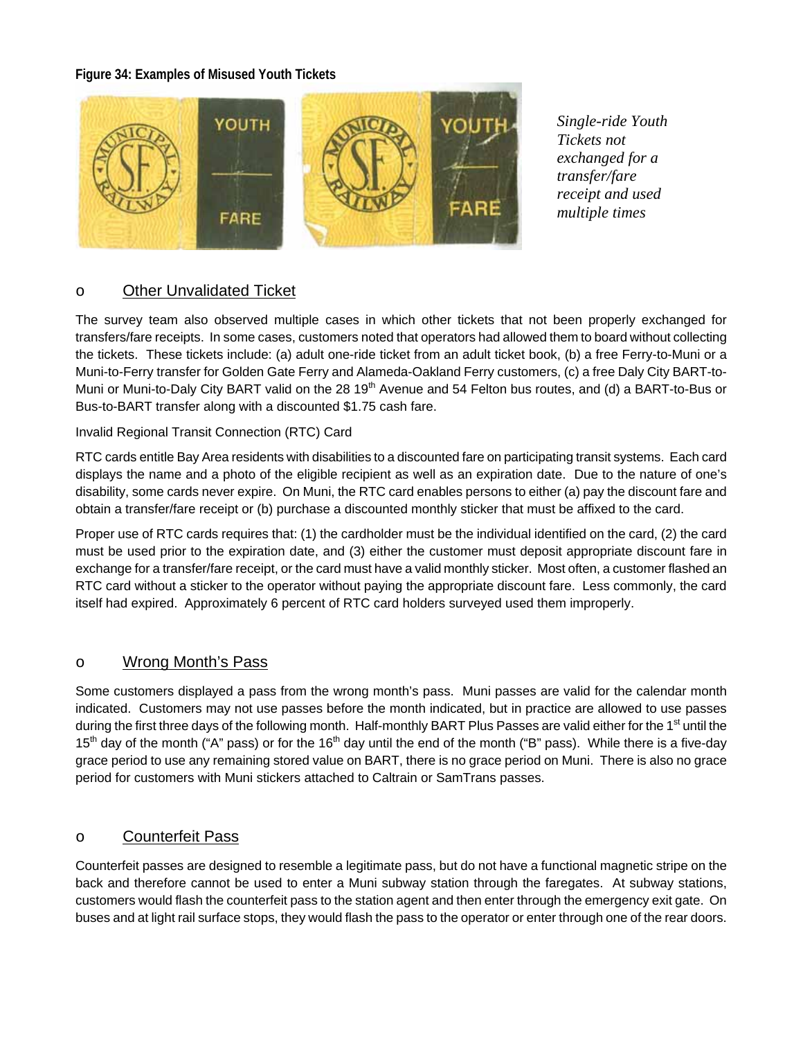**Figure 34: Examples of Misused Youth Tickets**

*Single-ride Youth Tickets not exchanged for a transfer/fare receipt and used multiple times*

- **Other Unvalidated Ticket**

The survey team also observed multiple cases in which other tickets that not been properly exchanged for transfers/fare receipts. In some cases, customers noted that operators had allowed them to board without collecting the tickets. These tickets include: (a) adult one-ride ticket from an adult ticket book, (b) a free Ferry-to-Muni or a Muni-to-Ferry transfer for Golden Gate Ferry and Alameda-Oakland Ferry customers, (c) a free Daly City BART-to-Muni or Muni-to-Daly City BART valid on the 28 19th Avenue and 54 Felton bus routes, and (d) a BART-to-Bus or Bus-to-BART transfer along with a discounted $1.75 cash fare.

Invalid Regional Transit Connection (RTC) Card

RTC cards entitle Bay Area residents with disabilities to a discounted fare on participating transit systems. Each card displays the name and a photo of the eligible recipient as well as an expiration date. Due to the nature of one's disability, some cards never expire. On Muni, the RTC card enables persons to either (a) pay the discount fare and obtain a transfer/fare receipt or (b) purchase a discounted monthly sticker that must be affixed to the card.

Proper use of RTC cards requires that: (1) the cardholder must be the individual identified on the card, (2) the card must be used prior to the expiration date, and (3) either the customer must deposit appropriate discount fare in exchange for a transfer/fare receipt, or the card must have a valid monthly sticker. Most often, a customer flashed an RTC card without a sticker to the operator without paying the appropriate discount fare. Less commonly, the card itself had expired. Approximately 6 percent of RTC card holders surveyed used them improperly.

- **Wrong Month's Pass**

Some customers displayed a pass from the wrong month's pass. Muni passes are valid for the calendar month indicated. Customers may not use passes before the month indicated, but in practice are allowed to use passes during the first three days of the following month. Half-monthly BART Plus Passes are valid either for the 1st until the 15th day of the month ("A" pass) or for the 16th day until the end of the month ("B" pass). While there is a five-day grace period to use any remaining stored value on BART, there is no grace period on Muni. There is also no grace period for customers with Muni stickers attached to Caltrain or SamTrans passes.

- **Counterfeit Pass**

Counterfeit passes are designed to resemble a legitimate pass, but do not have a functional magnetic stripe on the back and therefore cannot be used to enter a Muni subway station through the faregates. At subway stations, customers would flash the counterfeit pass to the station agent and then enter through the emergency exit gate. On buses and at light rail surface stops, they would flash the pass to the operator or enter through one of the rear doors.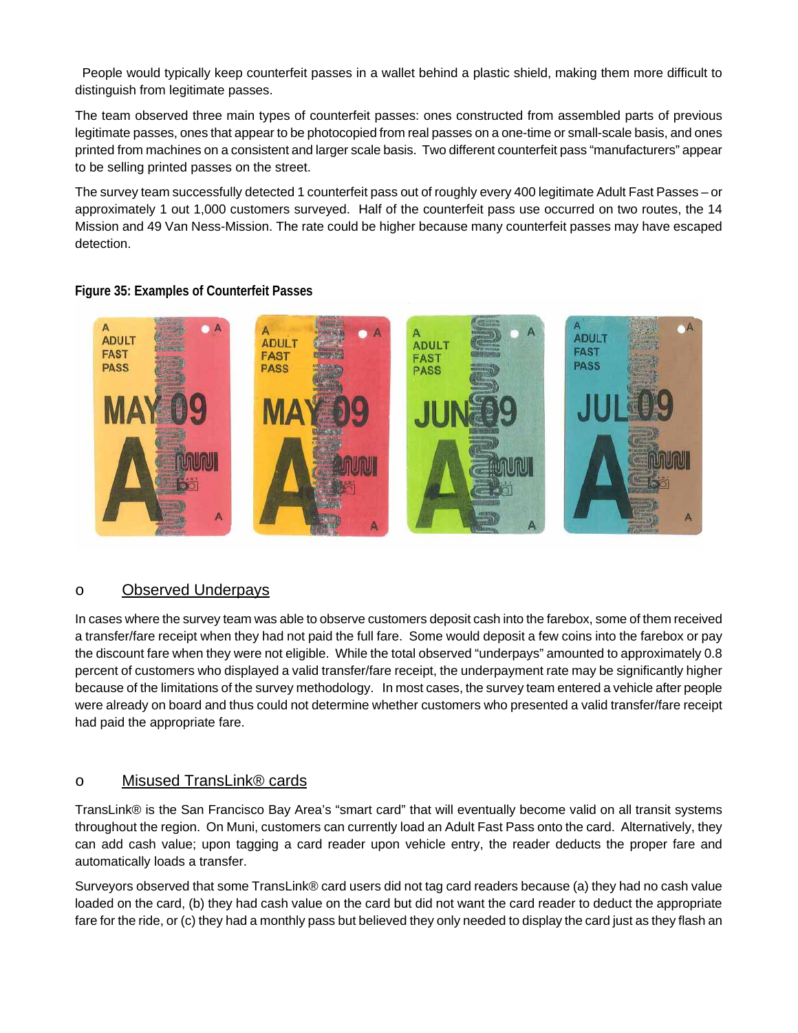People would typically keep counterfeit passes in a wallet behind a plastic shield, making them more difficult to distinguish from legitimate passes.

The team observed three main types of counterfeit passes: ones constructed from assembled parts of previous legitimate passes, ones that appear to be photocopied from real passes on a one-time or small-scale basis, and ones printed from machines on a consistent and larger scale basis. Two different counterfeit pass "manufacturers" appear to be selling printed passes on the street.

The survey team successfully detected 1 counterfeit pass out of roughly every 400 legitimate Adult Fast Passes – or approximately 1 out 1,000 customers surveyed. Half of the counterfeit pass use occurred on two routes, the 14 Mission and 49 Van Ness-Mission. The rate could be higher because many counterfeit passes may have escaped detection.

**Figure 35: Examples of Counterfeit Passes**

o **Observed Underpays**

In cases where the survey team was able to observe customers deposit cash into the farebox, some of them received a transfer/fare receipt when they had not paid the full fare. Some would deposit a few coins into the farebox or pay the discount fare when they were not eligible. While the total observed "underpays" amounted to approximately 0.8 percent of customers who displayed a valid transfer/fare receipt, the underpayment rate may be significantly higher because of the limitations of the survey methodology. In most cases, the survey team entered a vehicle after people were already on board and thus could not determine whether customers who presented a valid transfer/fare receipt had paid the appropriate fare.

o **Misused TransLink® cards**

TransLink® is the San Francisco Bay Area's "smart card" that will eventually become valid on all transit systems throughout the region. On Muni, customers can currently load an Adult Fast Pass onto the card. Alternatively, they can add cash value; upon tagging a card reader upon vehicle entry, the reader deducts the proper fare and automatically loads a transfer.

Surveyors observed that some TransLink® card users did not tag card readers because (a) they had no cash value loaded on the card, (b) they had cash value on the card but did not want the card reader to deduct the appropriate fare for the ride, or (c) they had a monthly pass but believed they only needed to display the card just as they flash an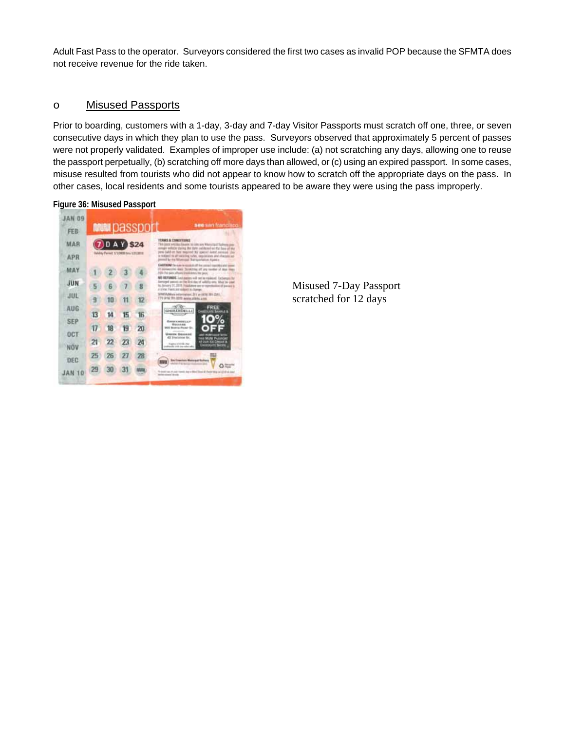Adult Fast Pass to the operator. Surveyors considered the first two cases as invalid POP because the SFMTA does not receive revenue for the ride taken.

- <u>Misused Passports</u>

Prior to boarding, customers with a 1-day, 3-day and 7-day Visitor Passports must scratch off one, three, or seven consecutive days in which they plan to use the pass. Surveyors observed that approximately 5 percent of passes were not properly validated. Examples of improper use include: (a) not scratching any days, allowing one to reuse the passport perpetually, (b) scratching off more days than allowed, or (c) using an expired passport. In some cases, misuse resulted from tourists who did not appear to know how to scratch off the appropriate days on the pass. In other cases, local residents and some tourists appeared to be aware they were using the pass improperly.

**Figure 36: Misused Passport**

Misused 7-Day Passport scratched for 12 days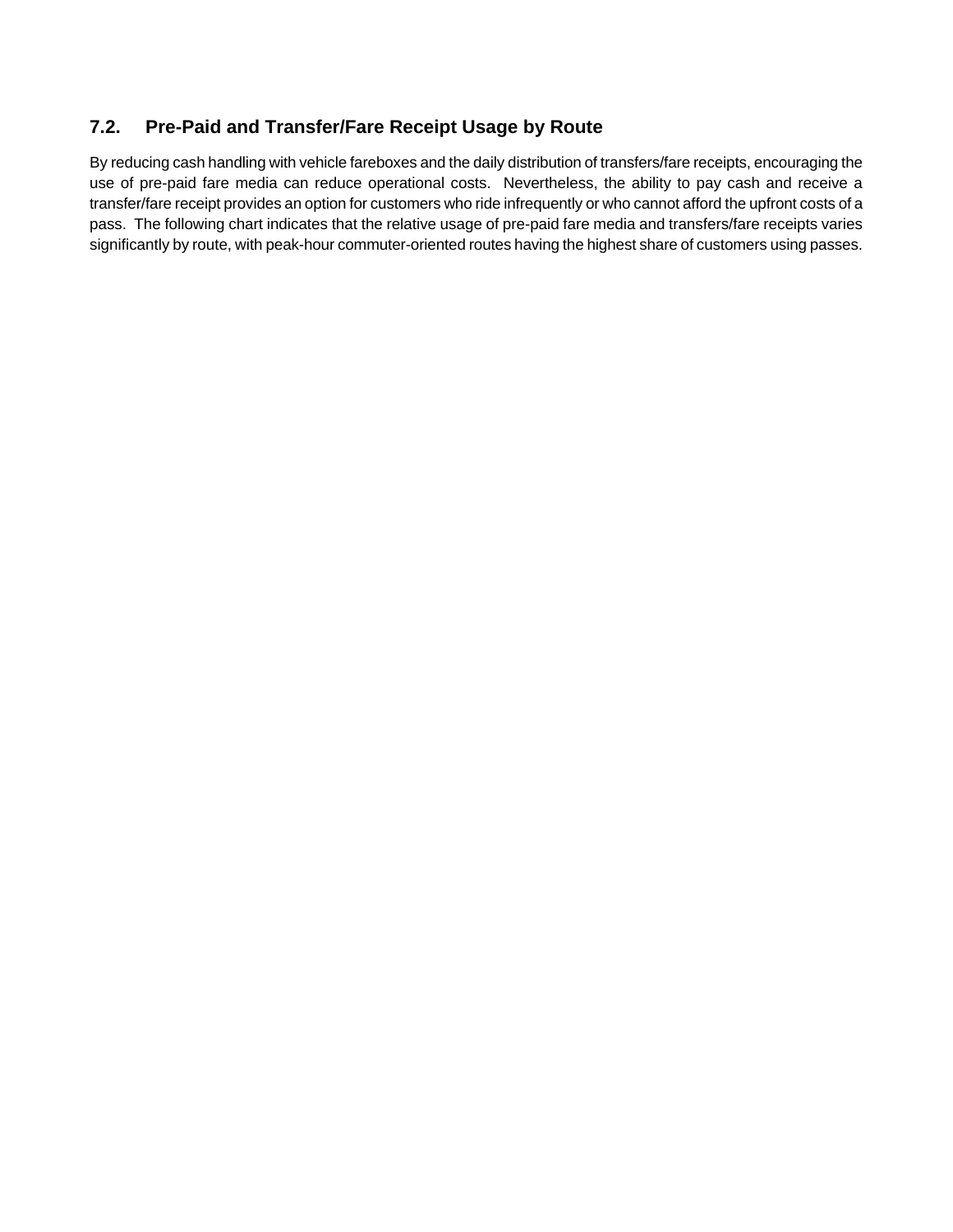## 7.2. Pre-Paid and Transfer/Fare Receipt Usage by Route

By reducing cash handling with vehicle fareboxes and the daily distribution of transfers/fare receipts, encouraging the use of pre-paid fare media can reduce operational costs. Nevertheless, the ability to pay cash and receive a transfer/fare receipt provides an option for customers who ride infrequently or who cannot afford the upfront costs of a pass. The following chart indicates that the relative usage of pre-paid fare media and transfers/fare receipts varies significantly by route, with peak-hour commuter-oriented routes having the highest share of customers using passes.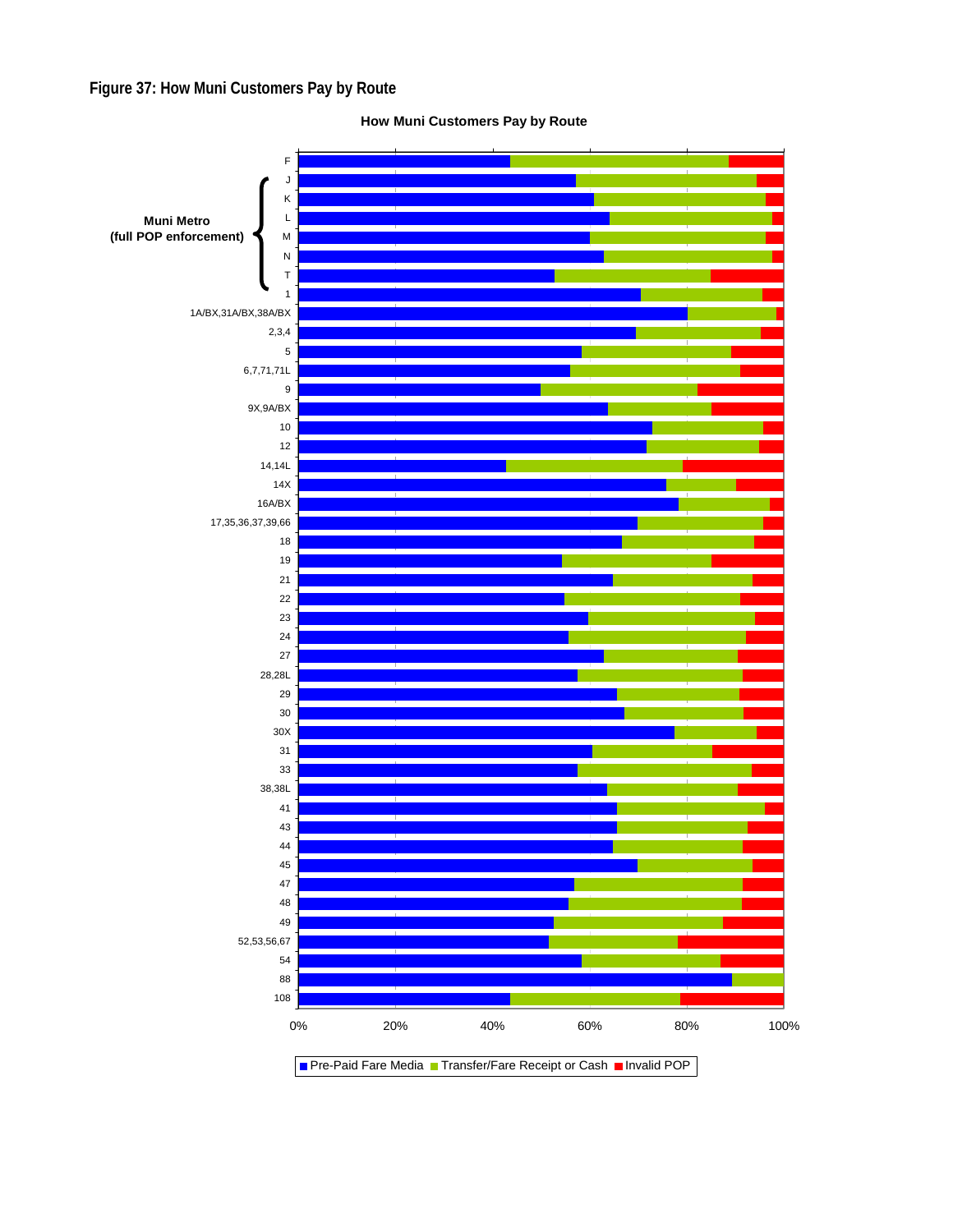## Figure 37: How Muni Customers Pay by Route

**How Muni Customers Pay by Route**

Muni Metro (full POP enforcement): J, K, L, M, N, T

Routes: F, J, K, L, M, N, T, 1, 1A/BX,31A/BX,38A/BX, 2,3,4, 5, 6,7,71,71L, 9, 9X,9A/BX, 10, 12, 14,14L, 14X, 16A/BX, 17,35,36,37,39,66, 18, 19, 21, 22, 23, 24, 27, 28,28L, 29, 30, 30X, 31, 33, 38,38L, 41, 43, 44, 45, 47, 48, 49, 52,53,56,67, 54, 88, 108

0% 20% 40% 60% 80% 100%

Pre-Paid Fare Media | Transfer/Fare Receipt or Cash | Invalid POP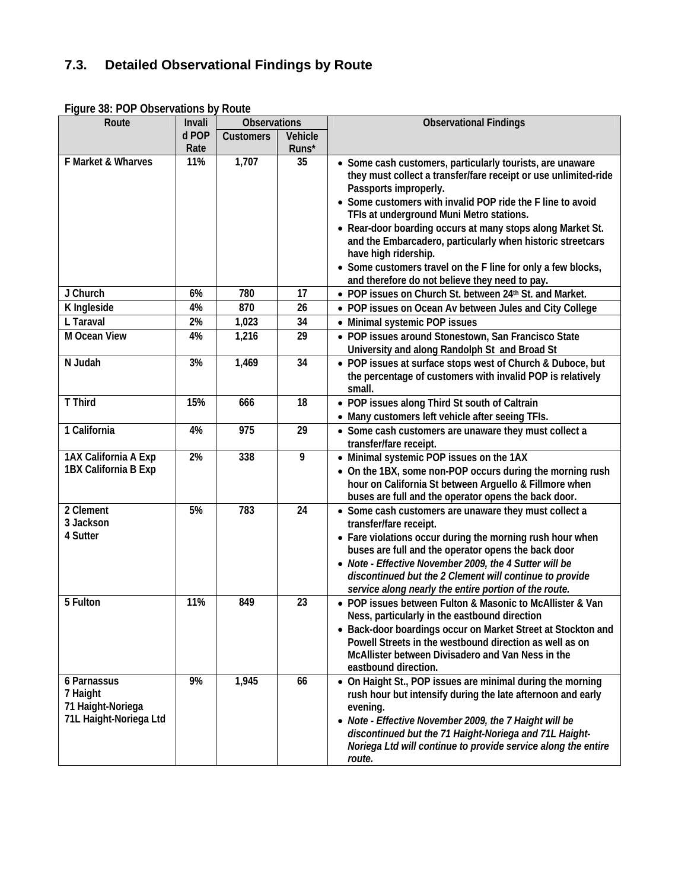## 7.3. Detailed Observational Findings by Route

**Figure 38: POP Observations by Route**

| Route | Invalid POP Rate | Observations | | Observational Findings |
|---|---|---|---|---|
| | | Customers | Vehicle Runs* | |
| F Market & Wharves | 11% | 1,707 | 35 | • Some cash customers, particularly tourists, are unaware they must collect a transfer/fare receipt or use unlimited-ride Passports improperly.<br>• Some customers with invalid POP ride the F line to avoid TFIs at underground Muni Metro stations.<br>• Rear-door boarding occurs at many stops along Market St. and the Embarcadero, particularly when historic streetcars have high ridership.<br>• Some customers travel on the F line for only a few blocks, and therefore do not believe they need to pay. |
| J Church | 6% | 780 | 17 | • POP issues on Church St. between 24th St. and Market. |
| K Ingleside | 4% | 870 | 26 | • POP issues on Ocean Av between Jules and City College |
| L Taraval | 2% | 1,023 | 34 | • Minimal systemic POP issues |
| M Ocean View | 4% | 1,216 | 29 | • POP issues around Stonestown, San Francisco State University and along Randolph St and Broad St |
| N Judah | 3% | 1,469 | 34 | • POP issues at surface stops west of Church & Duboce, but the percentage of customers with invalid POP is relatively small. |
| T Third | 15% | 666 | 18 | • POP issues along Third St south of Caltrain<br>• Many customers left vehicle after seeing TFIs. |
| 1 California | 4% | 975 | 29 | • Some cash customers are unaware they must collect a transfer/fare receipt. |
| 1AX California A Exp<br>1BX California B Exp | 2% | 338 | 9 | • Minimal systemic POP issues on the 1AX<br>• On the 1BX, some non-POP occurs during the morning rush hour on California St between Arguello & Fillmore when buses are full and the operator opens the back door. |
| 2 Clement<br>3 Jackson<br>4 Sutter | 5% | 783 | 24 | • Some cash customers are unaware they must collect a transfer/fare receipt.<br>• Fare violations occur during the morning rush hour when buses are full and the operator opens the back door<br>• *Note - Effective November 2009, the 4 Sutter will be discontinued but the 2 Clement will continue to provide service along nearly the entire portion of the route.* |
| 5 Fulton | 11% | 849 | 23 | • POP issues between Fulton & Masonic to McAllister & Van Ness, particularly in the eastbound direction<br>• Back-door boardings occur on Market Street at Stockton and Powell Streets in the westbound direction as well as on McAllister between Divisadero and Van Ness in the eastbound direction. |
| 6 Parnassus<br>7 Haight<br>71 Haight-Noriega<br>71L Haight-Noriega Ltd | 9% | 1,945 | 66 | • On Haight St., POP issues are minimal during the morning rush hour but intensify during the late afternoon and early evening.<br>• *Note - Effective November 2009, the 7 Haight will be discontinued but the 71 Haight-Noriega and 71L Haight-Noriega Ltd will continue to provide service along the entire route.* |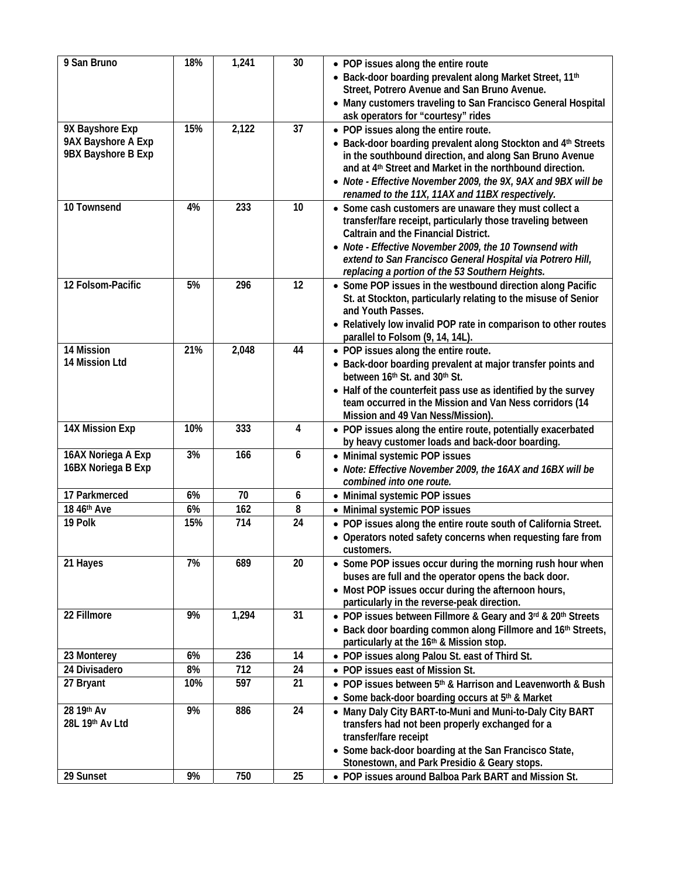| | | | | |
|---|---|---|---|---|
| 9 San Bruno | 18% | 1,241 | 30 | • POP issues along the entire route<br>• Back-door boarding prevalent along Market Street, 11th Street, Potrero Avenue and San Bruno Avenue.<br>• Many customers traveling to San Francisco General Hospital ask operators for "courtesy" rides |
| 9X Bayshore Exp<br>9AX Bayshore A Exp<br>9BX Bayshore B Exp | 15% | 2,122 | 37 | • POP issues along the entire route.<br>• Back-door boarding prevalent along Stockton and 4th Streets in the southbound direction, and along San Bruno Avenue and at 4th Street and Market in the northbound direction.<br>• *Note - Effective November 2009, the 9X, 9AX and 9BX will be renamed to the 11X, 11AX and 11BX respectively.* |
| 10 Townsend | 4% | 233 | 10 | • Some cash customers are unaware they must collect a transfer/fare receipt, particularly those traveling between Caltrain and the Financial District.<br>• *Note - Effective November 2009, the 10 Townsend with extend to San Francisco General Hospital via Potrero Hill, replacing a portion of the 53 Southern Heights.* |
| 12 Folsom-Pacific | 5% | 296 | 12 | • Some POP issues in the westbound direction along Pacific St. at Stockton, particularly relating to the misuse of Senior and Youth Passes.<br>• Relatively low invalid POP rate in comparison to other routes parallel to Folsom (9, 14, 14L). |
| 14 Mission<br>14 Mission Ltd | 21% | 2,048 | 44 | • POP issues along the entire route.<br>• Back-door boarding prevalent at major transfer points and between 16th St. and 30th St.<br>• Half of the counterfeit pass use as identified by the survey team occurred in the Mission and Van Ness corridors (14 Mission and 49 Van Ness/Mission). |
| 14X Mission Exp | 10% | 333 | 4 | • POP issues along the entire route, potentially exacerbated by heavy customer loads and back-door boarding. |
| 16AX Noriega A Exp<br>16BX Noriega B Exp | 3% | 166 | 6 | • Minimal systemic POP issues<br>• *Note: Effective November 2009, the 16AX and 16BX will be combined into one route.* |
| 17 Parkmerced | 6% | 70 | 6 | • Minimal systemic POP issues |
| 18 46th Ave | 6% | 162 | 8 | • Minimal systemic POP issues |
| 19 Polk | 15% | 714 | 24 | • POP issues along the entire route south of California Street.<br>• Operators noted safety concerns when requesting fare from customers. |
| 21 Hayes | 7% | 689 | 20 | • Some POP issues occur during the morning rush hour when buses are full and the operator opens the back door.<br>• Most POP issues occur during the afternoon hours, particularly in the reverse-peak direction. |
| 22 Fillmore | 9% | 1,294 | 31 | • POP issues between Fillmore & Geary and 3rd & 20th Streets<br>• Back door boarding common along Fillmore and 16th Streets, particularly at the 16th & Mission stop. |
| 23 Monterey | 6% | 236 | 14 | • POP issues along Palou St. east of Third St. |
| 24 Divisadero | 8% | 712 | 24 | • POP issues east of Mission St. |
| 27 Bryant | 10% | 597 | 21 | • POP issues between 5th & Harrison and Leavenworth & Bush<br>• Some back-door boarding occurs at 5th & Market |
| 28 19th Av<br>28L 19th Av Ltd | 9% | 886 | 24 | • Many Daly City BART-to-Muni and Muni-to-Daly City BART transfers had not been properly exchanged for a transfer/fare receipt<br>• Some back-door boarding at the San Francisco State, Stonestown, and Park Presidio & Geary stops. |
| 29 Sunset | 9% | 750 | 25 | • POP issues around Balboa Park BART and Mission St. |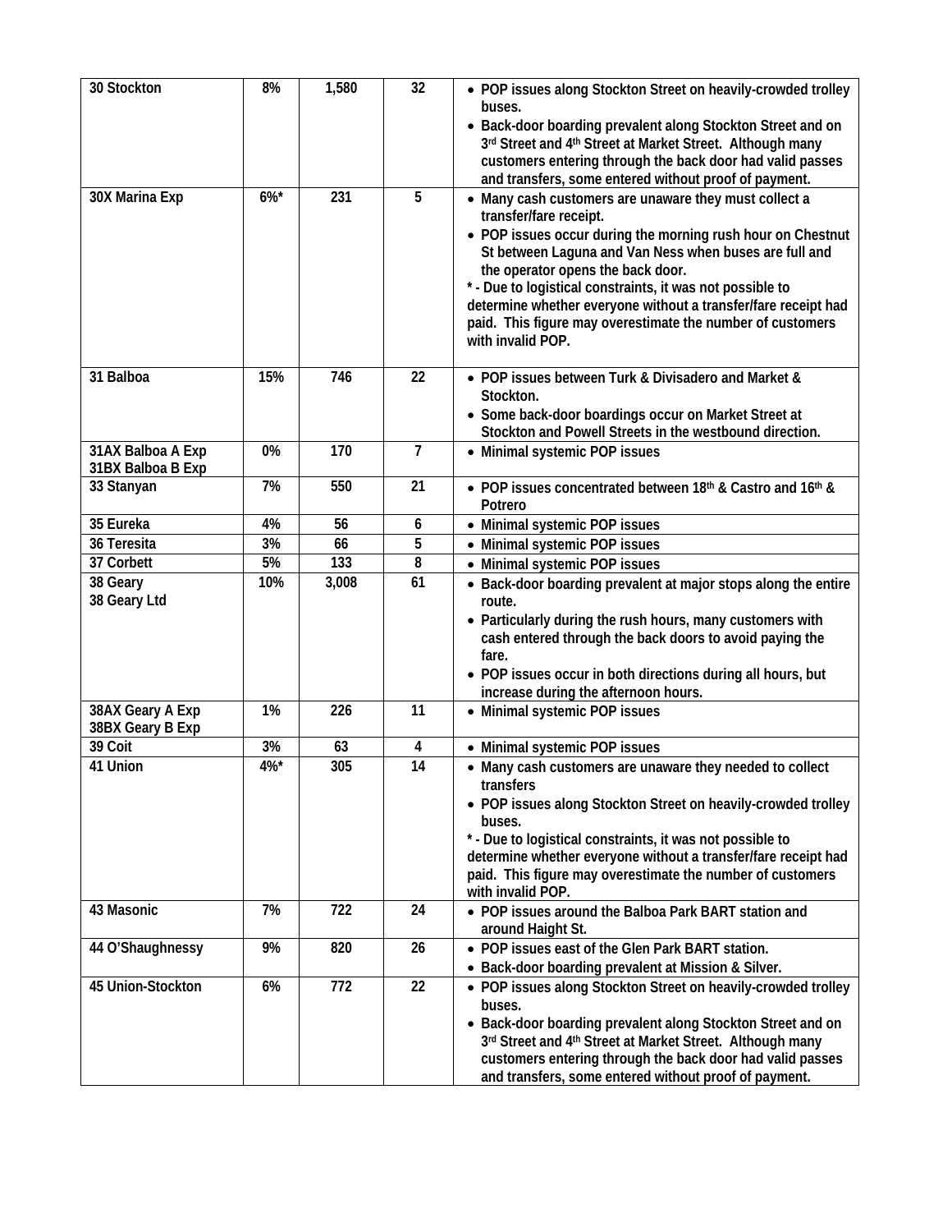| 30 Stockton | 8% | 1,580 | 32 | • POP issues along Stockton Street on heavily-crowded trolley buses.<br>• Back-door boarding prevalent along Stockton Street and on 3rd Street and 4th Street at Market Street. Although many customers entering through the back door had valid passes and transfers, some entered without proof of payment. |
|---|---|---|---|---|
| 30X Marina Exp | 6%* | 231 | 5 | • Many cash customers are unaware they must collect a transfer/fare receipt.<br>• POP issues occur during the morning rush hour on Chestnut St between Laguna and Van Ness when buses are full and the operator opens the back door.<br>* - Due to logistical constraints, it was not possible to determine whether everyone without a transfer/fare receipt had paid. This figure may overestimate the number of customers with invalid POP. |
| 31 Balboa | 15% | 746 | 22 | • POP issues between Turk & Divisadero and Market & Stockton.<br>• Some back-door boardings occur on Market Street at Stockton and Powell Streets in the westbound direction. |
| 31AX Balboa A Exp<br>31BX Balboa B Exp | 0% | 170 | 7 | • Minimal systemic POP issues |
| 33 Stanyan | 7% | 550 | 21 | • POP issues concentrated between 18th & Castro and 16th & Potrero |
| 35 Eureka | 4% | 56 | 6 | • Minimal systemic POP issues |
| 36 Teresita | 3% | 66 | 5 | • Minimal systemic POP issues |
| 37 Corbett | 5% | 133 | 8 | • Minimal systemic POP issues |
| 38 Geary<br>38 Geary Ltd | 10% | 3,008 | 61 | • Back-door boarding prevalent at major stops along the entire route.<br>• Particularly during the rush hours, many customers with cash entered through the back doors to avoid paying the fare.<br>• POP issues occur in both directions during all hours, but increase during the afternoon hours. |
| 38AX Geary A Exp<br>38BX Geary B Exp | 1% | 226 | 11 | • Minimal systemic POP issues |
| 39 Coit | 3% | 63 | 4 | • Minimal systemic POP issues |
| 41 Union | 4%* | 305 | 14 | • Many cash customers are unaware they needed to collect transfers<br>• POP issues along Stockton Street on heavily-crowded trolley buses.<br>* - Due to logistical constraints, it was not possible to determine whether everyone without a transfer/fare receipt had paid. This figure may overestimate the number of customers with invalid POP. |
| 43 Masonic | 7% | 722 | 24 | • POP issues around the Balboa Park BART station and around Haight St. |
| 44 O'Shaughnessy | 9% | 820 | 26 | • POP issues east of the Glen Park BART station.<br>• Back-door boarding prevalent at Mission & Silver. |
| 45 Union-Stockton | 6% | 772 | 22 | • POP issues along Stockton Street on heavily-crowded trolley buses.<br>• Back-door boarding prevalent along Stockton Street and on 3rd Street and 4th Street at Market Street. Although many customers entering through the back door had valid passes and transfers, some entered without proof of payment. |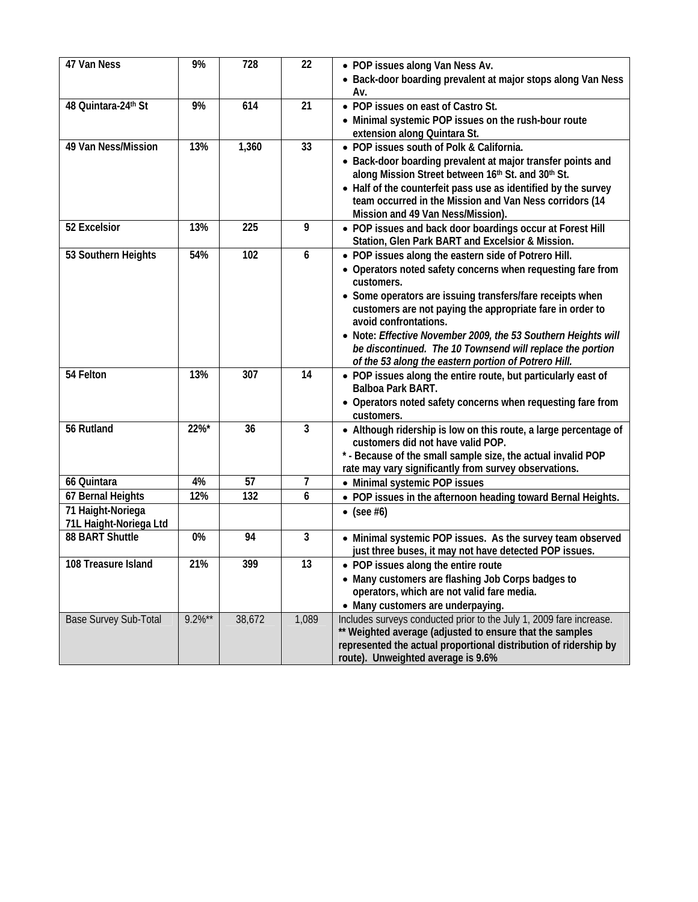| | | | | |
|---|---|---|---|---|
| **47 Van Ness** | **9%** | **728** | **22** | • **POP issues along Van Ness Av.**<br>• **Back-door boarding prevalent at major stops along Van Ness Av.** |
| **48 Quintara-24th St** | **9%** | **614** | **21** | • **POP issues on east of Castro St.**<br>• **Minimal systemic POP issues on the rush-bour route extension along Quintara St.** |
| **49 Van Ness/Mission** | **13%** | **1,360** | **33** | • **POP issues south of Polk & California.**<br>• **Back-door boarding prevalent at major transfer points and along Mission Street between 16th St. and 30th St.**<br>• **Half of the counterfeit pass use as identified by the survey team occurred in the Mission and Van Ness corridors (14 Mission and 49 Van Ness/Mission).** |
| **52 Excelsior** | **13%** | **225** | **9** | • **POP issues and back door boardings occur at Forest Hill Station, Glen Park BART and Excelsior & Mission.** |
| **53 Southern Heights** | **54%** | **102** | **6** | • **POP issues along the eastern side of Potrero Hill.**<br>• **Operators noted safety concerns when requesting fare from customers.**<br>• **Some operators are issuing transfers/fare receipts when customers are not paying the appropriate fare in order to avoid confrontations.**<br>• **Note:** ***Effective November 2009, the 53 Southern Heights will be discontinued. The 10 Townsend will replace the portion of the 53 along the eastern portion of Potrero Hill.*** |
| **54 Felton** | **13%** | **307** | **14** | • **POP issues along the entire route, but particularly east of Balboa Park BART.**<br>• **Operators noted safety concerns when requesting fare from customers.** |
| **56 Rutland** | **22%*** | **36** | **3** | • **Although ridership is low on this route, a large percentage of customers did not have valid POP.**<br>**\* - Because of the small sample size, the actual invalid POP rate may vary significantly from survey observations.** |
| **66 Quintara** | **4%** | **57** | **7** | • **Minimal systemic POP issues** |
| **67 Bernal Heights** | **12%** | **132** | **6** | • **POP issues in the afternoon heading toward Bernal Heights.** |
| **71 Haight-Noriega**<br>**71L Haight-Noriega Ltd** | | | | • **(see #6)** |
| **88 BART Shuttle** | **0%** | **94** | **3** | • **Minimal systemic POP issues. As the survey team observed just three buses, it may not have detected POP issues.** |
| **108 Treasure Island** | **21%** | **399** | **13** | • **POP issues along the entire route**<br>• **Many customers are flashing Job Corps badges to operators, which are not valid fare media.**<br>• **Many customers are underpaying.** |
| Base Survey Sub-Total | 9.2%** | 38,672 | 1,089 | Includes surveys conducted prior to the July 1, 2009 fare increase.<br>**\*\* Weighted average (adjusted to ensure that the samples represented the actual proportional distribution of ridership by route). Unweighted average is 9.6%** |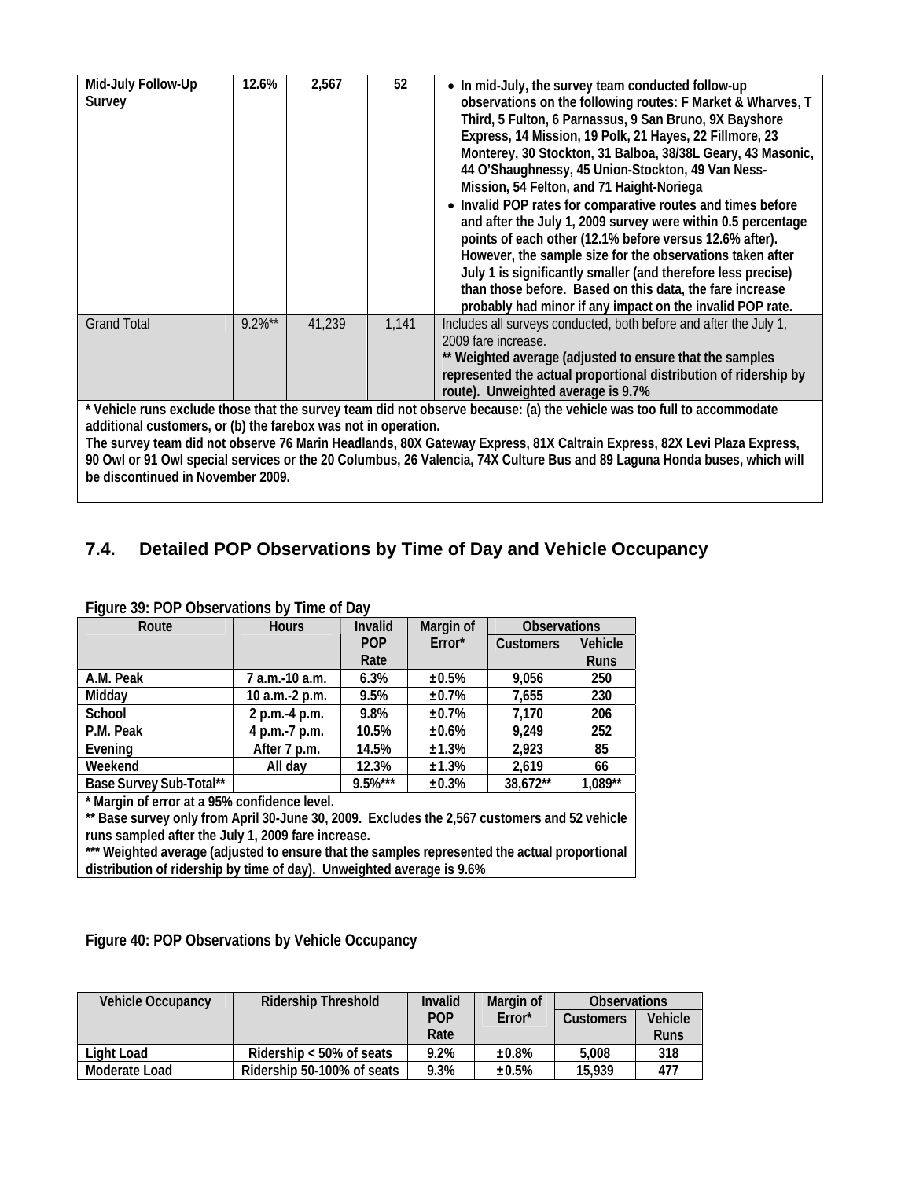| | | | | |
|---|---|---|---|---|
| **Mid-July Follow-Up Survey** | **12.6%** | **2,567** | **52** | • **In mid-July, the survey team conducted follow-up observations on the following routes: F Market & Wharves, T Third, 5 Fulton, 6 Parnassus, 9 San Bruno, 9X Bayshore Express, 14 Mission, 19 Polk, 21 Hayes, 22 Fillmore, 23 Monterey, 30 Stockton, 31 Balboa, 38/38L Geary, 43 Masonic, 44 O'Shaughnessy, 45 Union-Stockton, 49 Van Ness-Mission, 54 Felton, and 71 Haight-Noriega** • **Invalid POP rates for comparative routes and times before and after the July 1, 2009 survey were within 0.5 percentage points of each other (12.1% before versus 12.6% after). However, the sample size for the observations taken after July 1 is significantly smaller (and therefore less precise) than those before. Based on this data, the fare increase probably had minor if any impact on the invalid POP rate.** |
| Grand Total | 9.2%** | 41,239 | 1,141 | Includes all surveys conducted, both before and after the July 1, 2009 fare increase. **** Weighted average (adjusted to ensure that the samples represented the actual proportional distribution of ridership by route). Unweighted average is 9.7%** |

**\* Vehicle runs exclude those that the survey team did not observe because: (a) the vehicle was too full to accommodate additional customers, or (b) the farebox was not in operation.**
**The survey team did not observe 76 Marin Headlands, 80X Gateway Express, 81X Caltrain Express, 82X Levi Plaza Express, 90 Owl or 91 Owl special services or the 20 Columbus, 26 Valencia, 74X Culture Bus and 89 Laguna Honda buses, which will be discontinued in November 2009.**

## 7.4. Detailed POP Observations by Time of Day and Vehicle Occupancy

**Figure 39: POP Observations by Time of Day**

| Route | Hours | Invalid POP Rate | Margin of Error* | Observations | |
|---|---|---|---|---|---|
| | | | | Customers | Vehicle Runs |
| A.M. Peak | 7 a.m.-10 a.m. | 6.3% | ±0.5% | 9,056 | 250 |
| Midday | 10 a.m.-2 p.m. | 9.5% | ±0.7% | 7,655 | 230 |
| School | 2 p.m.-4 p.m. | 9.8% | ±0.7% | 7,170 | 206 |
| P.M. Peak | 4 p.m.-7 p.m. | 10.5% | ±0.6% | 9,249 | 252 |
| Evening | After 7 p.m. | 14.5% | ±1.3% | 2,923 | 85 |
| Weekend | All day | 12.3% | ±1.3% | 2,619 | 66 |
| Base Survey Sub-Total** | | 9.5%*** | ±0.3% | 38,672** | 1,089** |

**\* Margin of error at a 95% confidence level.**
**\*\* Base survey only from April 30-June 30, 2009. Excludes the 2,567 customers and 52 vehicle runs sampled after the July 1, 2009 fare increase.**
**\*\*\* Weighted average (adjusted to ensure that the samples represented the actual proportional distribution of ridership by time of day). Unweighted average is 9.6%**

**Figure 40: POP Observations by Vehicle Occupancy**

| Vehicle Occupancy | Ridership Threshold | Invalid POP Rate | Margin of Error* | Observations | |
|---|---|---|---|---|---|
| | | | | Customers | Vehicle Runs |
| Light Load | Ridership < 50% of seats | 9.2% | ±0.8% | 5,008 | 318 |
| Moderate Load | Ridership 50-100% of seats | 9.3% | ±0.5% | 15,939 | 477 |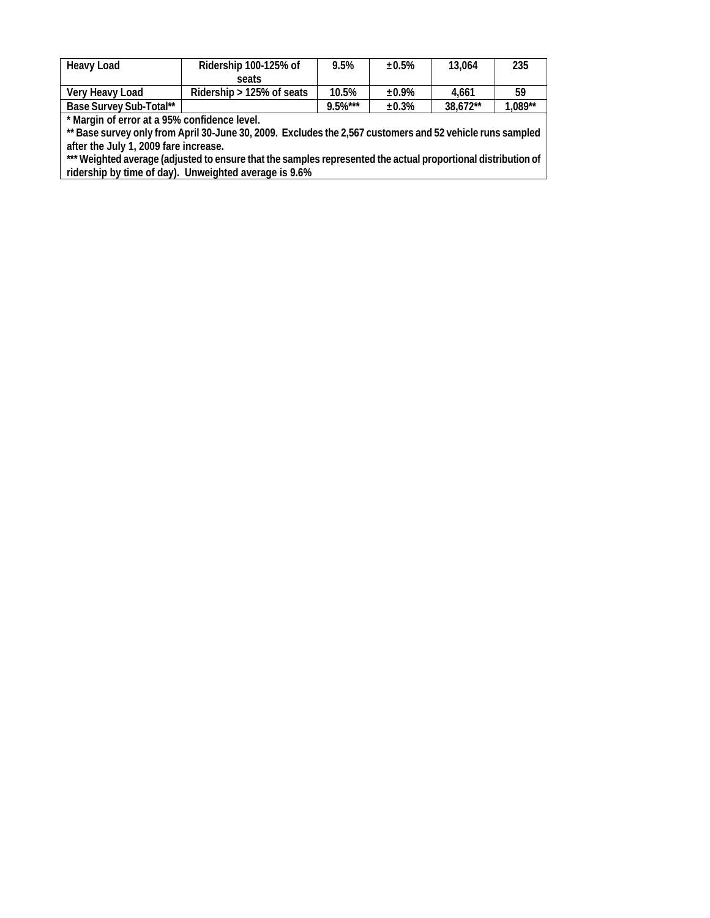| Heavy Load | Ridership 100-125% of seats | 9.5% | ±0.5% | 13,064 | 235 |
|---|---|---|---|---|---|
| Very Heavy Load | Ridership > 125% of seats | 10.5% | ±0.9% | 4,661 | 59 |
| Base Survey Sub-Total** | | 9.5%*** | ±0.3% | 38,672** | 1,089** |

* Margin of error at a 95% confidence level.
** Base survey only from April 30-June 30, 2009. Excludes the 2,567 customers and 52 vehicle runs sampled after the July 1, 2009 fare increase.
*** Weighted average (adjusted to ensure that the samples represented the actual proportional distribution of ridership by time of day). Unweighted average is 9.6%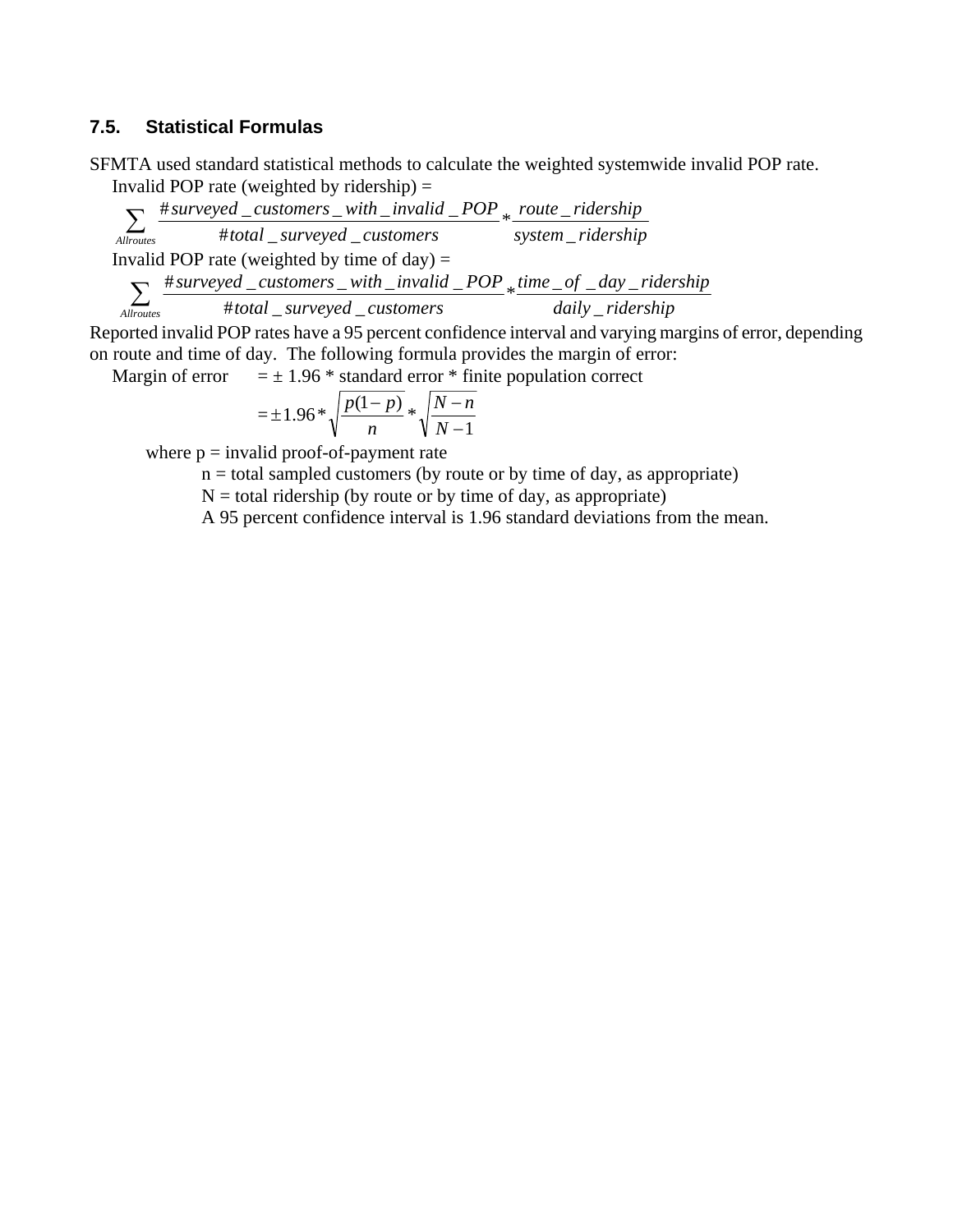### 7.5. Statistical Formulas

SFMTA used standard statistical methods to calculate the weighted systemwide invalid POP rate.

Invalid POP rate (weighted by ridership) =

$$\sum_{Allroutes} \frac{\#surveyed\_customers\_with\_invalid\_POP}{\#total\_surveyed\_customers} * \frac{route\_ridership}{system\_ridership}$$

Invalid POP rate (weighted by time of day) =

$$\sum_{Allroutes} \frac{\#surveyed\_customers\_with\_invalid\_POP}{\#total\_surveyed\_customers} * \frac{time\_of\_day\_ridership}{daily\_ridership}$$

Reported invalid POP rates have a 95 percent confidence interval and varying margins of error, depending on route and time of day. The following formula provides the margin of error:

Margin of error = ± 1.96 * standard error * finite population correct

$$= \pm 1.96 * \sqrt{\frac{p(1-p)}{n}} * \sqrt{\frac{N-n}{N-1}}$$

where p = invalid proof-of-payment rate

n = total sampled customers (by route or by time of day, as appropriate)

N = total ridership (by route or by time of day, as appropriate)

A 95 percent confidence interval is 1.96 standard deviations from the mean.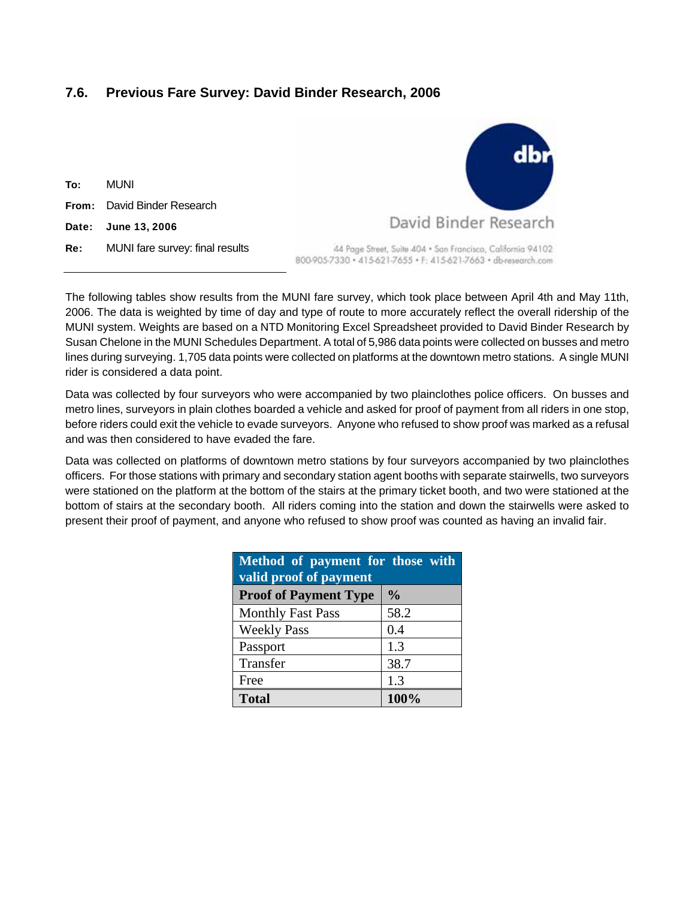## 7.6. Previous Fare Survey: David Binder Research, 2006

**To:** MUNI

**From:** David Binder Research

**Date:** June 13, 2006

**Re:** MUNI fare survey: final results

dbr

David Binder Research

44 Page Street, Suite 404 • San Francisco, California 94102
800-905-7330 • 415-621-7655 • F: 415-621-7663 • db-research.com

---

The following tables show results from the MUNI fare survey, which took place between April 4th and May 11th, 2006. The data is weighted by time of day and type of route to more accurately reflect the overall ridership of the MUNI system. Weights are based on a NTD Monitoring Excel Spreadsheet provided to David Binder Research by Susan Chelone in the MUNI Schedules Department. A total of 5,986 data points were collected on busses and metro lines during surveying. 1,705 data points were collected on platforms at the downtown metro stations. A single MUNI rider is considered a data point.

Data was collected by four surveyors who were accompanied by two plainclothes police officers. On busses and metro lines, surveyors in plain clothes boarded a vehicle and asked for proof of payment from all riders in one stop, before riders could exit the vehicle to evade surveyors. Anyone who refused to show proof was marked as a refusal and was then considered to have evaded the fare.

Data was collected on platforms of downtown metro stations by four surveyors accompanied by two plainclothes officers. For those stations with primary and secondary station agent booths with separate stairwells, two surveyors were stationed on the platform at the bottom of the stairs at the primary ticket booth, and two were stationed at the bottom of stairs at the secondary booth. All riders coming into the station and down the stairwells were asked to present their proof of payment, and anyone who refused to show proof was counted as having an invalid fair.

| Method of payment for those with valid proof of payment | |
|---|---|
| **Proof of Payment Type** | **%** |
| Monthly Fast Pass | 58.2 |
| Weekly Pass | 0.4 |
| Passport | 1.3 |
| Transfer | 38.7 |
| Free | 1.3 |
| **Total** | **100%** |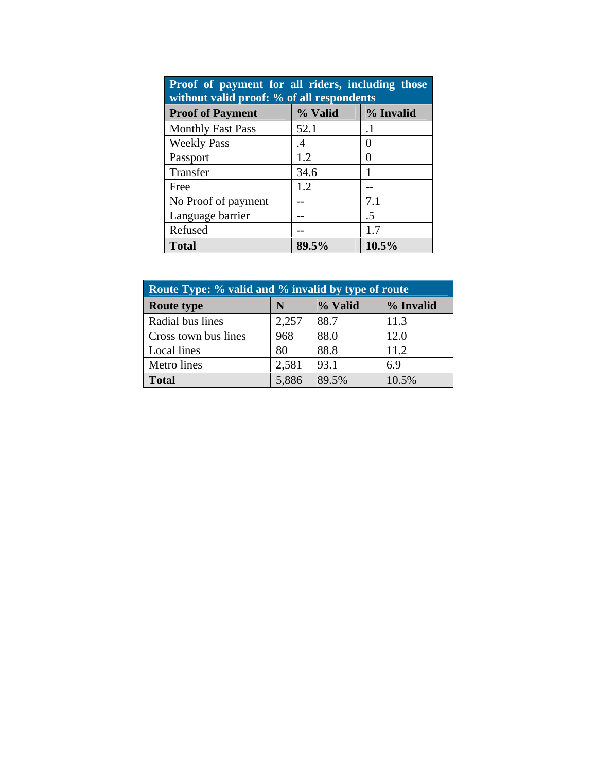| Proof of payment for all riders, including those without valid proof: % of all respondents | | |
|---|---|---|
| **Proof of Payment** | **% Valid** | **% Invalid** |
| Monthly Fast Pass | 52.1 | .1 |
| Weekly Pass | .4 | 0 |
| Passport | 1.2 | 0 |
| Transfer | 34.6 | 1 |
| Free | 1.2 | -- |
| No Proof of payment | -- | 7.1 |
| Language barrier | -- | .5 |
| Refused | -- | 1.7 |
| **Total** | **89.5%** | **10.5%** |

| Route Type: % valid and % invalid by type of route | | | |
|---|---|---|---|
| **Route type** | **N** | **% Valid** | **% Invalid** |
| Radial bus lines | 2,257 | 88.7 | 11.3 |
| Cross town bus lines | 968 | 88.0 | 12.0 |
| Local lines | 80 | 88.8 | 11.2 |
| Metro lines | 2,581 | 93.1 | 6.9 |
| **Total** | 5,886 | 89.5% | 10.5% |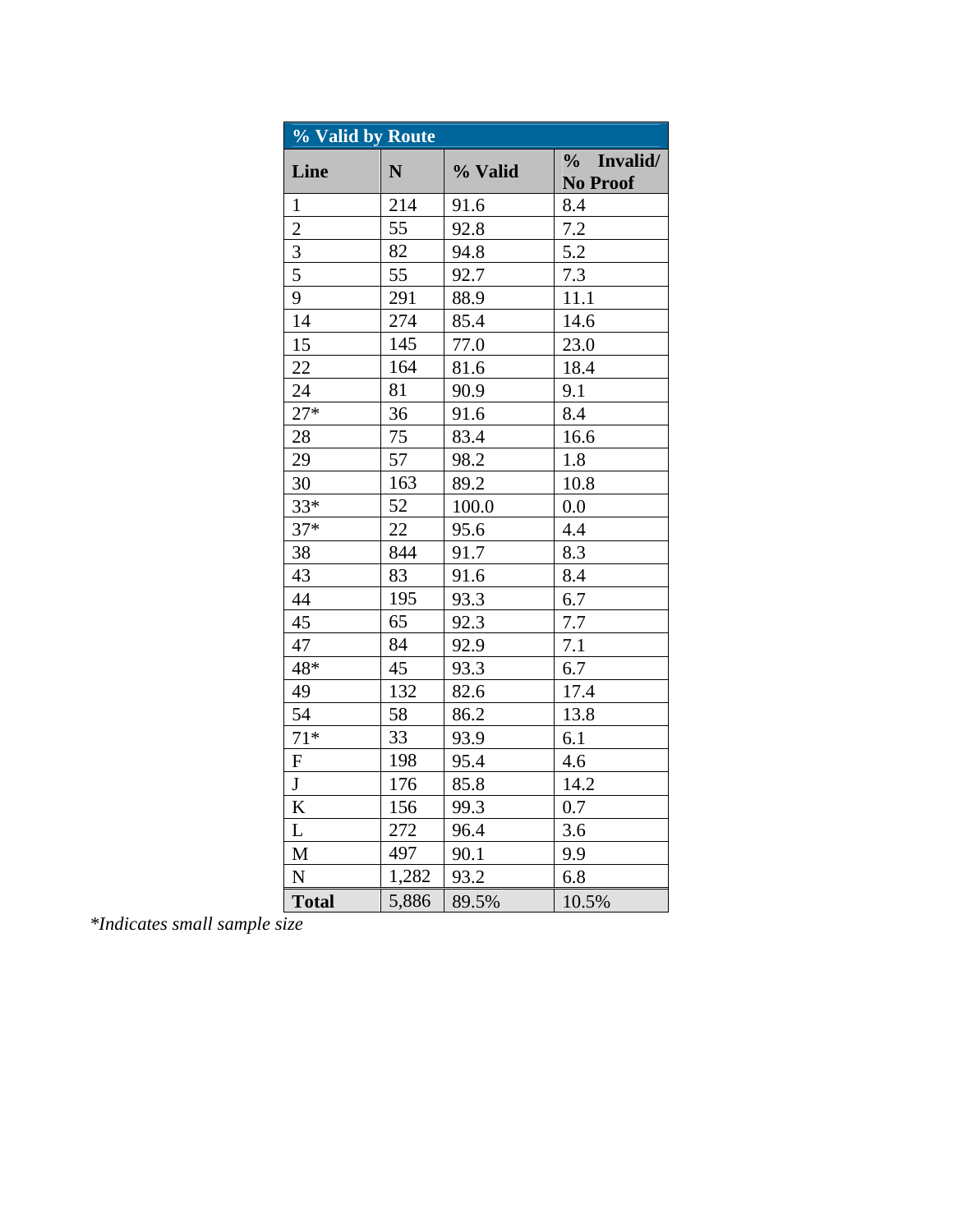| % Valid by Route | | | |
|---|---|---|---|
| **Line** | **N** | **% Valid** | **% Invalid/ No Proof** |
| 1 | 214 | 91.6 | 8.4 |
| 2 | 55 | 92.8 | 7.2 |
| 3 | 82 | 94.8 | 5.2 |
| 5 | 55 | 92.7 | 7.3 |
| 9 | 291 | 88.9 | 11.1 |
| 14 | 274 | 85.4 | 14.6 |
| 15 | 145 | 77.0 | 23.0 |
| 22 | 164 | 81.6 | 18.4 |
| 24 | 81 | 90.9 | 9.1 |
| 27* | 36 | 91.6 | 8.4 |
| 28 | 75 | 83.4 | 16.6 |
| 29 | 57 | 98.2 | 1.8 |
| 30 | 163 | 89.2 | 10.8 |
| 33* | 52 | 100.0 | 0.0 |
| 37* | 22 | 95.6 | 4.4 |
| 38 | 844 | 91.7 | 8.3 |
| 43 | 83 | 91.6 | 8.4 |
| 44 | 195 | 93.3 | 6.7 |
| 45 | 65 | 92.3 | 7.7 |
| 47 | 84 | 92.9 | 7.1 |
| 48* | 45 | 93.3 | 6.7 |
| 49 | 132 | 82.6 | 17.4 |
| 54 | 58 | 86.2 | 13.8 |
| 71* | 33 | 93.9 | 6.1 |
| F | 198 | 95.4 | 4.6 |
| J | 176 | 85.8 | 14.2 |
| K | 156 | 99.3 | 0.7 |
| L | 272 | 96.4 | 3.6 |
| M | 497 | 90.1 | 9.9 |
| N | 1,282 | 93.2 | 6.8 |
| **Total** | 5,886 | 89.5% | 10.5% |

*\*Indicates small sample size*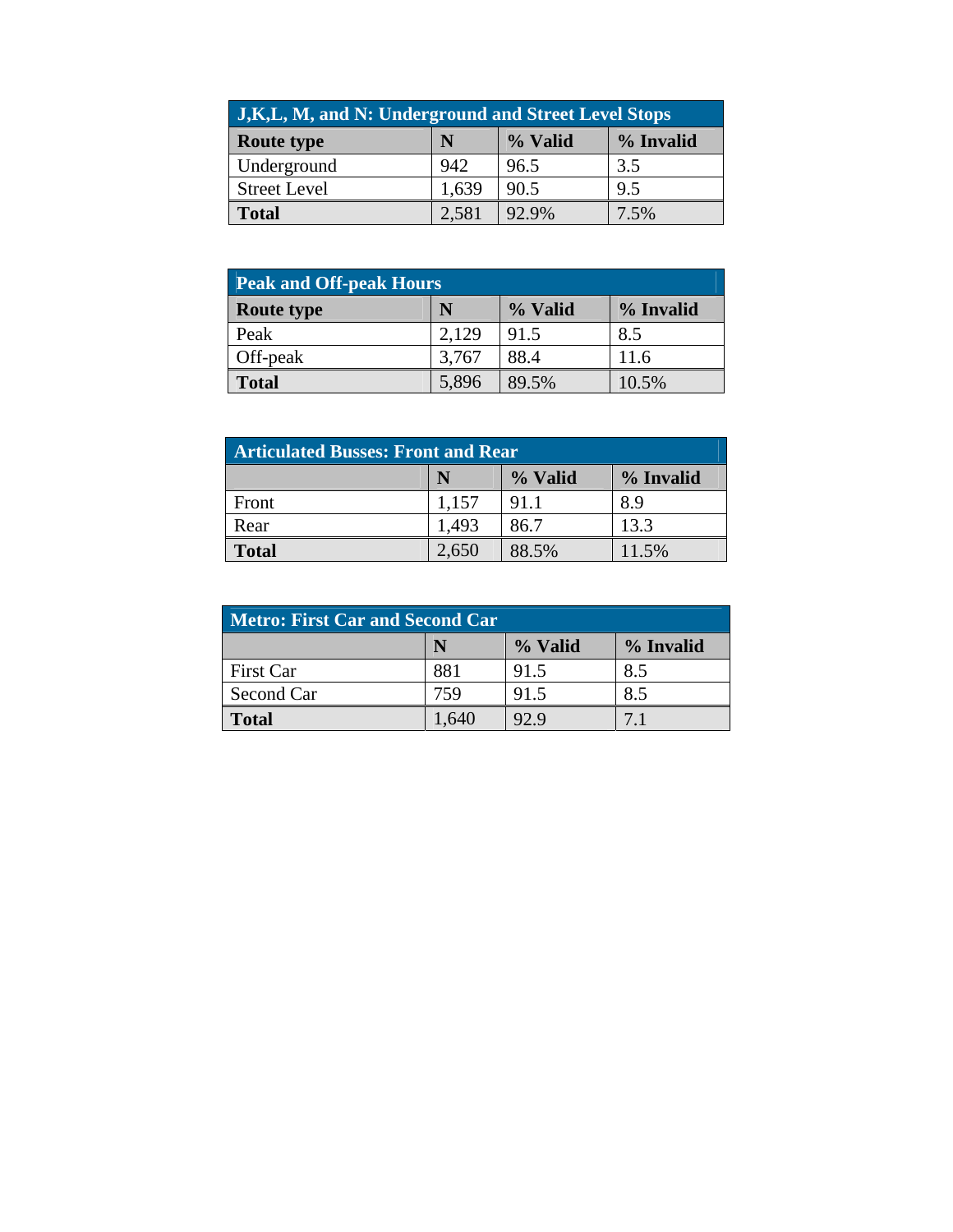| J,K,L, M, and N: Underground and Street Level Stops | | | |
|---|---|---|---|
| **Route type** | **N** | **% Valid** | **% Invalid** |
| Underground | 942 | 96.5 | 3.5 |
| Street Level | 1,639 | 90.5 | 9.5 |
| **Total** | 2,581 | 92.9% | 7.5% |

| Peak and Off-peak Hours | | | |
|---|---|---|---|
| **Route type** | **N** | **% Valid** | **% Invalid** |
| Peak | 2,129 | 91.5 | 8.5 |
| Off-peak | 3,767 | 88.4 | 11.6 |
| **Total** | 5,896 | 89.5% | 10.5% |

| Articulated Busses: Front and Rear | | | |
|---|---|---|---|
| | **N** | **% Valid** | **% Invalid** |
| Front | 1,157 | 91.1 | 8.9 |
| Rear | 1,493 | 86.7 | 13.3 |
| **Total** | 2,650 | 88.5% | 11.5% |

| Metro: First Car and Second Car | | | |
|---|---|---|---|
| | **N** | **% Valid** | **% Invalid** |
| First Car | 881 | 91.5 | 8.5 |
| Second Car | 759 | 91.5 | 8.5 |
| **Total** | 1,640 | 92.9 | 7.1 |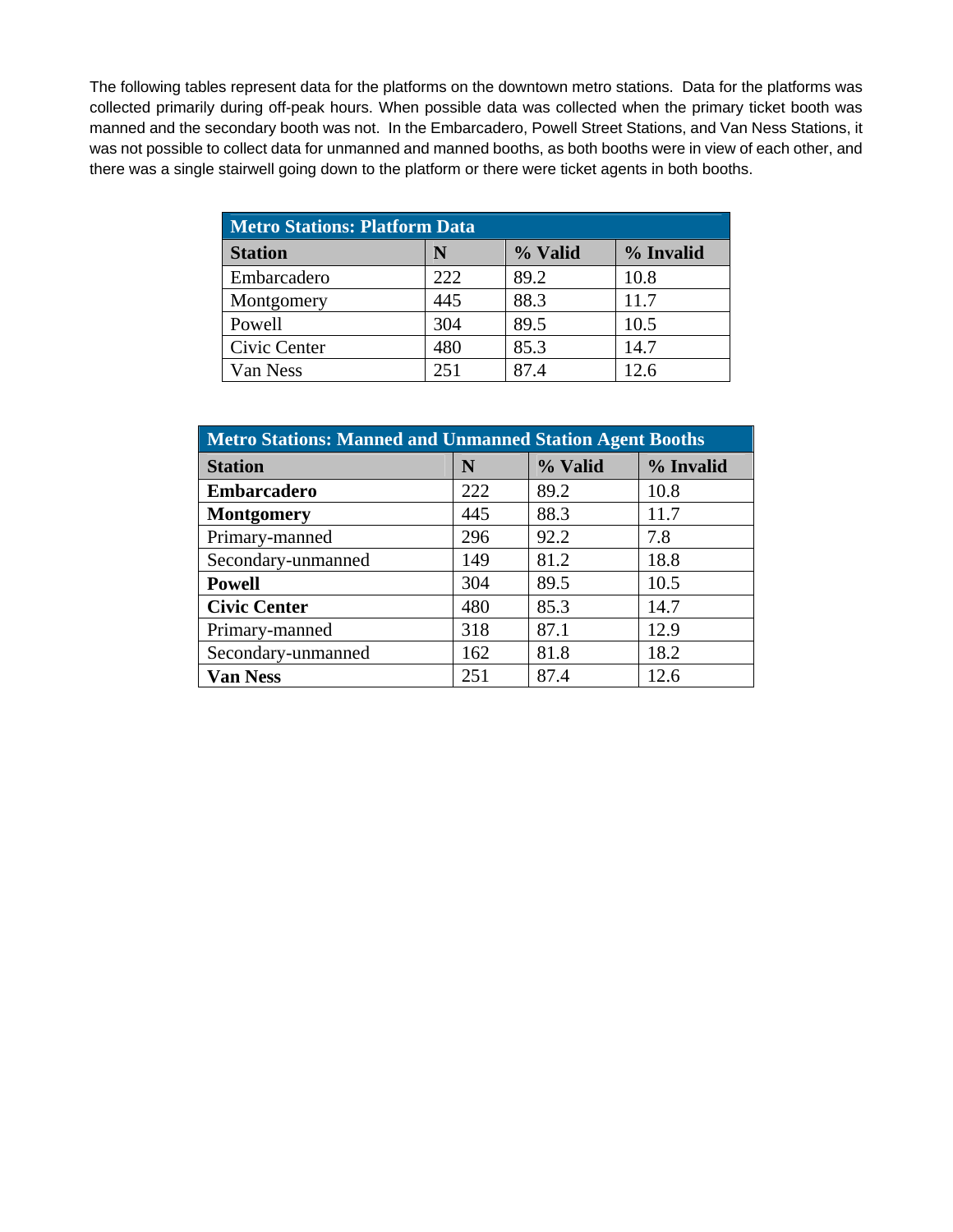The following tables represent data for the platforms on the downtown metro stations. Data for the platforms was collected primarily during off-peak hours. When possible data was collected when the primary ticket booth was manned and the secondary booth was not. In the Embarcadero, Powell Street Stations, and Van Ness Stations, it was not possible to collect data for unmanned and manned booths, as both booths were in view of each other, and there was a single stairwell going down to the platform or there were ticket agents in both booths.

| Metro Stations: Platform Data | | | |
|---|---|---|---|
| **Station** | **N** | **% Valid** | **% Invalid** |
| Embarcadero | 222 | 89.2 | 10.8 |
| Montgomery | 445 | 88.3 | 11.7 |
| Powell | 304 | 89.5 | 10.5 |
| Civic Center | 480 | 85.3 | 14.7 |
| Van Ness | 251 | 87.4 | 12.6 |

| Metro Stations: Manned and Unmanned Station Agent Booths | | | |
|---|---|---|---|
| **Station** | **N** | **% Valid** | **% Invalid** |
| **Embarcadero** | 222 | 89.2 | 10.8 |
| **Montgomery** | 445 | 88.3 | 11.7 |
| Primary-manned | 296 | 92.2 | 7.8 |
| Secondary-unmanned | 149 | 81.2 | 18.8 |
| **Powell** | 304 | 89.5 | 10.5 |
| **Civic Center** | 480 | 85.3 | 14.7 |
| Primary-manned | 318 | 87.1 | 12.9 |
| Secondary-unmanned | 162 | 81.8 | 18.2 |
| **Van Ness** | 251 | 87.4 | 12.6 |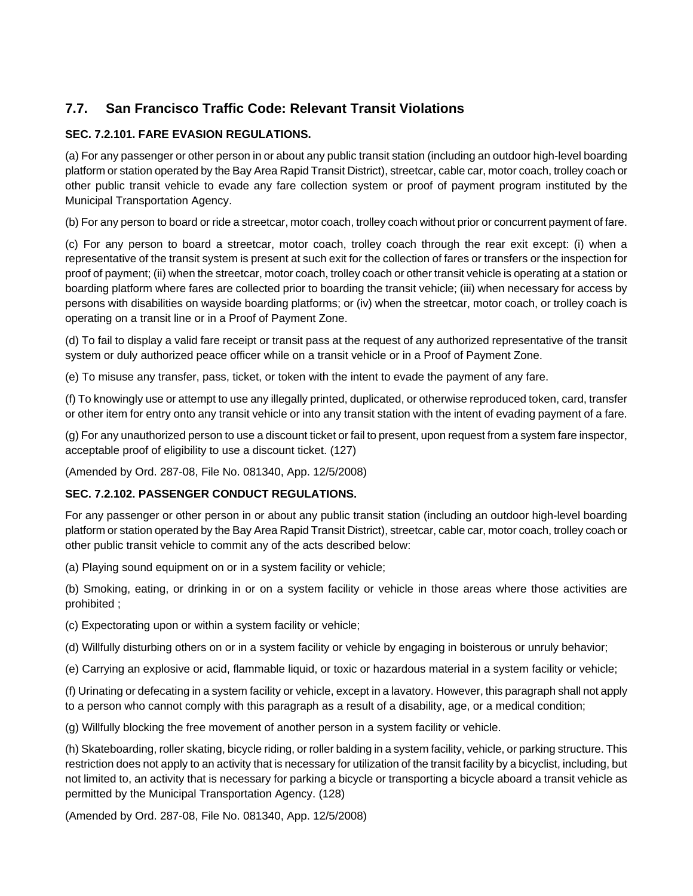## 7.7. San Francisco Traffic Code: Relevant Transit Violations

**SEC. 7.2.101. FARE EVASION REGULATIONS.**

(a) For any passenger or other person in or about any public transit station (including an outdoor high-level boarding platform or station operated by the Bay Area Rapid Transit District), streetcar, cable car, motor coach, trolley coach or other public transit vehicle to evade any fare collection system or proof of payment program instituted by the Municipal Transportation Agency.

(b) For any person to board or ride a streetcar, motor coach, trolley coach without prior or concurrent payment of fare.

(c) For any person to board a streetcar, motor coach, trolley coach through the rear exit except: (i) when a representative of the transit system is present at such exit for the collection of fares or transfers or the inspection for proof of payment; (ii) when the streetcar, motor coach, trolley coach or other transit vehicle is operating at a station or boarding platform where fares are collected prior to boarding the transit vehicle; (iii) when necessary for access by persons with disabilities on wayside boarding platforms; or (iv) when the streetcar, motor coach, or trolley coach is operating on a transit line or in a Proof of Payment Zone.

(d) To fail to display a valid fare receipt or transit pass at the request of any authorized representative of the transit system or duly authorized peace officer while on a transit vehicle or in a Proof of Payment Zone.

(e) To misuse any transfer, pass, ticket, or token with the intent to evade the payment of any fare.

(f) To knowingly use or attempt to use any illegally printed, duplicated, or otherwise reproduced token, card, transfer or other item for entry onto any transit vehicle or into any transit station with the intent of evading payment of a fare.

(g) For any unauthorized person to use a discount ticket or fail to present, upon request from a system fare inspector, acceptable proof of eligibility to use a discount ticket. (127)

(Amended by Ord. 287-08, File No. 081340, App. 12/5/2008)

**SEC. 7.2.102. PASSENGER CONDUCT REGULATIONS.**

For any passenger or other person in or about any public transit station (including an outdoor high-level boarding platform or station operated by the Bay Area Rapid Transit District), streetcar, cable car, motor coach, trolley coach or other public transit vehicle to commit any of the acts described below:

(a) Playing sound equipment on or in a system facility or vehicle;

(b) Smoking, eating, or drinking in or on a system facility or vehicle in those areas where those activities are prohibited ;

(c) Expectorating upon or within a system facility or vehicle;

(d) Willfully disturbing others on or in a system facility or vehicle by engaging in boisterous or unruly behavior;

(e) Carrying an explosive or acid, flammable liquid, or toxic or hazardous material in a system facility or vehicle;

(f) Urinating or defecating in a system facility or vehicle, except in a lavatory. However, this paragraph shall not apply to a person who cannot comply with this paragraph as a result of a disability, age, or a medical condition;

(g) Willfully blocking the free movement of another person in a system facility or vehicle.

(h) Skateboarding, roller skating, bicycle riding, or roller balding in a system facility, vehicle, or parking structure. This restriction does not apply to an activity that is necessary for utilization of the transit facility by a bicyclist, including, but not limited to, an activity that is necessary for parking a bicycle or transporting a bicycle aboard a transit vehicle as permitted by the Municipal Transportation Agency. (128)

(Amended by Ord. 287-08, File No. 081340, App. 12/5/2008)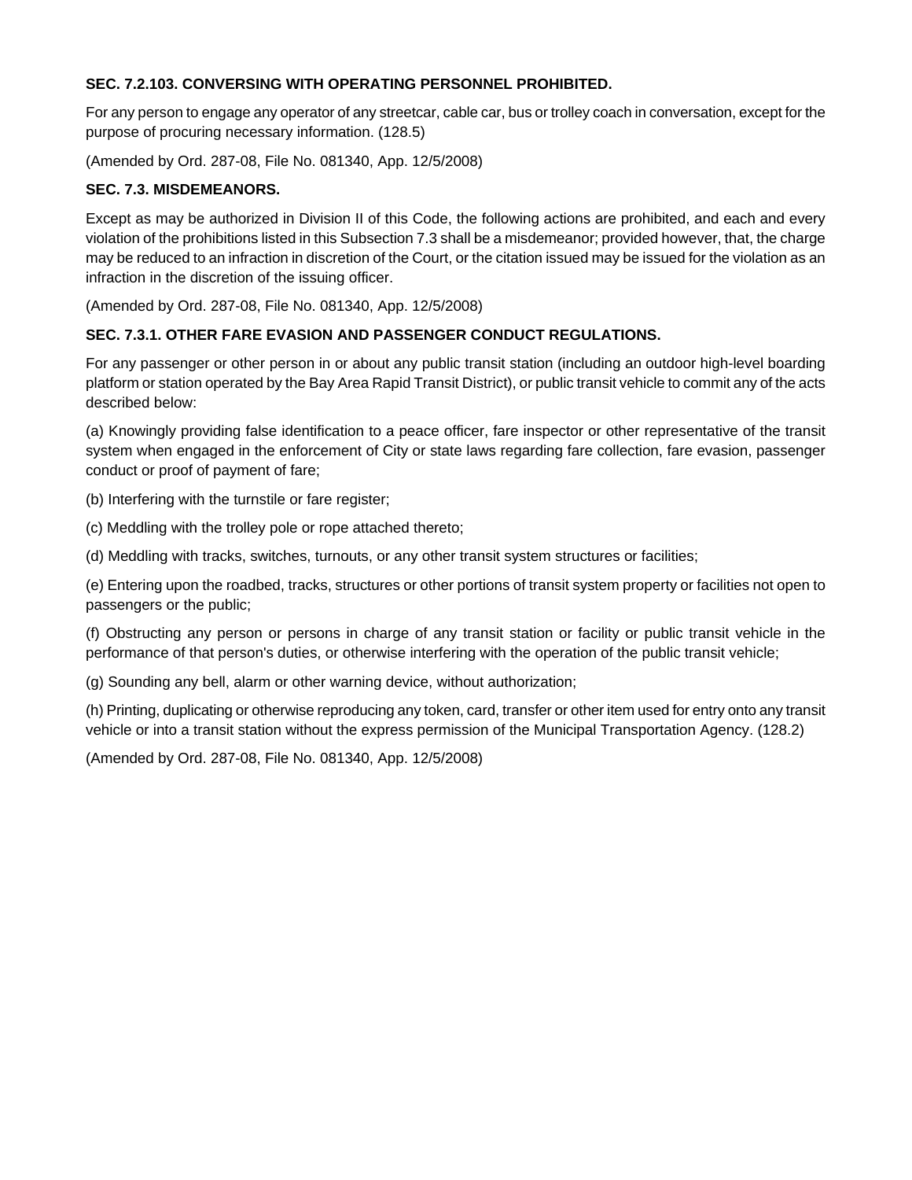**SEC. 7.2.103. CONVERSING WITH OPERATING PERSONNEL PROHIBITED.**

For any person to engage any operator of any streetcar, cable car, bus or trolley coach in conversation, except for the purpose of procuring necessary information. (128.5)

(Amended by Ord. 287-08, File No. 081340, App. 12/5/2008)

**SEC. 7.3. MISDEMEANORS.**

Except as may be authorized in Division II of this Code, the following actions are prohibited, and each and every violation of the prohibitions listed in this Subsection 7.3 shall be a misdemeanor; provided however, that, the charge may be reduced to an infraction in discretion of the Court, or the citation issued may be issued for the violation as an infraction in the discretion of the issuing officer.

(Amended by Ord. 287-08, File No. 081340, App. 12/5/2008)

**SEC. 7.3.1. OTHER FARE EVASION AND PASSENGER CONDUCT REGULATIONS.**

For any passenger or other person in or about any public transit station (including an outdoor high-level boarding platform or station operated by the Bay Area Rapid Transit District), or public transit vehicle to commit any of the acts described below:

(a) Knowingly providing false identification to a peace officer, fare inspector or other representative of the transit system when engaged in the enforcement of City or state laws regarding fare collection, fare evasion, passenger conduct or proof of payment of fare;

(b) Interfering with the turnstile or fare register;

(c) Meddling with the trolley pole or rope attached thereto;

(d) Meddling with tracks, switches, turnouts, or any other transit system structures or facilities;

(e) Entering upon the roadbed, tracks, structures or other portions of transit system property or facilities not open to passengers or the public;

(f) Obstructing any person or persons in charge of any transit station or facility or public transit vehicle in the performance of that person's duties, or otherwise interfering with the operation of the public transit vehicle;

(g) Sounding any bell, alarm or other warning device, without authorization;

(h) Printing, duplicating or otherwise reproducing any token, card, transfer or other item used for entry onto any transit vehicle or into a transit station without the express permission of the Municipal Transportation Agency. (128.2)

(Amended by Ord. 287-08, File No. 081340, App. 12/5/2008)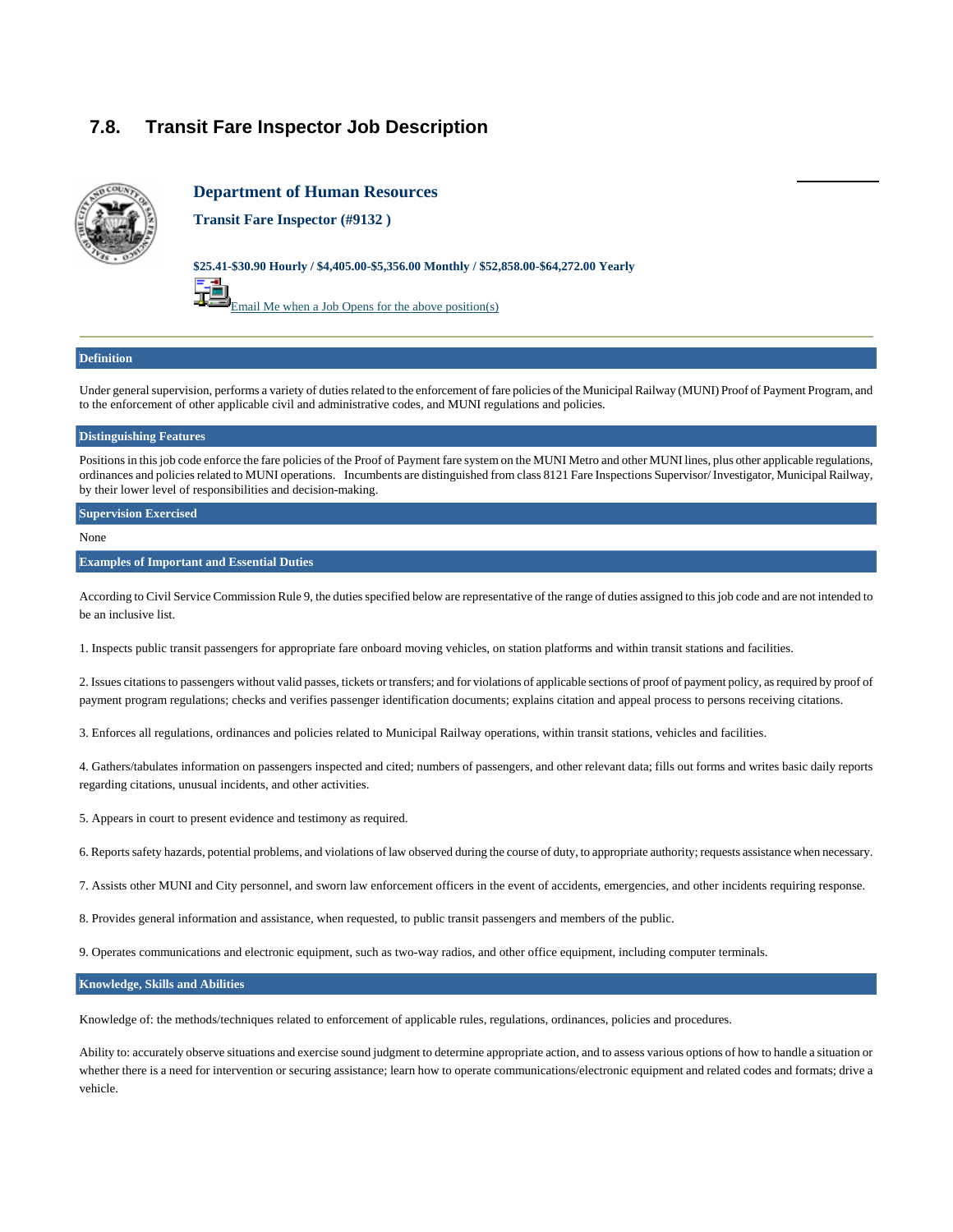## 7.8. Transit Fare Inspector Job Description

### Department of Human Resources

**Transit Fare Inspector (#9132 )**

**$25.41-$30.90 Hourly / $4,405.00-$5,356.00 Monthly / $52,858.00-$64,272.00 Yearly**

Email Me when a Job Opens for the above position(s)

---

#### Definition

Under general supervision, performs a variety of duties related to the enforcement of fare policies of the Municipal Railway (MUNI) Proof of Payment Program, and to the enforcement of other applicable civil and administrative codes, and MUNI regulations and policies.

#### Distinguishing Features

Positions in this job code enforce the fare policies of the Proof of Payment fare system on the MUNI Metro and other MUNI lines, plus other applicable regulations, ordinances and policies related to MUNI operations. Incumbents are distinguished from class 8121 Fare Inspections Supervisor/ Investigator, Municipal Railway, by their lower level of responsibilities and decision-making.

#### Supervision Exercised

None

#### Examples of Important and Essential Duties

According to Civil Service Commission Rule 9, the duties specified below are representative of the range of duties assigned to this job code and are not intended to be an inclusive list.

1. Inspects public transit passengers for appropriate fare onboard moving vehicles, on station platforms and within transit stations and facilities.

2. Issues citations to passengers without valid passes, tickets or transfers; and for violations of applicable sections of proof of payment policy, as required by proof of payment program regulations; checks and verifies passenger identification documents; explains citation and appeal process to persons receiving citations.

3. Enforces all regulations, ordinances and policies related to Municipal Railway operations, within transit stations, vehicles and facilities.

4. Gathers/tabulates information on passengers inspected and cited; numbers of passengers, and other relevant data; fills out forms and writes basic daily reports regarding citations, unusual incidents, and other activities.

5. Appears in court to present evidence and testimony as required.

6. Reports safety hazards, potential problems, and violations of law observed during the course of duty, to appropriate authority; requests assistance when necessary.

7. Assists other MUNI and City personnel, and sworn law enforcement officers in the event of accidents, emergencies, and other incidents requiring response.

8. Provides general information and assistance, when requested, to public transit passengers and members of the public.

9. Operates communications and electronic equipment, such as two-way radios, and other office equipment, including computer terminals.

#### Knowledge, Skills and Abilities

Knowledge of: the methods/techniques related to enforcement of applicable rules, regulations, ordinances, policies and procedures.

Ability to: accurately observe situations and exercise sound judgment to determine appropriate action, and to assess various options of how to handle a situation or whether there is a need for intervention or securing assistance; learn how to operate communications/electronic equipment and related codes and formats; drive a vehicle.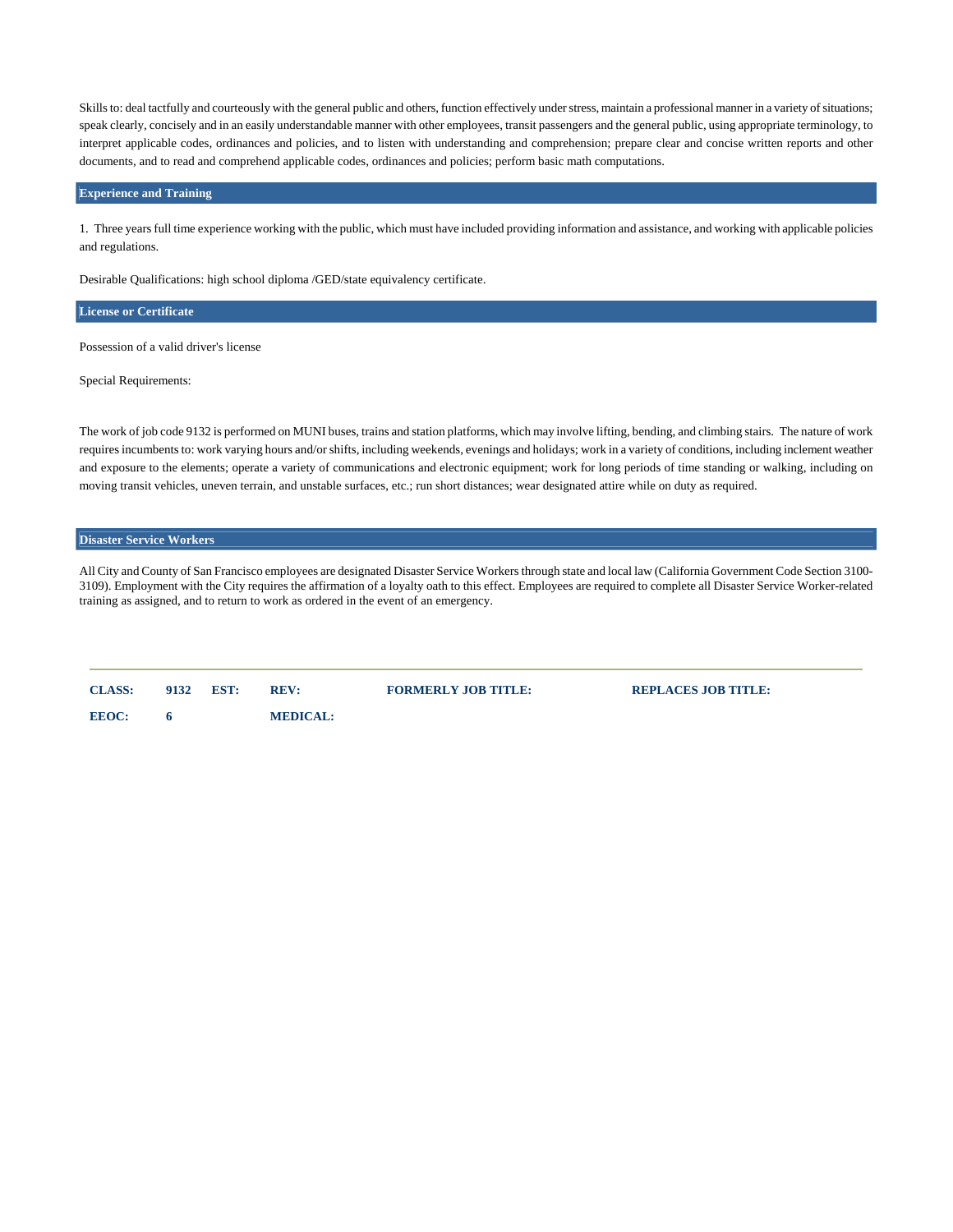Skills to: deal tactfully and courteously with the general public and others, function effectively under stress, maintain a professional manner in a variety of situations; speak clearly, concisely and in an easily understandable manner with other employees, transit passengers and the general public, using appropriate terminology, to interpret applicable codes, ordinances and policies, and to listen with understanding and comprehension; prepare clear and concise written reports and other documents, and to read and comprehend applicable codes, ordinances and policies; perform basic math computations.

## Experience and Training

1. Three years full time experience working with the public, which must have included providing information and assistance, and working with applicable policies and regulations.

Desirable Qualifications: high school diploma /GED/state equivalency certificate.

## License or Certificate

Possession of a valid driver's license

Special Requirements:

The work of job code 9132 is performed on MUNI buses, trains and station platforms, which may involve lifting, bending, and climbing stairs. The nature of work requires incumbents to: work varying hours and/or shifts, including weekends, evenings and holidays; work in a variety of conditions, including inclement weather and exposure to the elements; operate a variety of communications and electronic equipment; work for long periods of time standing or walking, including on moving transit vehicles, uneven terrain, and unstable surfaces, etc.; run short distances; wear designated attire while on duty as required.

## Disaster Service Workers

All City and County of San Francisco employees are designated Disaster Service Workers through state and local law (California Government Code Section 3100-3109). Employment with the City requires the affirmation of a loyalty oath to this effect. Employees are required to complete all Disaster Service Worker-related training as assigned, and to return to work as ordered in the event of an emergency.

---

**CLASS:** 9132 **EST:** **REV:** **FORMERLY JOB TITLE:** **REPLACES JOB TITLE:**

**EEOC:** 6 **MEDICAL:**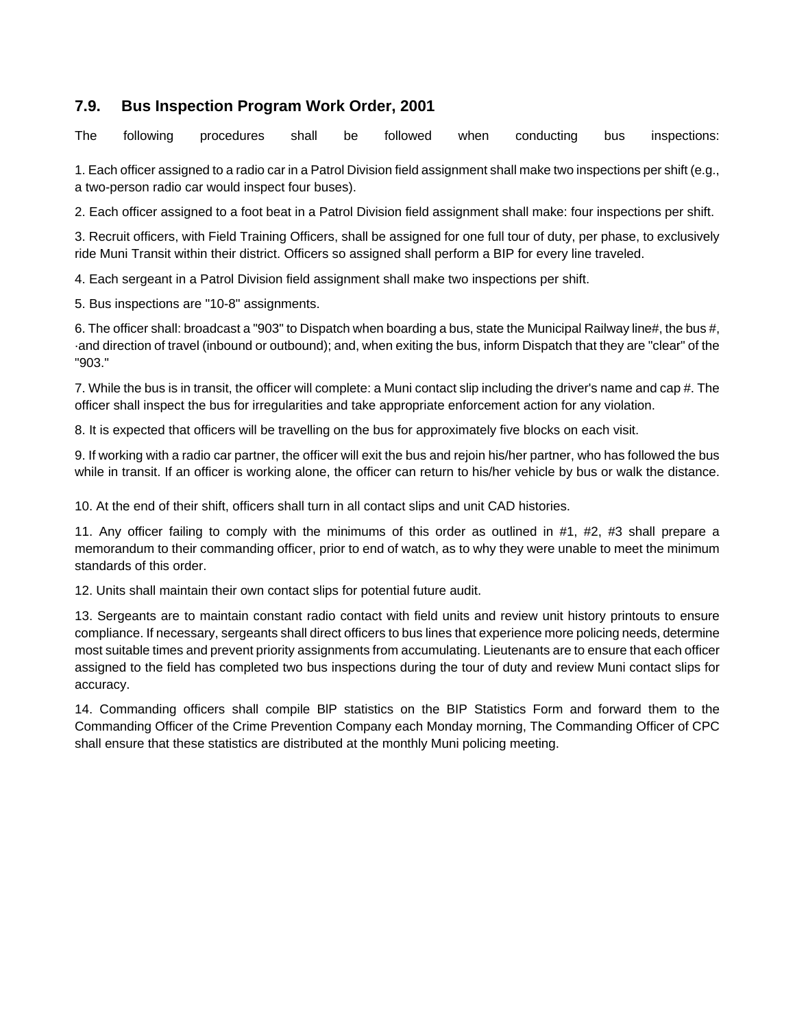### 7.9. Bus Inspection Program Work Order, 2001

The following procedures shall be followed when conducting bus inspections:

1. Each officer assigned to a radio car in a Patrol Division field assignment shall make two inspections per shift (e.g., a two-person radio car would inspect four buses).

2. Each officer assigned to a foot beat in a Patrol Division field assignment shall make: four inspections per shift.

3. Recruit officers, with Field Training Officers, shall be assigned for one full tour of duty, per phase, to exclusively ride Muni Transit within their district. Officers so assigned shall perform a BIP for every line traveled.

4. Each sergeant in a Patrol Division field assignment shall make two inspections per shift.

5. Bus inspections are "10-8" assignments.

6. The officer shall: broadcast a "903" to Dispatch when boarding a bus, state the Municipal Railway line#, the bus #, ·and direction of travel (inbound or outbound); and, when exiting the bus, inform Dispatch that they are "clear" of the "903."

7. While the bus is in transit, the officer will complete: a Muni contact slip including the driver's name and cap #. The officer shall inspect the bus for irregularities and take appropriate enforcement action for any violation.

8. It is expected that officers will be travelling on the bus for approximately five blocks on each visit.

9. If working with a radio car partner, the officer will exit the bus and rejoin his/her partner, who has followed the bus while in transit. If an officer is working alone, the officer can return to his/her vehicle by bus or walk the distance.

10. At the end of their shift, officers shall turn in all contact slips and unit CAD histories.

11. Any officer failing to comply with the minimums of this order as outlined in #1, #2, #3 shall prepare a memorandum to their commanding officer, prior to end of watch, as to why they were unable to meet the minimum standards of this order.

12. Units shall maintain their own contact slips for potential future audit.

13. Sergeants are to maintain constant radio contact with field units and review unit history printouts to ensure compliance. If necessary, sergeants shall direct officers to bus lines that experience more policing needs, determine most suitable times and prevent priority assignments from accumulating. Lieutenants are to ensure that each officer assigned to the field has completed two bus inspections during the tour of duty and review Muni contact slips for accuracy.

14. Commanding officers shall compile BIP statistics on the BIP Statistics Form and forward them to the Commanding Officer of the Crime Prevention Company each Monday morning, The Commanding Officer of CPC shall ensure that these statistics are distributed at the monthly Muni policing meeting.